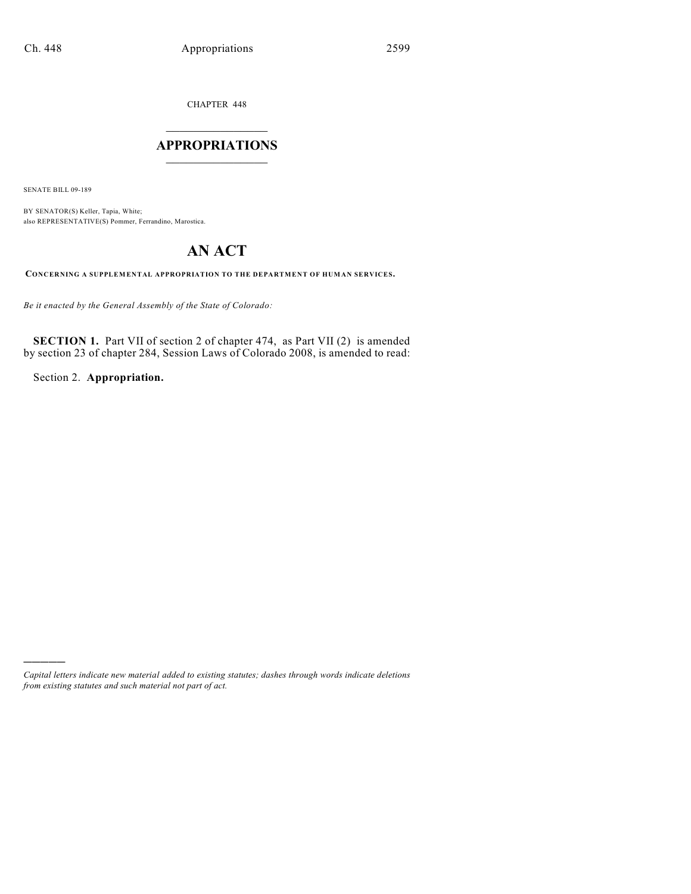CHAPTER 448

# APPROPRIATIONS

SENATE BILL 09-189

BY SENATOR(S) Keller, Tapia, White;
also REPRESENTATIVE(S) Pommer, Ferrandino, Marostica.

# AN ACT

**CONCERNING A SUPPLEMENTAL APPROPRIATION TO THE DEPARTMENT OF HUMAN SERVICES.**

*Be it enacted by the General Assembly of the State of Colorado:*

**SECTION 1.** Part VII of section 2 of chapter 474, as Part VII (2) is amended by section 23 of chapter 284, Session Laws of Colorado 2008, is amended to read:

Section 2. **Appropriation.**

*Capital letters indicate new material added to existing statutes; dashes through words indicate deletions from existing statutes and such material not part of act.*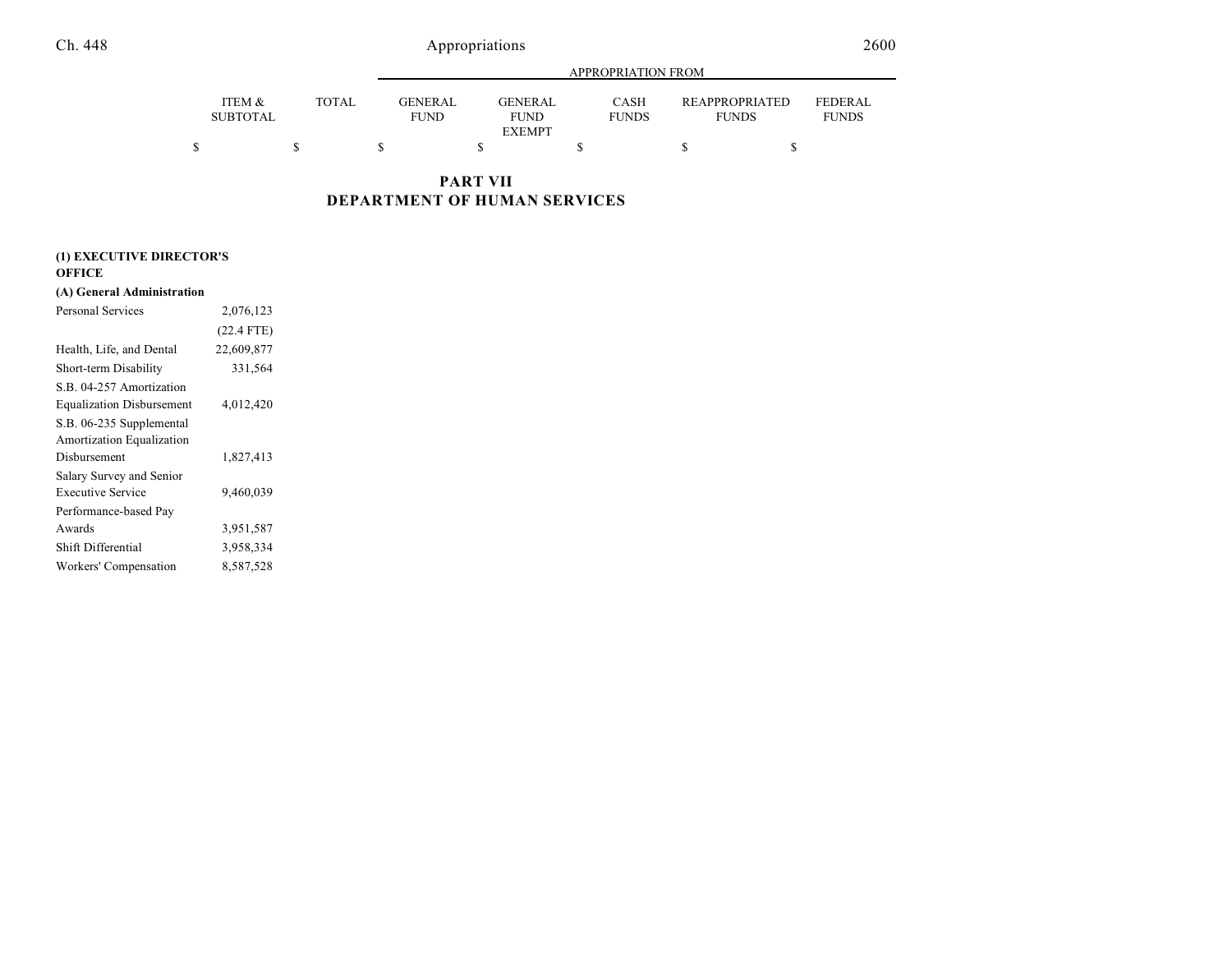| | ITEM & SUBTOTAL | TOTAL | GENERAL FUND | GENERAL FUND EXEMPT | CASH FUNDS | REAPPROPRIATED FUNDS | FEDERAL FUNDS |
|---|---|---|---|---|---|---|---|
| | | | APPROPRIATION FROM | | | | |
| | $ | $ | $ | $ | $ | $ | $ |

## PART VII
## DEPARTMENT OF HUMAN SERVICES

**(1) EXECUTIVE DIRECTOR'S OFFICE**

**(A) General Administration**

| | ITEM & SUBTOTAL | TOTAL | GENERAL FUND | GENERAL FUND EXEMPT | CASH FUNDS | REAPPROPRIATED FUNDS | FEDERAL FUNDS |
|---|---|---|---|---|---|---|---|
| Personal Services | 2,076,123 | | | | | | |
| | (22.4 FTE) | | | | | | |
| Health, Life, and Dental | 22,609,877 | | | | | | |
| Short-term Disability | 331,564 | | | | | | |
| S.B. 04-257 Amortization Equalization Disbursement | 4,012,420 | | | | | | |
| S.B. 06-235 Supplemental Amortization Equalization Disbursement | 1,827,413 | | | | | | |
| Salary Survey and Senior Executive Service | 9,460,039 | | | | | | |
| Performance-based Pay Awards | 3,951,587 | | | | | | |
| Shift Differential | 3,958,334 | | | | | | |
| Workers' Compensation | 8,587,528 | | | | | | |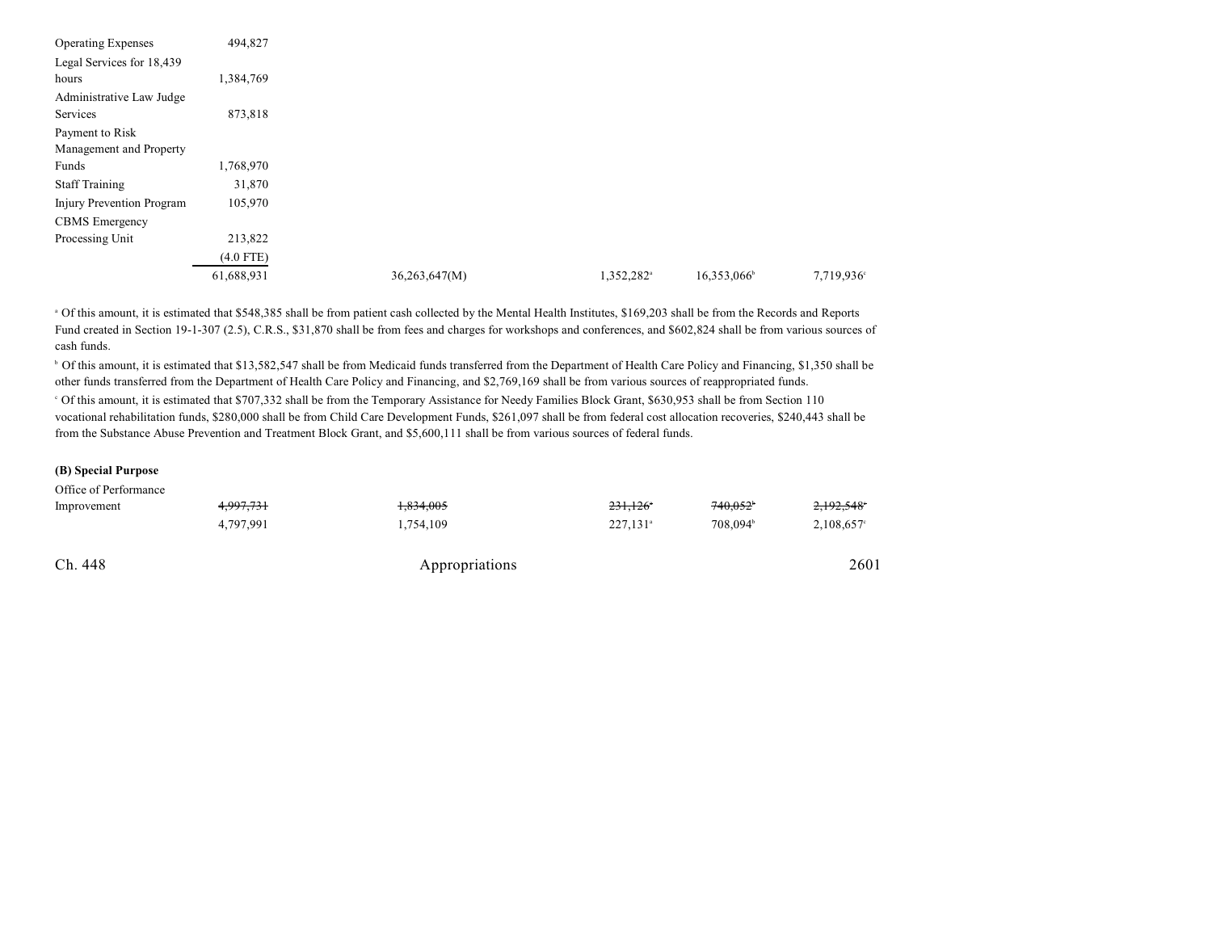| | | | | | |
|---|---|---|---|---|---|
| Operating Expenses | 494,827 | | | | |
| Legal Services for 18,439 hours | 1,384,769 | | | | |
| Administrative Law Judge Services | 873,818 | | | | |
| Payment to Risk Management and Property Funds | 1,768,970 | | | | |
| Staff Training | 31,870 | | | | |
| Injury Prevention Program | 105,970 | | | | |
| CBMS Emergency Processing Unit | 213,822 | | | | |
| | (4.0 FTE) | | | | |
| | 61,688,931 | 36,263,647(M) | 1,352,282[a] | 16,353,066[b] | 7,719,936[c] |

[a] Of this amount, it is estimated that $548,385 shall be from patient cash collected by the Mental Health Institutes, $169,203 shall be from the Records and Reports Fund created in Section 19-1-307 (2.5), C.R.S., $31,870 shall be from fees and charges for workshops and conferences, and $602,824 shall be from various sources of cash funds.

[b] Of this amount, it is estimated that $13,582,547 shall be from Medicaid funds transferred from the Department of Health Care Policy and Financing, $1,350 shall be other funds transferred from the Department of Health Care Policy and Financing, and $2,769,169 shall be from various sources of reappropriated funds.

[c] Of this amount, it is estimated that $707,332 shall be from the Temporary Assistance for Needy Families Block Grant, $630,953 shall be from Section 110 vocational rehabilitation funds, $280,000 shall be from Child Care Development Funds, $261,097 shall be from federal cost allocation recoveries, $240,443 shall be from the Substance Abuse Prevention and Treatment Block Grant, and $5,600,111 shall be from various sources of federal funds.

**(B) Special Purpose**

| | | | | | |
|---|---|---|---|---|---|
| Office of Performance Improvement | ~~4,997,731~~ | ~~1,834,005~~ | ~~231,126~~[a] | ~~740,052~~[b] | ~~2,192,548~~[c] |
| | 4,797,991 | 1,754,109 | 227,131[a] | 708,094[b] | 2,108,657[c] |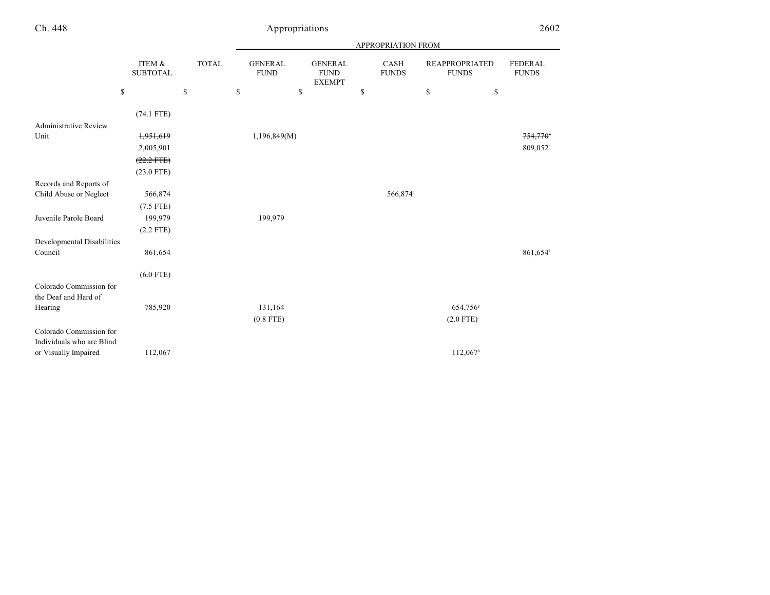| | ITEM & SUBTOTAL | TOTAL | APPROPRIATION FROM | | | | |
|---|---|---|---|---|---|---|---|
| | | | GENERAL FUND | GENERAL FUND EXEMPT | CASH FUNDS | REAPPROPRIATED FUNDS | FEDERAL FUNDS |
| | $ | $ | $ | $ | $ | $ | $ |
| | (74.1 FTE) | | | | | | |
| Administrative Review Unit | ~~1,951,619~~ | | 1,196,849(M) | | | | ~~754,770~~[d] |
| | 2,005,901 | | | | | | 809,052[d] |
| | ~~(22.2 FTE)~~ | | | | | | |
| | (23.0 FTE) | | | | | | |
| Records and Reports of Child Abuse or Neglect | 566,874 | | | | 566,874[e] | | |
| | (7.5 FTE) | | | | | | |
| Juvenile Parole Board | 199,979 | | 199,979 | | | | |
| | (2.2 FTE) | | | | | | |
| Developmental Disabilities Council | 861,654 | | | | | | 861,654[f] |
| | (6.0 FTE) | | | | | | |
| Colorado Commission for the Deaf and Hard of Hearing | 785,920 | | 131,164 | | | 654,756[g] | |
| | | | (0.8 FTE) | | | (2.0 FTE) | |
| Colorado Commission for Individuals who are Blind or Visually Impaired | 112,067 | | | | | 112,067[h] | |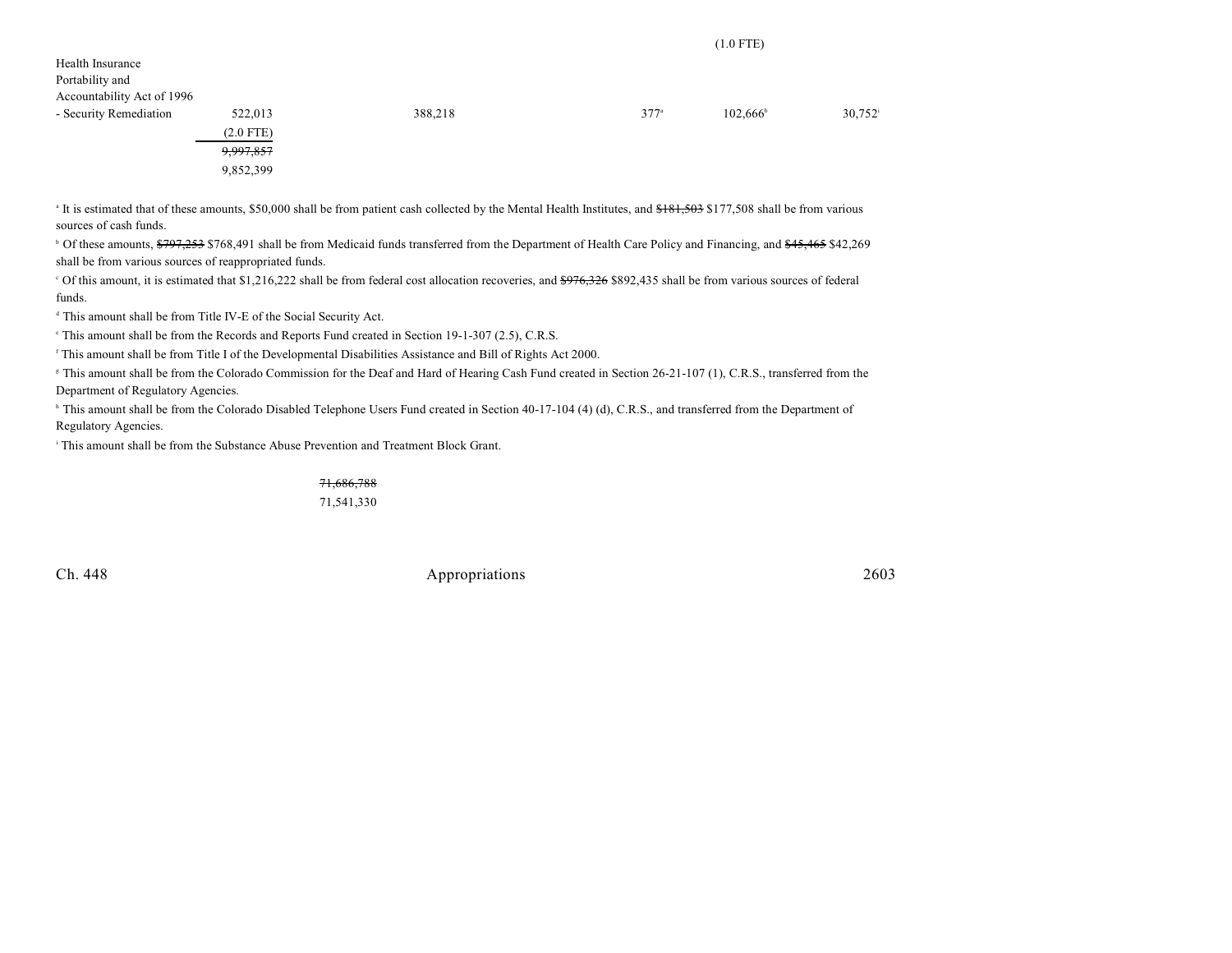| | | | | | | |
|---|---|---|---|---|---|---|
| | | | | | (1.0 FTE) | |
| Health Insurance Portability and Accountability Act of 1996 - Security Remediation | 522,013 | 388,218 | | 377[a] | 102,666[b] | 30,752[i] |
| | (2.0 FTE) | | | | | |
| | ~~9,997,857~~ | | | | | |
| | 9,852,399 | | | | | |

[a] It is estimated that of these amounts, $50,000 shall be from patient cash collected by the Mental Health Institutes, and ~~$181,503~~ $177,508 shall be from various sources of cash funds.

[b] Of these amounts, ~~$797,253~~ $768,491 shall be from Medicaid funds transferred from the Department of Health Care Policy and Financing, and ~~$45,465~~ $42,269 shall be from various sources of reappropriated funds.

[c] Of this amount, it is estimated that $1,216,222 shall be from federal cost allocation recoveries, and ~~$976,326~~ $892,435 shall be from various sources of federal funds.

[d] This amount shall be from Title IV-E of the Social Security Act.

[e] This amount shall be from the Records and Reports Fund created in Section 19-1-307 (2.5), C.R.S.

[f] This amount shall be from Title I of the Developmental Disabilities Assistance and Bill of Rights Act 2000.

[g] This amount shall be from the Colorado Commission for the Deaf and Hard of Hearing Cash Fund created in Section 26-21-107 (1), C.R.S., transferred from the Department of Regulatory Agencies.

[h] This amount shall be from the Colorado Disabled Telephone Users Fund created in Section 40-17-104 (4) (d), C.R.S., and transferred from the Department of Regulatory Agencies.

[i] This amount shall be from the Substance Abuse Prevention and Treatment Block Grant.

~~71,686,788~~
71,541,330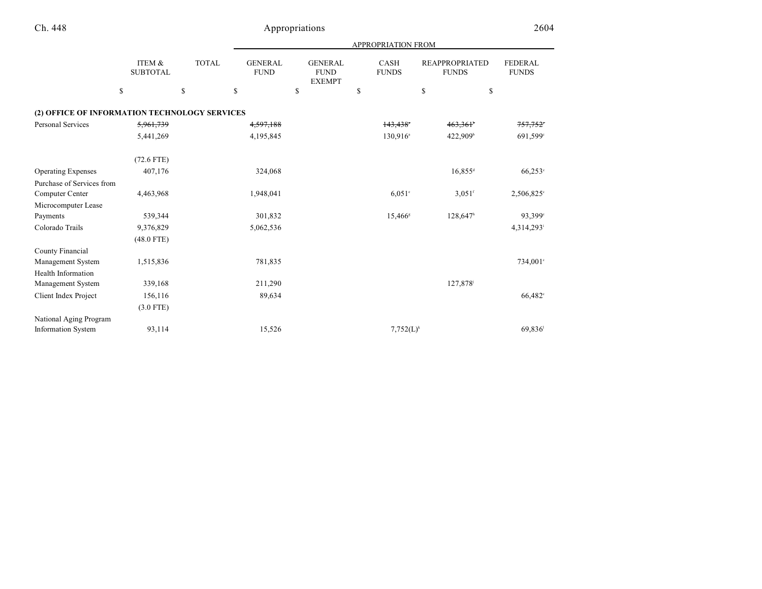| | ITEM & SUBTOTAL | TOTAL | APPROPRIATION FROM GENERAL FUND | GENERAL FUND EXEMPT | CASH FUNDS | REAPPROPRIATED FUNDS | FEDERAL FUNDS |
|---|---|---|---|---|---|---|---|
| | $ | $ | $ | $ | $ | $ | $ |
| **(2) OFFICE OF INFORMATION TECHNOLOGY SERVICES** | | | | | | | |
| Personal Services | ~~5,961,739~~ | | ~~4,597,188~~ | | ~~143,438~~[a] | ~~463,361~~[b] | ~~757,752~~[c] |
| | 5,441,269 | | 4,195,845 | | 130,916[a] | 422,909[b] | 691,599[c] |
| | (72.6 FTE) | | | | | | |
| Operating Expenses | 407,176 | | 324,068 | | | 16,855[d] | 66,253[c] |
| Purchase of Services from Computer Center | 4,463,968 | | 1,948,041 | | 6,051[e] | 3,051[f] | 2,506,825[c] |
| Microcomputer Lease Payments | 539,344 | | 301,832 | | 15,466[g] | 128,647[h] | 93,399[c] |
| Colorado Trails | 9,376,829 | | 5,062,536 | | | | 4,314,293[i] |
| | (48.0 FTE) | | | | | | |
| County Financial Management System | 1,515,836 | | 781,835 | | | | 734,001[c] |
| Health Information Management System | 339,168 | | 211,290 | | | 127,878[j] | |
| Client Index Project | 156,116 | | 89,634 | | | | 66,482[c] |
| | (3.0 FTE) | | | | | | |
| National Aging Program Information System | 93,114 | | 15,526 | | 7,752(L)[k] | | 69,836[l] |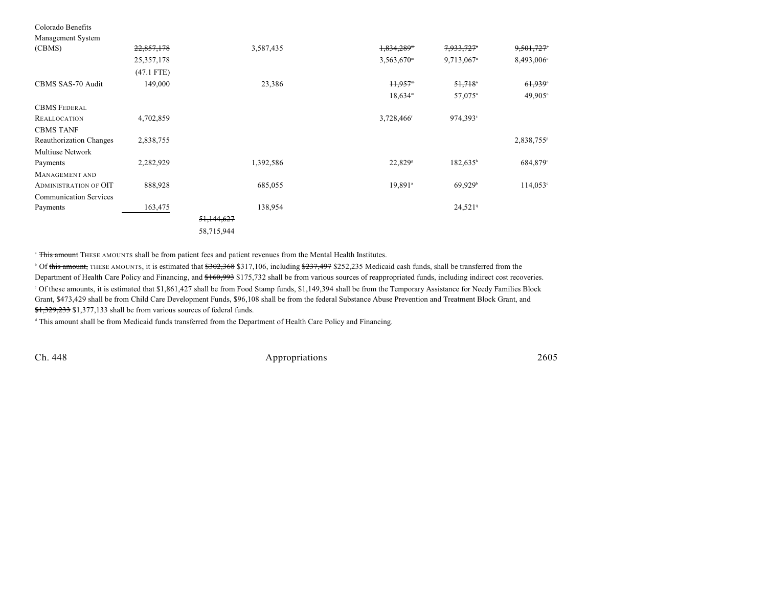| | | | | | | |
|---|---|---|---|---|---|---|
| Colorado Benefits Management System (CBMS) | ~~22,857,178~~ 25,357,178 (47.1 FTE) | | 3,587,435 | ~~1,834,289~~[m] 3,563,670[m] | ~~7,933,727~~[n] 9,713,067[n] | ~~9,501,727~~[o] 8,493,006[o] |
| CBMS SAS-70 Audit | 149,000 | | 23,386 | ~~11,957~~[m] 18,634[m] | ~~51,718~~[n] 57,075[n] | ~~61,939~~[o] 49,905[o] |
| CBMS FEDERAL REALLOCATION | 4,702,859 | | | 3,728,466[t] | 974,393[s] | |
| CBMS TANF Reauthorization Changes | 2,838,755 | | | | | 2,838,755[p] |
| Multiuse Network Payments | 2,282,929 | | 1,392,586 | 22,829[g] | 182,635[h] | 684,879[c] |
| MANAGEMENT AND ADMINISTRATION OF OIT | 888,928 | | 685,055 | 19,891[a] | 69,929[b] | 114,053[c] |
| Communication Services Payments | 163,475 | | 138,954 | | 24,521[q] | |
| | | ~~51,144,627~~ 58,715,944 | | | | |

[a] ~~This amount~~ THESE AMOUNTS shall be from patient fees and patient revenues from the Mental Health Institutes.

[b] Of ~~this amount,~~ THESE AMOUNTS, it is estimated that ~~$302,368~~ $317,106, including ~~$237,497~~ $252,235 Medicaid cash funds, shall be transferred from the Department of Health Care Policy and Financing, and ~~$160,993~~ $175,732 shall be from various sources of reappropriated funds, including indirect cost recoveries.

[c] Of these amounts, it is estimated that $1,861,427 shall be from Food Stamp funds, $1,149,394 shall be from the Temporary Assistance for Needy Families Block Grant, $473,429 shall be from Child Care Development Funds, $96,108 shall be from the federal Substance Abuse Prevention and Treatment Block Grant, and ~~$1,329,233~~ $1,377,133 shall be from various sources of federal funds.

[d] This amount shall be from Medicaid funds transferred from the Department of Health Care Policy and Financing.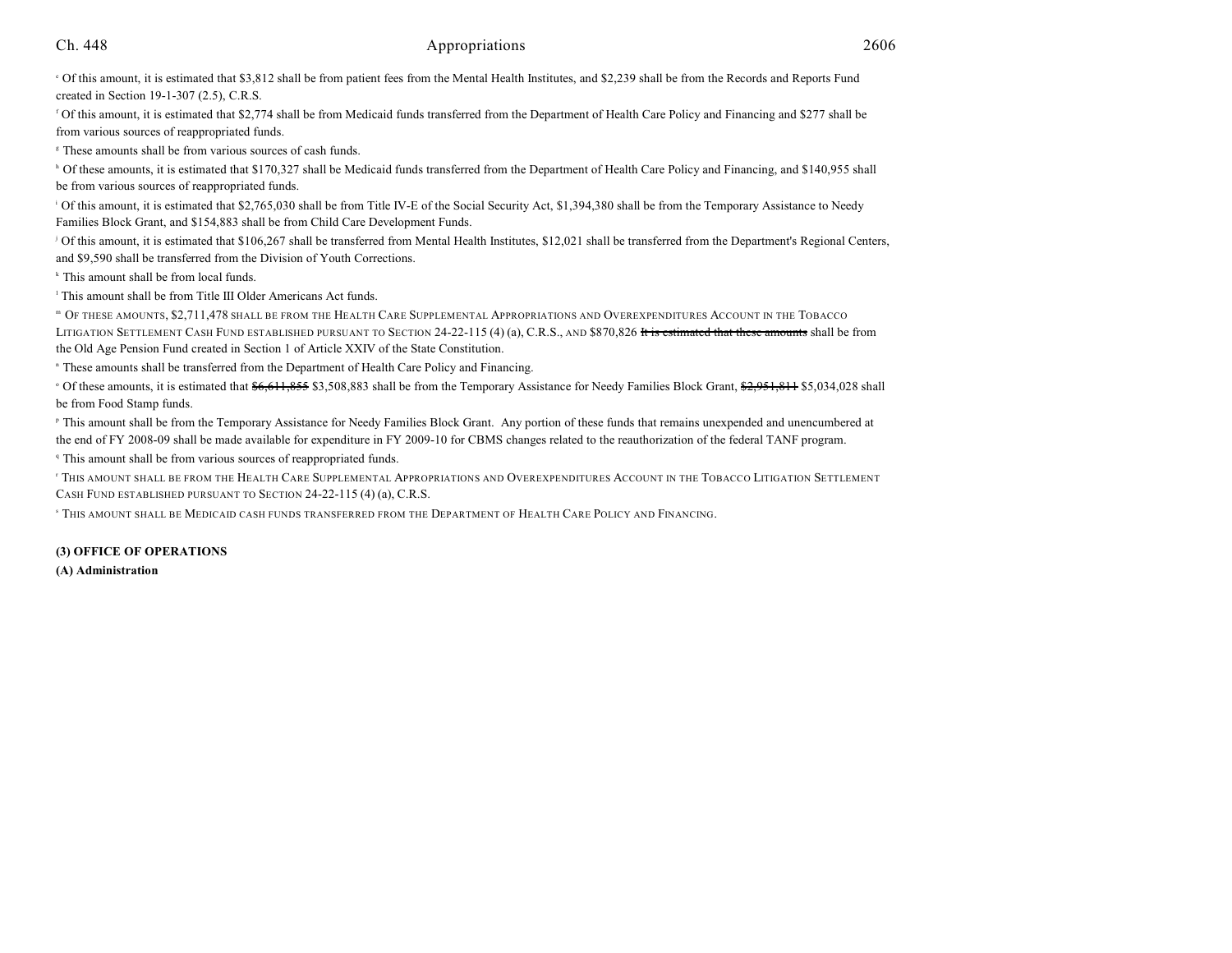[e] Of this amount, it is estimated that $3,812 shall be from patient fees from the Mental Health Institutes, and $2,239 shall be from the Records and Reports Fund created in Section 19-1-307 (2.5), C.R.S.

[f] Of this amount, it is estimated that $2,774 shall be from Medicaid funds transferred from the Department of Health Care Policy and Financing and $277 shall be from various sources of reappropriated funds.

[g] These amounts shall be from various sources of cash funds.

[h] Of these amounts, it is estimated that $170,327 shall be Medicaid funds transferred from the Department of Health Care Policy and Financing, and $140,955 shall be from various sources of reappropriated funds.

[i] Of this amount, it is estimated that $2,765,030 shall be from Title IV-E of the Social Security Act, $1,394,380 shall be from the Temporary Assistance to Needy Families Block Grant, and $154,883 shall be from Child Care Development Funds.

[j] Of this amount, it is estimated that $106,267 shall be transferred from Mental Health Institutes, $12,021 shall be transferred from the Department's Regional Centers, and $9,590 shall be transferred from the Division of Youth Corrections.

[k] This amount shall be from local funds.

[l] This amount shall be from Title III Older Americans Act funds.

[m] OF THESE AMOUNTS, $2,711,478 SHALL BE FROM THE HEALTH CARE SUPPLEMENTAL APPROPRIATIONS AND OVEREXPENDITURES ACCOUNT IN THE TOBACCO LITIGATION SETTLEMENT CASH FUND ESTABLISHED PURSUANT TO SECTION 24-22-115 (4) (a), C.R.S., AND $870,826 ~~It is estimated that these amounts~~ shall be from the Old Age Pension Fund created in Section 1 of Article XXIV of the State Constitution.

[n] These amounts shall be transferred from the Department of Health Care Policy and Financing.

[o] Of these amounts, it is estimated that ~~$6,611,855~~ $3,508,883 shall be from the Temporary Assistance for Needy Families Block Grant, ~~$2,951,811~~ $5,034,028 shall be from Food Stamp funds.

[p] This amount shall be from the Temporary Assistance for Needy Families Block Grant. Any portion of these funds that remains unexpended and unencumbered at the end of FY 2008-09 shall be made available for expenditure in FY 2009-10 for CBMS changes related to the reauthorization of the federal TANF program.

[q] This amount shall be from various sources of reappropriated funds.

[r] THIS AMOUNT SHALL BE FROM THE HEALTH CARE SUPPLEMENTAL APPROPRIATIONS AND OVEREXPENDITURES ACCOUNT IN THE TOBACCO LITIGATION SETTLEMENT CASH FUND ESTABLISHED PURSUANT TO SECTION 24-22-115 (4) (a), C.R.S.

[s] THIS AMOUNT SHALL BE MEDICAID CASH FUNDS TRANSFERRED FROM THE DEPARTMENT OF HEALTH CARE POLICY AND FINANCING.

**(3) OFFICE OF OPERATIONS**

**(A) Administration**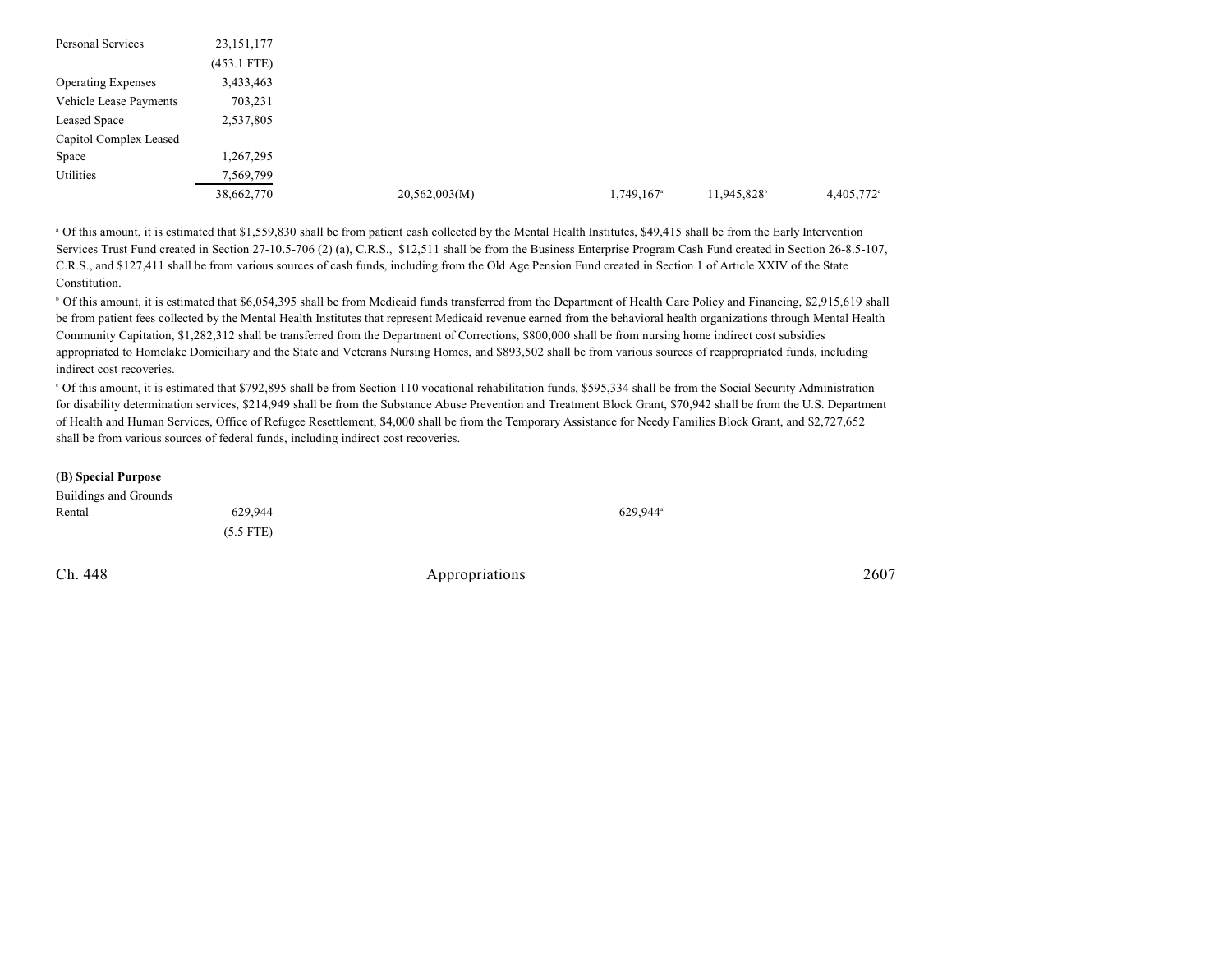| | | | | | |
|---|---|---|---|---|---|
| Personal Services | 23,151,177 | | | | |
| | (453.1 FTE) | | | | |
| Operating Expenses | 3,433,463 | | | | |
| Vehicle Lease Payments | 703,231 | | | | |
| Leased Space | 2,537,805 | | | | |
| Capitol Complex Leased Space | 1,267,295 | | | | |
| Utilities | 7,569,799 | | | | |
| | 38,662,770 | 20,562,003(M) | 1,749,167[a] | 11,945,828[b] | 4,405,772[c] |

[a] Of this amount, it is estimated that $1,559,830 shall be from patient cash collected by the Mental Health Institutes, $49,415 shall be from the Early Intervention Services Trust Fund created in Section 27-10.5-706 (2) (a), C.R.S., $12,511 shall be from the Business Enterprise Program Cash Fund created in Section 26-8.5-107, C.R.S., and $127,411 shall be from various sources of cash funds, including from the Old Age Pension Fund created in Section 1 of Article XXIV of the State Constitution.

[b] Of this amount, it is estimated that $6,054,395 shall be from Medicaid funds transferred from the Department of Health Care Policy and Financing, $2,915,619 shall be from patient fees collected by the Mental Health Institutes that represent Medicaid revenue earned from the behavioral health organizations through Mental Health Community Capitation, $1,282,312 shall be transferred from the Department of Corrections, $800,000 shall be from nursing home indirect cost subsidies appropriated to Homelake Domiciliary and the State and Veterans Nursing Homes, and $893,502 shall be from various sources of reappropriated funds, including indirect cost recoveries.

[c] Of this amount, it is estimated that $792,895 shall be from Section 110 vocational rehabilitation funds, $595,334 shall be from the Social Security Administration for disability determination services, $214,949 shall be from the Substance Abuse Prevention and Treatment Block Grant, $70,942 shall be from the U.S. Department of Health and Human Services, Office of Refugee Resettlement, $4,000 shall be from the Temporary Assistance for Needy Families Block Grant, and $2,727,652 shall be from various sources of federal funds, including indirect cost recoveries.

**(B) Special Purpose**

| | | | | | |
|---|---|---|---|---|---|
| Buildings and Grounds Rental | 629,944 | | 629,944[a] | | |
| | (5.5 FTE) | | | | |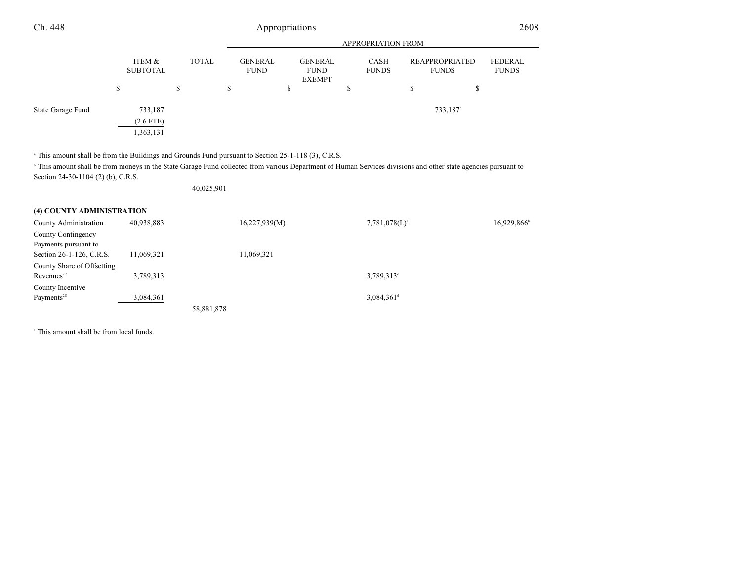| | ITEM & SUBTOTAL | TOTAL | GENERAL FUND | GENERAL FUND EXEMPT | CASH FUNDS | REAPPROPRIATED FUNDS | FEDERAL FUNDS |
|---|---|---|---|---|---|---|---|
| | | | APPROPRIATION FROM | | | | |
| | $ | $ | $ | $ | $ | $ | $ |
| State Garage Fund | 733,187 | | | | | 733,187[b] | |
| | (2.6 FTE) | | | | | | |
| | 1,363,131 | | | | | | |

[a] This amount shall be from the Buildings and Grounds Fund pursuant to Section 25-1-118 (3), C.R.S.

[b] This amount shall be from moneys in the State Garage Fund collected from various Department of Human Services divisions and other state agencies pursuant to Section 24-30-1104 (2) (b), C.R.S.

| | ITEM & SUBTOTAL | TOTAL | GENERAL FUND | GENERAL FUND EXEMPT | CASH FUNDS | REAPPROPRIATED FUNDS | FEDERAL FUNDS |
|---|---|---|---|---|---|---|---|
| | | 40,025,901 | | | | | |
| **(4) COUNTY ADMINISTRATION** | | | | | | | |
| County Administration | 40,938,883 | | 16,227,939(M) | | 7,781,078(L)[a] | | 16,929,866[b] |
| County Contingency Payments pursuant to Section 26-1-126, C.R.S. | 11,069,321 | | 11,069,321 | | | | |
| County Share of Offsetting Revenues[27] | 3,789,313 | | | | 3,789,313[c] | | |
| County Incentive Payments[28] | 3,084,361 | | | | 3,084,361[d] | | |
| | | 58,881,878 | | | | | |

[a] This amount shall be from local funds.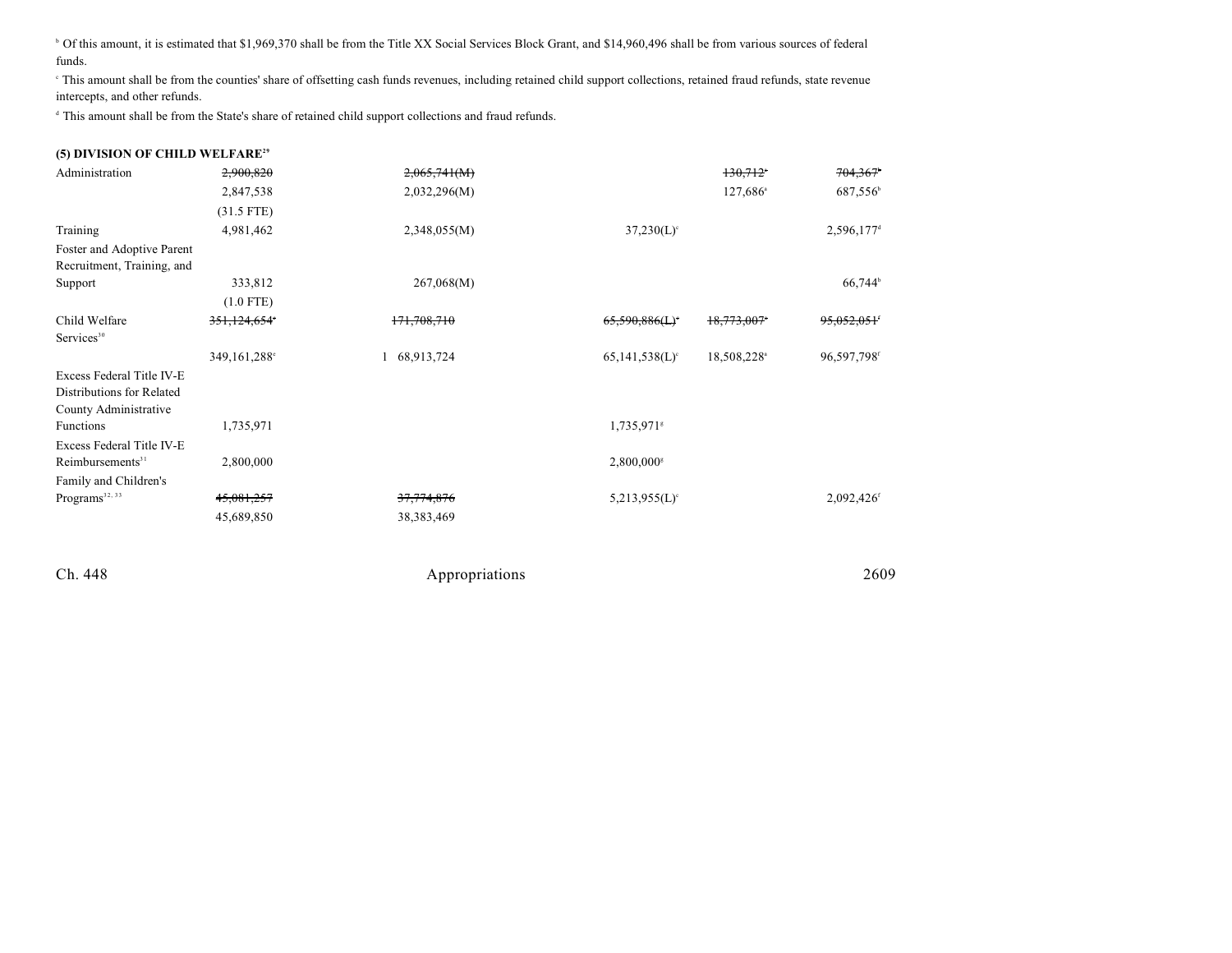[b] Of this amount, it is estimated that $1,969,370 shall be from the Title XX Social Services Block Grant, and $14,960,496 shall be from various sources of federal funds.

[c] This amount shall be from the counties' share of offsetting cash funds revenues, including retained child support collections, retained fraud refunds, state revenue intercepts, and other refunds.

[d] This amount shall be from the State's share of retained child support collections and fraud refunds.

**(5) DIVISION OF CHILD WELFARE[29]**

| | | | | | |
|---|---|---|---|---|---|
| Administration | ~~2,900,820~~ | ~~2,065,741(M)~~ | | ~~130,712~~[a] | ~~704,367~~[b] |
| | 2,847,538 | 2,032,296(M) | | 127,686[a] | 687,556[b] |
| | (31.5 FTE) | | | | |
| Training | 4,981,462 | 2,348,055(M) | 37,230(L)[c] | | 2,596,177[d] |
| Foster and Adoptive Parent Recruitment, Training, and Support | 333,812 | 267,068(M) | | | 66,744[b] |
| | (1.0 FTE) | | | | |
| Child Welfare Services[10] | ~~351,124,654~~[e] | ~~171,708,710~~ | ~~65,590,886(L)~~[c] | ~~18,773,007~~[a] | ~~95,052,051~~[f] |
| | 349,161,288[e] | 168,913,724 | 65,141,538(L)[c] | 18,508,228[a] | 96,597,798[f] |
| Excess Federal Title IV-E Distributions for Related County Administrative Functions | 1,735,971 | | 1,735,971[g] | | |
| Excess Federal Title IV-E Reimbursements[31] | 2,800,000 | | 2,800,000[g] | | |
| Family and Children's Programs[32, 33] | ~~45,081,257~~ | ~~37,774,876~~ | 5,213,955(L)[c] | | 2,092,426[f] |
| | 45,689,850 | 38,383,469 | | | |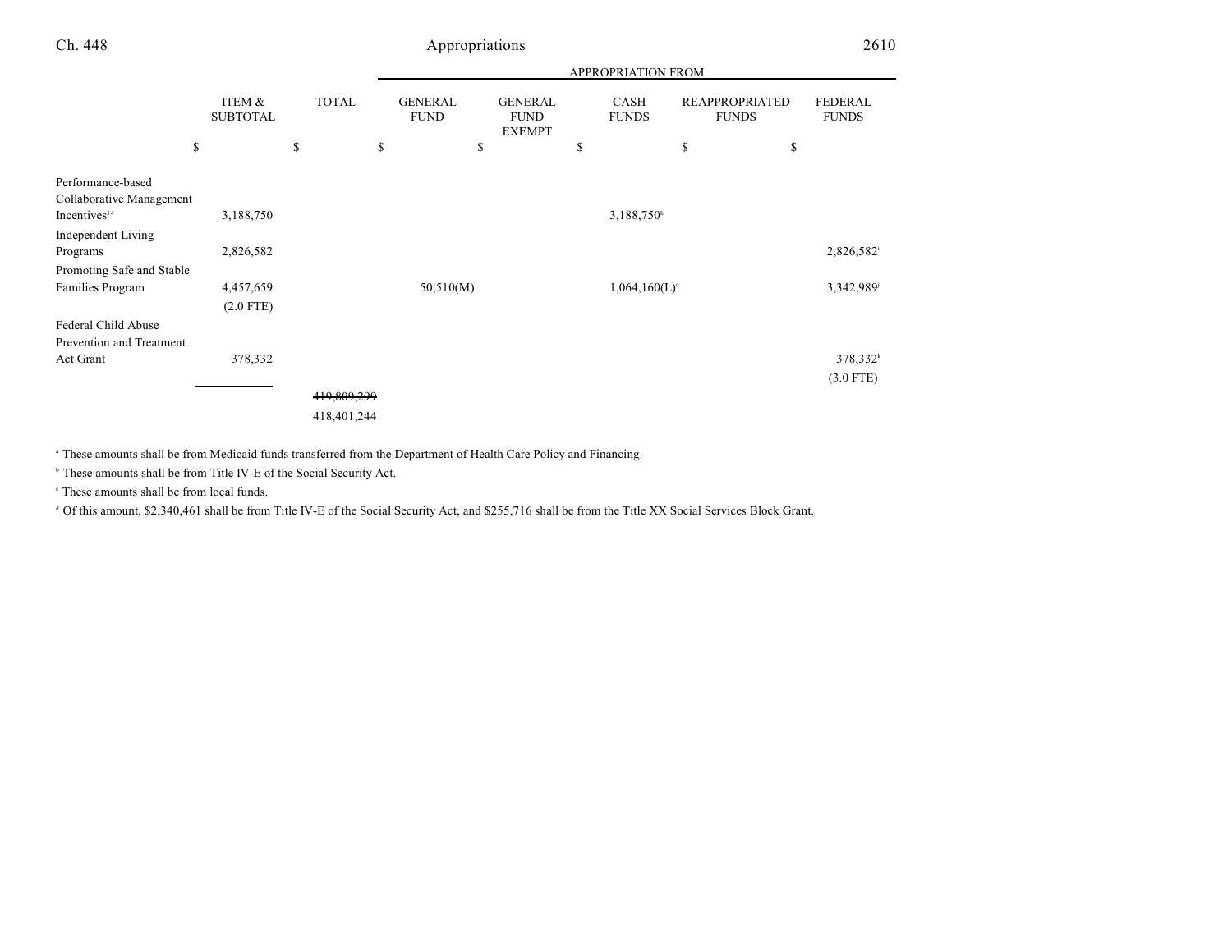| | ITEM & SUBTOTAL | TOTAL | GENERAL FUND | GENERAL FUND EXEMPT | CASH FUNDS | REAPPROPRIATED FUNDS | FEDERAL FUNDS |
|---|---|---|---|---|---|---|---|
| | | | APPROPRIATION FROM | | | | |
| | $ | $ | $ | $ | $ | $ | $ |
| Performance-based Collaborative Management Incentives[14] | 3,188,750 | | | | 3,188,750[h] | | |
| Independent Living Programs | 2,826,582 | | | | | | 2,826,582[i] |
| Promoting Safe and Stable Families Program | 4,457,659 (2.0 FTE) | | 50,510(M) | | 1,064,160(L)[c] | | 3,342,989[j] |
| Federal Child Abuse Prevention and Treatment Act Grant | 378,332 | | | | | | 378,332[k] (3.0 FTE) |
| | | ~~419,809,299~~ 418,401,244 | | | | | |

[a] These amounts shall be from Medicaid funds transferred from the Department of Health Care Policy and Financing.

[b] These amounts shall be from Title IV-E of the Social Security Act.

[c] These amounts shall be from local funds.

[d] Of this amount, $2,340,461 shall be from Title IV-E of the Social Security Act, and $255,716 shall be from the Title XX Social Services Block Grant.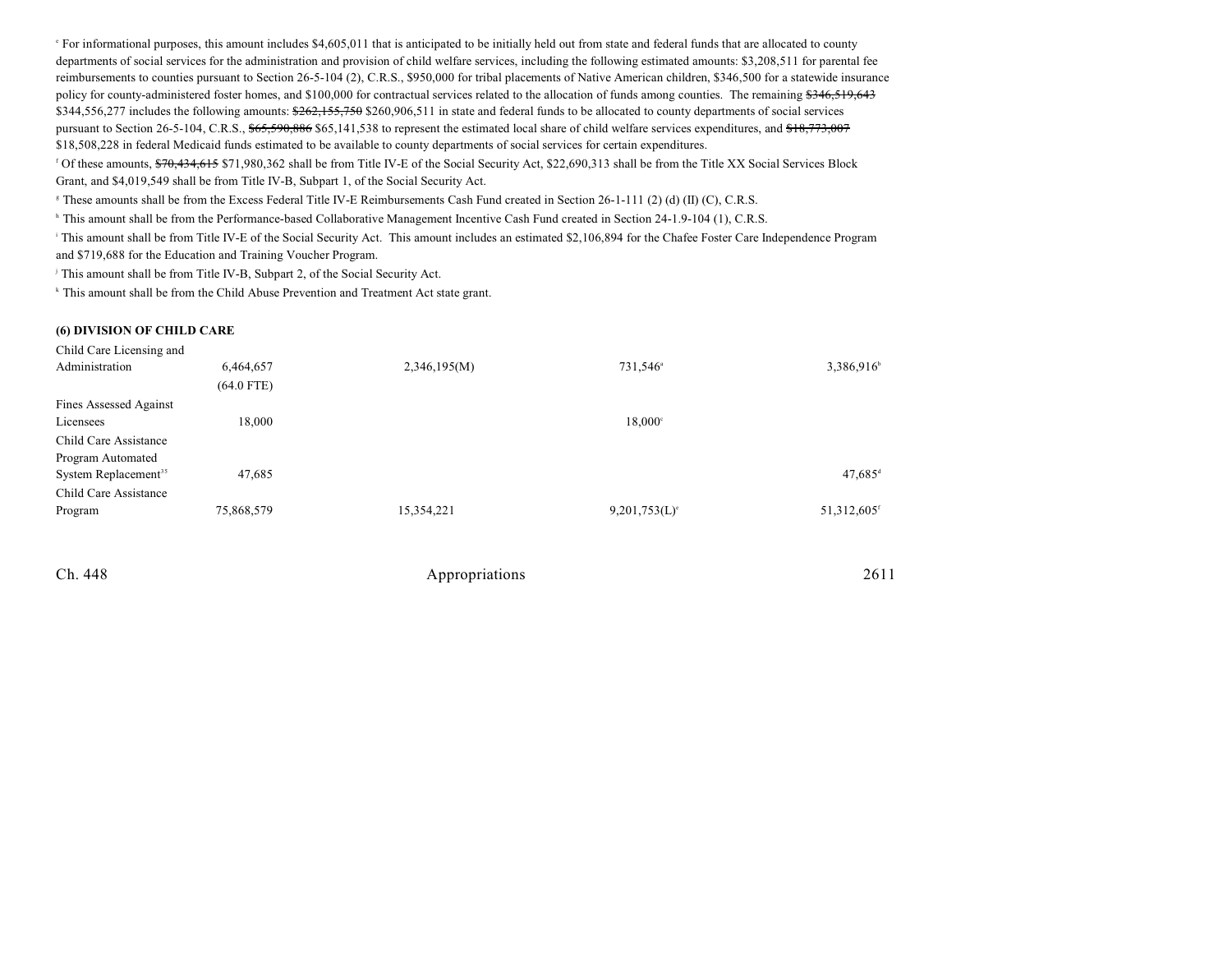[e] For informational purposes, this amount includes $4,605,011 that is anticipated to be initially held out from state and federal funds that are allocated to county departments of social services for the administration and provision of child welfare services, including the following estimated amounts: $3,208,511 for parental fee reimbursements to counties pursuant to Section 26-5-104 (2), C.R.S., $950,000 for tribal placements of Native American children, $346,500 for a statewide insurance policy for county-administered foster homes, and $100,000 for contractual services related to the allocation of funds among counties. The remaining ~~$346,519,643~~ $344,556,277 includes the following amounts: ~~$262,155,750~~ $260,906,511 in state and federal funds to be allocated to county departments of social services pursuant to Section 26-5-104, C.R.S., ~~$65,590,886~~ $65,141,538 to represent the estimated local share of child welfare services expenditures, and ~~$18,773,007~~ $18,508,228 in federal Medicaid funds estimated to be available to county departments of social services for certain expenditures.

[f] Of these amounts, ~~$70,434,615~~ $71,980,362 shall be from Title IV-E of the Social Security Act, $22,690,313 shall be from the Title XX Social Services Block Grant, and $4,019,549 shall be from Title IV-B, Subpart 1, of the Social Security Act.

[g] These amounts shall be from the Excess Federal Title IV-E Reimbursements Cash Fund created in Section 26-1-111 (2) (d) (II) (C), C.R.S.

[h] This amount shall be from the Performance-based Collaborative Management Incentive Cash Fund created in Section 24-1.9-104 (1), C.R.S.

[i] This amount shall be from Title IV-E of the Social Security Act. This amount includes an estimated $2,106,894 for the Chafee Foster Care Independence Program and $719,688 for the Education and Training Voucher Program.

[j] This amount shall be from Title IV-B, Subpart 2, of the Social Security Act.

[k] This amount shall be from the Child Abuse Prevention and Treatment Act state grant.

**(6) DIVISION OF CHILD CARE**

| | | | | |
|---|---|---|---|---|
| Child Care Licensing and Administration | 6,464,657<br>(64.0 FTE) | 2,346,195(M) | 731,546[a] | 3,386,916[b] |
| Fines Assessed Against Licensees | 18,000 | | 18,000[c] | |
| Child Care Assistance Program Automated System Replacement[35] | 47,685 | | | 47,685[d] |
| Child Care Assistance Program | 75,868,579 | 15,354,221 | 9,201,753(L)[e] | 51,312,605[f] |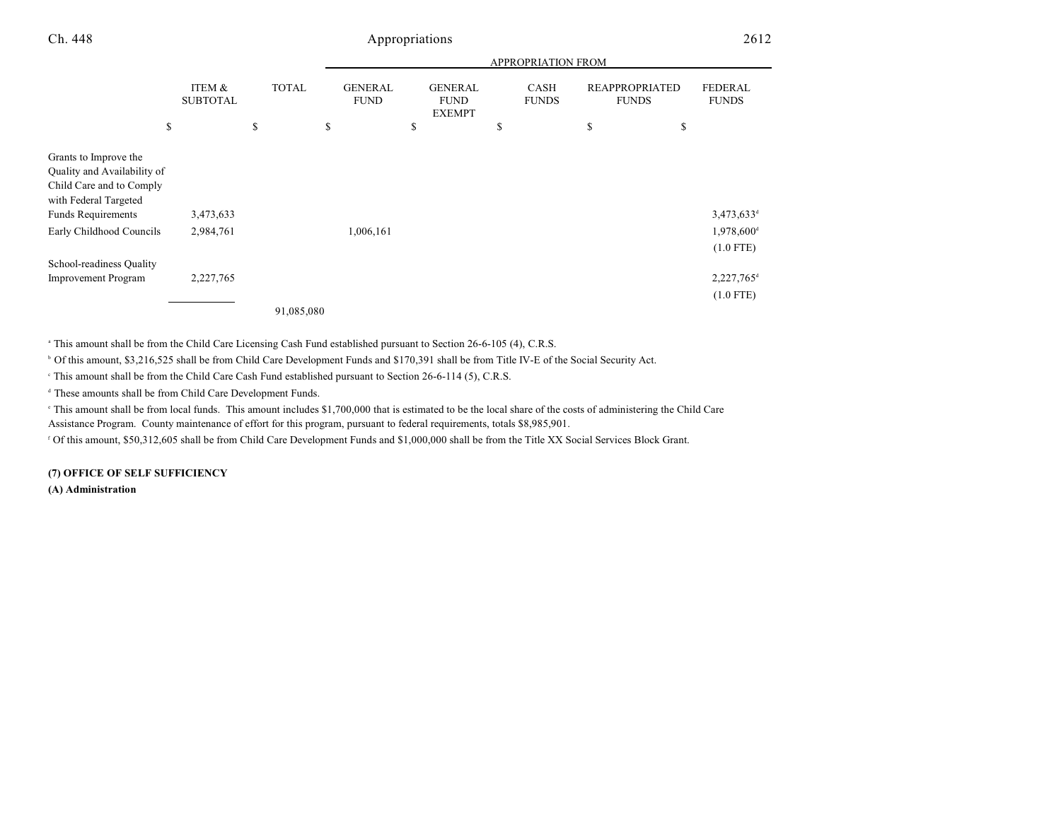| | ITEM & SUBTOTAL | TOTAL | APPROPRIATION FROM GENERAL FUND | GENERAL FUND EXEMPT | CASH FUNDS | REAPPROPRIATED FUNDS | FEDERAL FUNDS |
|---|---|---|---|---|---|---|---|
| | $ | $ | $ | $ | $ | $ | $ |
| Grants to Improve the Quality and Availability of Child Care and to Comply with Federal Targeted Funds Requirements | 3,473,633 | | | | | | 3,473,633[d] |
| Early Childhood Councils | 2,984,761 | | 1,006,161 | | | | 1,978,600[d] (1.0 FTE) |
| School-readiness Quality Improvement Program | 2,227,765 | | | | | | 2,227,765[d] (1.0 FTE) |
| | | 91,085,080 | | | | | |

[a] This amount shall be from the Child Care Licensing Cash Fund established pursuant to Section 26-6-105 (4), C.R.S.

[b] Of this amount, $3,216,525 shall be from Child Care Development Funds and $170,391 shall be from Title IV-E of the Social Security Act.

[c] This amount shall be from the Child Care Cash Fund established pursuant to Section 26-6-114 (5), C.R.S.

[d] These amounts shall be from Child Care Development Funds.

[e] This amount shall be from local funds. This amount includes $1,700,000 that is estimated to be the local share of the costs of administering the Child Care Assistance Program. County maintenance of effort for this program, pursuant to federal requirements, totals $8,985,901.

[f] Of this amount, $50,312,605 shall be from Child Care Development Funds and $1,000,000 shall be from the Title XX Social Services Block Grant.

**(7) OFFICE OF SELF SUFFICIENCY**

**(A) Administration**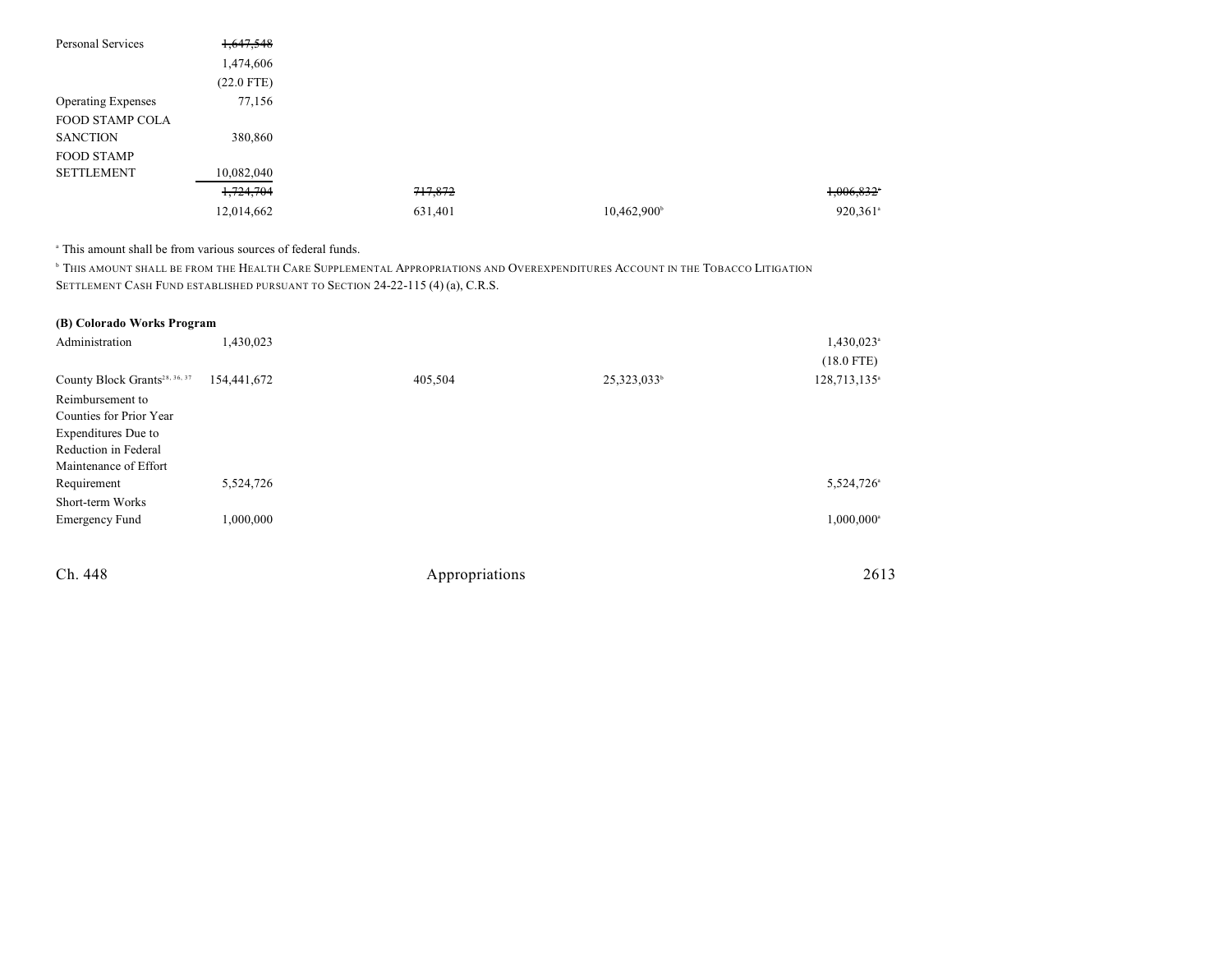| | | | | |
|---|---|---|---|---|
| Personal Services | ~~1,647,548~~ | | | |
| | 1,474,606 | | | |
| | (22.0 FTE) | | | |
| Operating Expenses | 77,156 | | | |
| FOOD STAMP COLA SANCTION | 380,860 | | | |
| FOOD STAMP SETTLEMENT | 10,082,040 | | | |
| | ~~1,724,704~~ | ~~717,872~~ | | ~~1,006,832~~[a] |
| | 12,014,662 | 631,401 | 10,462,900[b] | 920,361[a] |

[a] This amount shall be from various sources of federal funds.

[b] THIS AMOUNT SHALL BE FROM THE HEALTH CARE SUPPLEMENTAL APPROPRIATIONS AND OVEREXPENDITURES ACCOUNT IN THE TOBACCO LITIGATION SETTLEMENT CASH FUND ESTABLISHED PURSUANT TO SECTION 24-22-115 (4) (a), C.R.S.

**(B) Colorado Works Program**

| | | | | |
|---|---|---|---|---|
| Administration | 1,430,023 | | | 1,430,023[a] |
| | | | | (18.0 FTE) |
| County Block Grants[28, 36, 37] | 154,441,672 | 405,504 | 25,323,033[b] | 128,713,135[a] |
| Reimbursement to Counties for Prior Year Expenditures Due to Reduction in Federal Maintenance of Effort Requirement | 5,524,726 | | | 5,524,726[a] |
| Short-term Works Emergency Fund | 1,000,000 | | | 1,000,000[a] |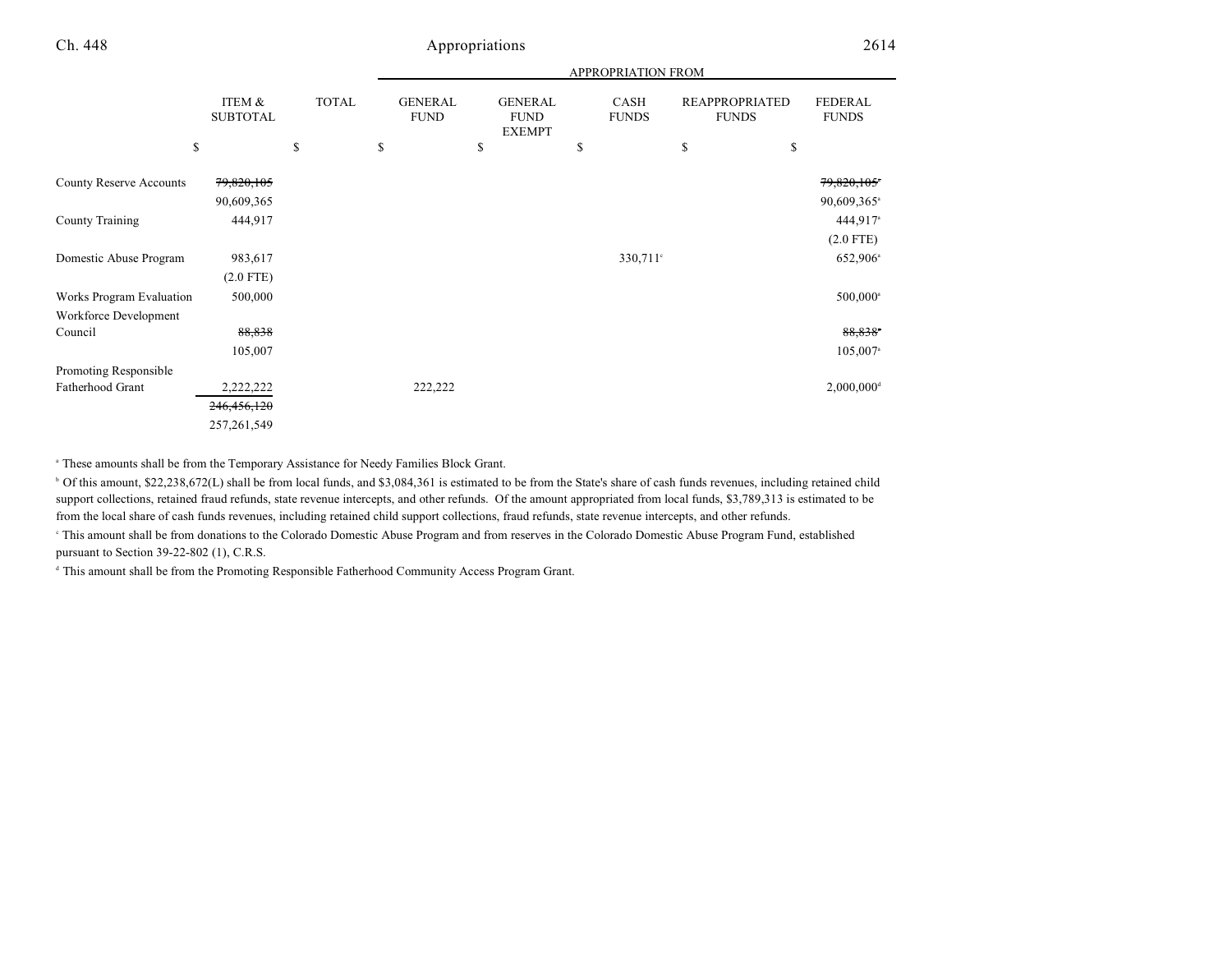| | ITEM & SUBTOTAL | TOTAL | GENERAL FUND | GENERAL FUND EXEMPT | CASH FUNDS | REAPPROPRIATED FUNDS | FEDERAL FUNDS |
|---|---|---|---|---|---|---|---|
| | | | APPROPRIATION FROM | | | | |
| | $ | $ | $ | $ | $ | $ | $ |
| County Reserve Accounts | ~~79,820,105~~ | | | | | | ~~79,820,105~~[a] |
| | 90,609,365 | | | | | | 90,609,365[a] |
| County Training | 444,917 | | | | | | 444,917[a] |
| | | | | | | | (2.0 FTE) |
| Domestic Abuse Program | 983,617 | | | | 330,711[c] | | 652,906[a] |
| | (2.0 FTE) | | | | | | |
| Works Program Evaluation | 500,000 | | | | | | 500,000[a] |
| Workforce Development Council | ~~88,838~~ | | | | | | ~~88,838~~[a] |
| | 105,007 | | | | | | 105,007[a] |
| Promoting Responsible Fatherhood Grant | 2,222,222 | | 222,222 | | | | 2,000,000[d] |
| | ~~246,456,120~~ | | | | | | |
| | 257,261,549 | | | | | | |

[a] These amounts shall be from the Temporary Assistance for Needy Families Block Grant.

[b] Of this amount, $22,238,672(L) shall be from local funds, and $3,084,361 is estimated to be from the State's share of cash funds revenues, including retained child support collections, retained fraud refunds, state revenue intercepts, and other refunds. Of the amount appropriated from local funds, $3,789,313 is estimated to be from the local share of cash funds revenues, including retained child support collections, fraud refunds, state revenue intercepts, and other refunds.

[c] This amount shall be from donations to the Colorado Domestic Abuse Program and from reserves in the Colorado Domestic Abuse Program Fund, established pursuant to Section 39-22-802 (1), C.R.S.

[d] This amount shall be from the Promoting Responsible Fatherhood Community Access Program Grant.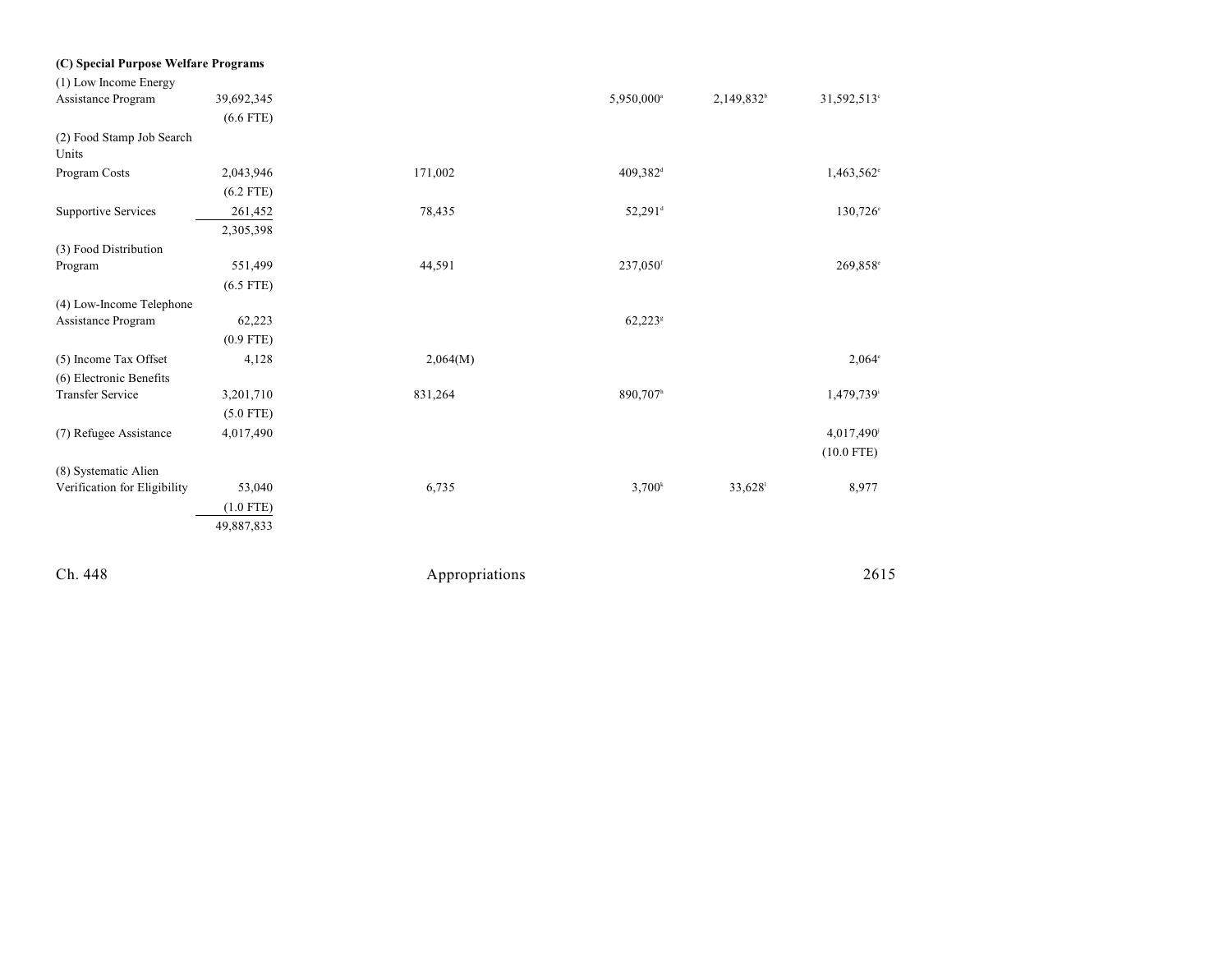**(C) Special Purpose Welfare Programs**

| | | | | | |
|---|---|---|---|---|---|
| (1) Low Income Energy Assistance Program | 39,692,345<br>(6.6 FTE) | | 5,950,000[a] | 2,149,832[b] | 31,592,513[c] |
| (2) Food Stamp Job Search Units | | | | | |
| Program Costs | 2,043,946<br>(6.2 FTE) | 171,002 | 409,382[d] | | 1,463,562[e] |
| Supportive Services | 261,452 | 78,435 | 52,291[d] | | 130,726[e] |
| | 2,305,398 | | | | |
| (3) Food Distribution Program | 551,499<br>(6.5 FTE) | 44,591 | 237,050[f] | | 269,858[e] |
| (4) Low-Income Telephone Assistance Program | 62,223<br>(0.9 FTE) | | 62,223[g] | | |
| (5) Income Tax Offset | 4,128 | 2,064(M) | | | 2,064[e] |
| (6) Electronic Benefits Transfer Service | 3,201,710<br>(5.0 FTE) | 831,264 | 890,707[h] | | 1,479,739[i] |
| (7) Refugee Assistance | 4,017,490 | | | | 4,017,490[j]<br>(10.0 FTE) |
| (8) Systematic Alien Verification for Eligibility | 53,040<br>(1.0 FTE) | 6,735 | 3,700[k] | 33,628[l] | 8,977 |
| | 49,887,833 | | | | |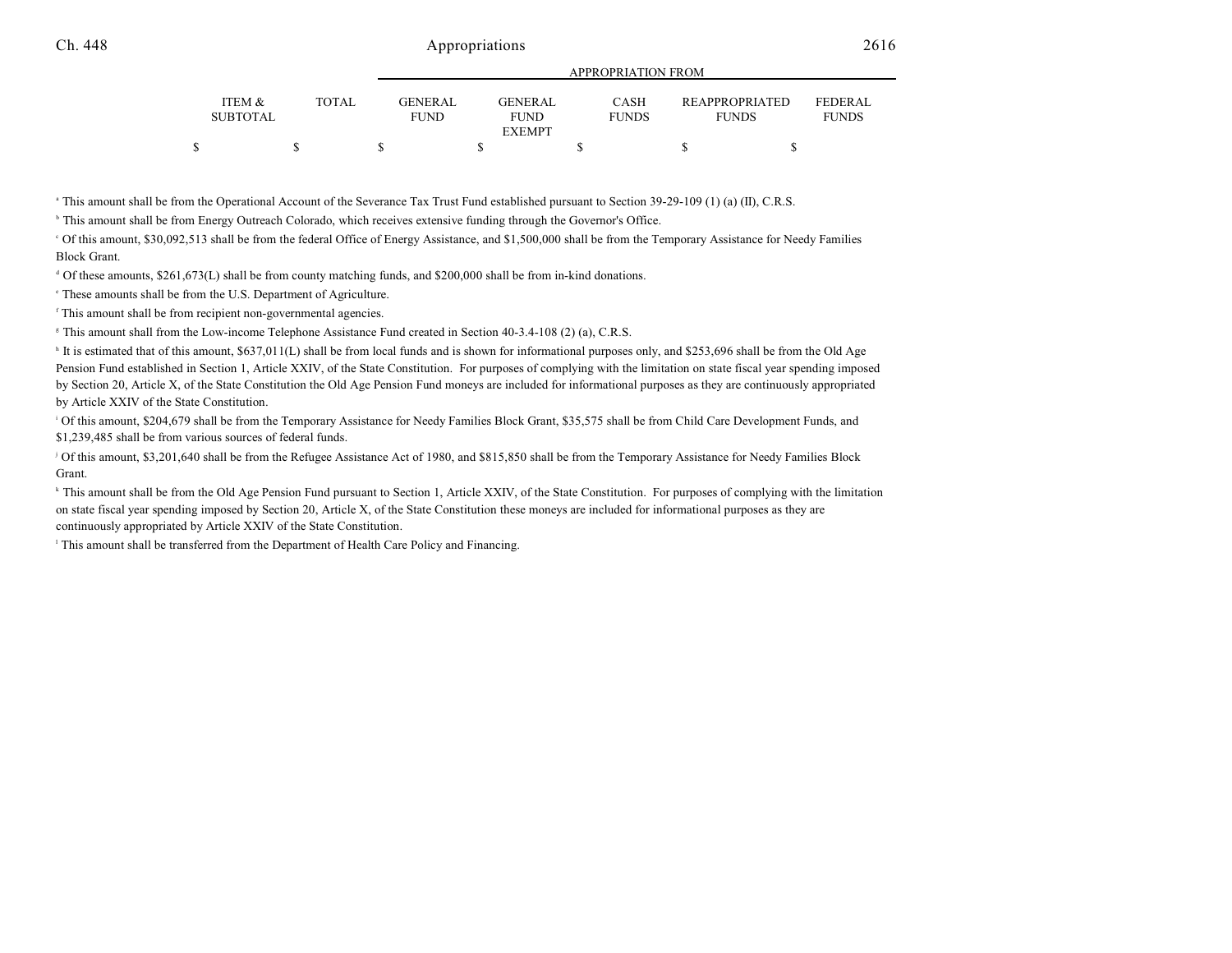| ITEM & SUBTOTAL | TOTAL | GENERAL FUND | GENERAL FUND EXEMPT | CASH FUNDS | REAPPROPRIATED FUNDS | FEDERAL FUNDS |
|---|---|---|---|---|---|---|
| $ | $ | $ | $ | $ | $ | $ |

[a] This amount shall be from the Operational Account of the Severance Tax Trust Fund established pursuant to Section 39-29-109 (1) (a) (II), C.R.S.

[b] This amount shall be from Energy Outreach Colorado, which receives extensive funding through the Governor's Office.

[c] Of this amount, $30,092,513 shall be from the federal Office of Energy Assistance, and $1,500,000 shall be from the Temporary Assistance for Needy Families Block Grant.

[d] Of these amounts, $261,673(L) shall be from county matching funds, and $200,000 shall be from in-kind donations.

[e] These amounts shall be from the U.S. Department of Agriculture.

[f] This amount shall be from recipient non-governmental agencies.

[g] This amount shall from the Low-income Telephone Assistance Fund created in Section 40-3.4-108 (2) (a), C.R.S.

[h] It is estimated that of this amount, $637,011(L) shall be from local funds and is shown for informational purposes only, and $253,696 shall be from the Old Age Pension Fund established in Section 1, Article XXIV, of the State Constitution. For purposes of complying with the limitation on state fiscal year spending imposed by Section 20, Article X, of the State Constitution the Old Age Pension Fund moneys are included for informational purposes as they are continuously appropriated by Article XXIV of the State Constitution.

[i] Of this amount, $204,679 shall be from the Temporary Assistance for Needy Families Block Grant, $35,575 shall be from Child Care Development Funds, and $1,239,485 shall be from various sources of federal funds.

[j] Of this amount, $3,201,640 shall be from the Refugee Assistance Act of 1980, and $815,850 shall be from the Temporary Assistance for Needy Families Block Grant.

[k] This amount shall be from the Old Age Pension Fund pursuant to Section 1, Article XXIV, of the State Constitution. For purposes of complying with the limitation on state fiscal year spending imposed by Section 20, Article X, of the State Constitution these moneys are included for informational purposes as they are continuously appropriated by Article XXIV of the State Constitution.

[l] This amount shall be transferred from the Department of Health Care Policy and Financing.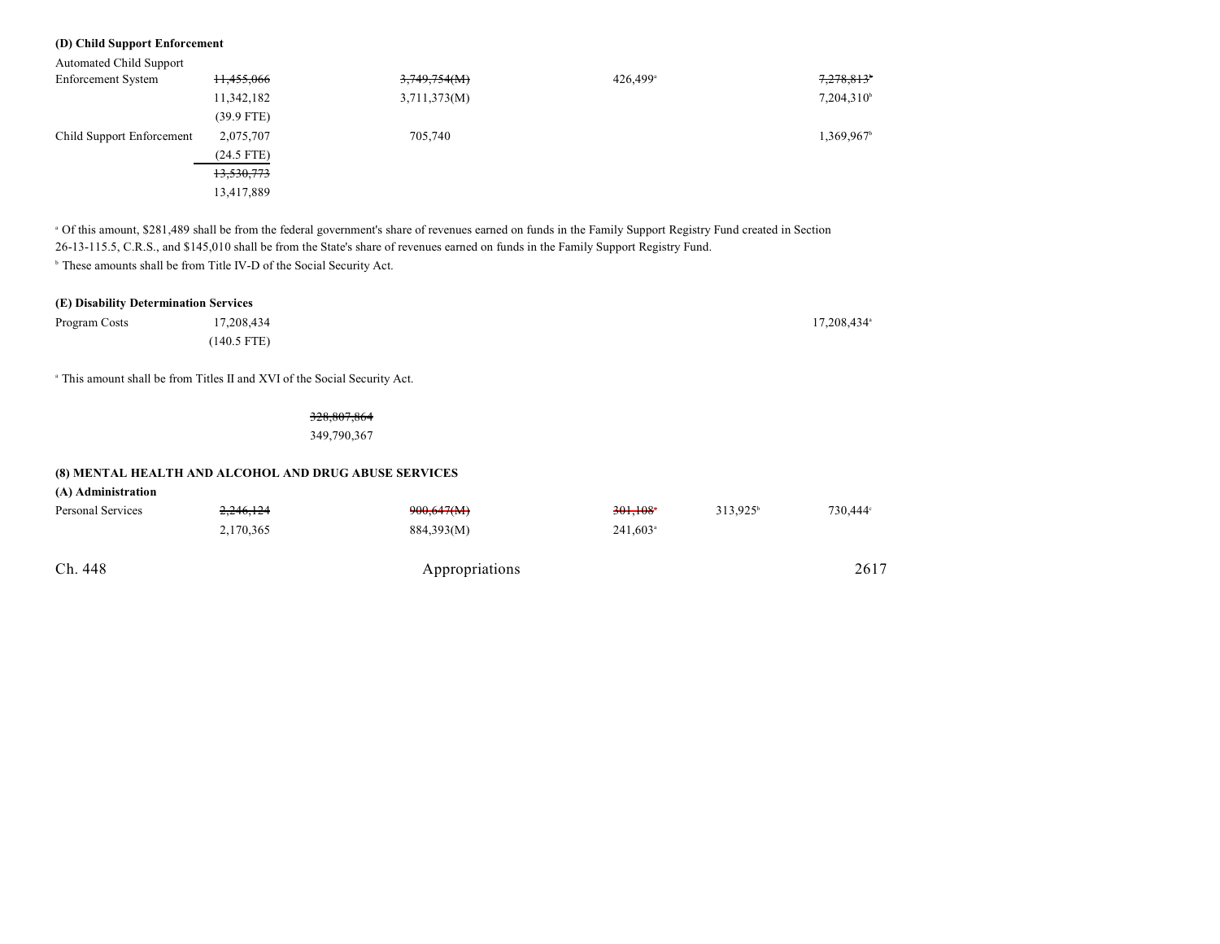**(D) Child Support Enforcement**

| | | | | | |
|---|---|---|---|---|---|
| Automated Child Support Enforcement System | ~~11,455,066~~ | ~~3,749,754(M)~~ | 426,499[a] | | ~~7,278,813~~[b] |
| | 11,342,182 | 3,711,373(M) | | | 7,204,310[b] |
| | (39.9 FTE) | | | | |
| Child Support Enforcement | 2,075,707 | 705,740 | | | 1,369,967[b] |
| | (24.5 FTE) | | | | |
| | ~~13,530,773~~ | | | | |
| | 13,417,889 | | | | |

[a] Of this amount, $281,489 shall be from the federal government's share of revenues earned on funds in the Family Support Registry Fund created in Section 26-13-115.5, C.R.S., and $145,010 shall be from the State's share of revenues earned on funds in the Family Support Registry Fund.
[b] These amounts shall be from Title IV-D of the Social Security Act.

**(E) Disability Determination Services**

| | | | | | |
|---|---|---|---|---|---|
| Program Costs | 17,208,434 | | | | 17,208,434[a] |
| | (140.5 FTE) | | | | |

[a] This amount shall be from Titles II and XVI of the Social Security Act.

~~328,807,864~~
349,790,367

**(8) MENTAL HEALTH AND ALCOHOL AND DRUG ABUSE SERVICES**

**(A) Administration**

| | | | | | |
|---|---|---|---|---|---|
| Personal Services | ~~2,246,124~~ | ~~900,647(M)~~ | ~~301,108~~[a] | 313,925[b] | 730,444[c] |
| | 2,170,365 | 884,393(M) | 241,603[a] | | |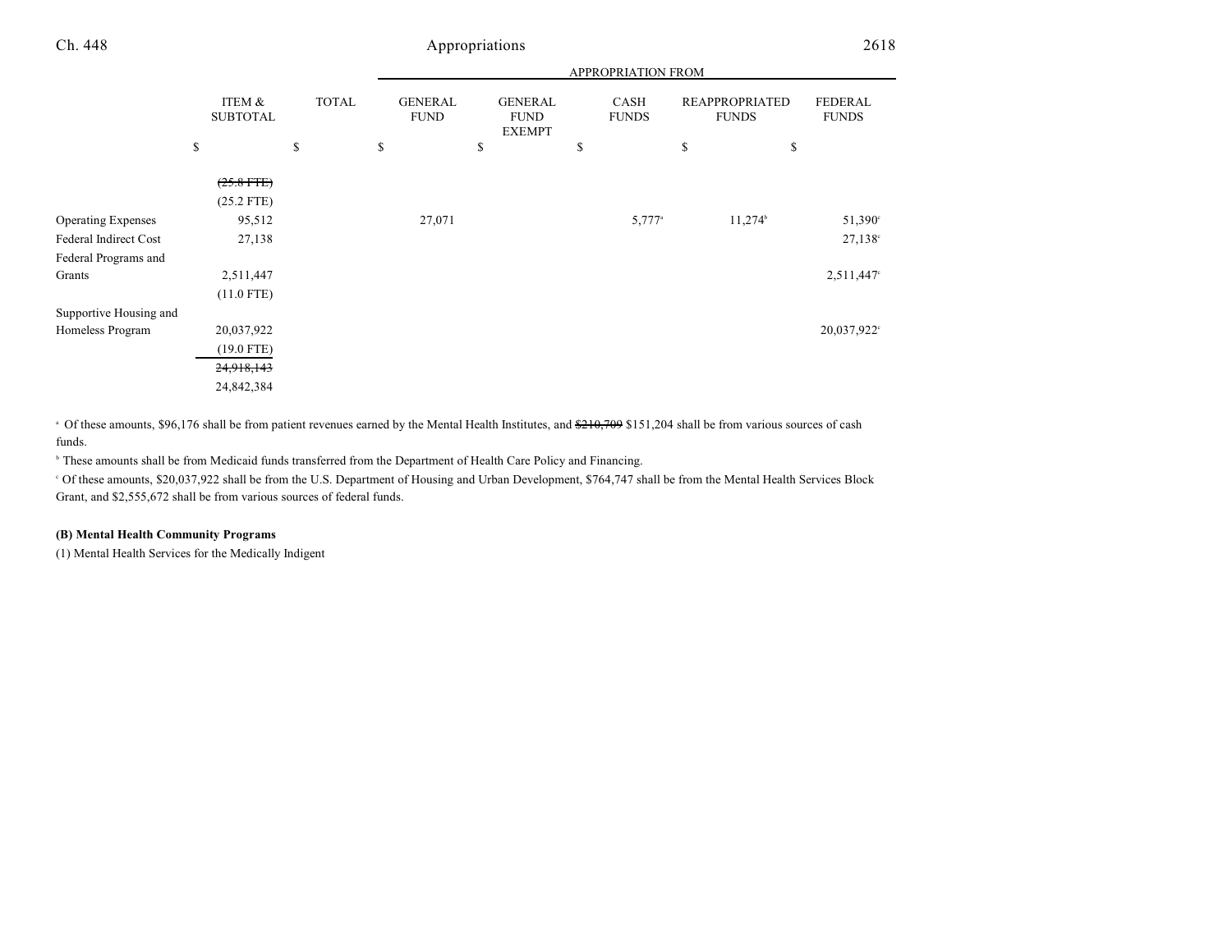| | ITEM & SUBTOTAL | TOTAL | GENERAL FUND | GENERAL FUND EXEMPT | CASH FUNDS | REAPPROPRIATED FUNDS | FEDERAL FUNDS |
|---|---|---|---|---|---|---|---|
| | $ | $ | $ | $ | $ | $ | $ |
| | ~~(25.8 FTE)~~ | | | | | | |
| | (25.2 FTE) | | | | | | |
| Operating Expenses | 95,512 | | 27,071 | | 5,777[a] | 11,274[b] | 51,390[c] |
| Federal Indirect Cost | 27,138 | | | | | | 27,138[c] |
| Federal Programs and Grants | 2,511,447 | | | | | | 2,511,447[c] |
| | (11.0 FTE) | | | | | | |
| Supportive Housing and Homeless Program | 20,037,922 | | | | | | 20,037,922[c] |
| | (19.0 FTE) | | | | | | |
| | ~~24,918,143~~ | | | | | | |
| | 24,842,384 | | | | | | |

[a] Of these amounts, $96,176 shall be from patient revenues earned by the Mental Health Institutes, and ~~$210,709~~ $151,204 shall be from various sources of cash funds.

[b] These amounts shall be from Medicaid funds transferred from the Department of Health Care Policy and Financing.

[c] Of these amounts, $20,037,922 shall be from the U.S. Department of Housing and Urban Development, $764,747 shall be from the Mental Health Services Block Grant, and $2,555,672 shall be from various sources of federal funds.

**(B) Mental Health Community Programs**

(1) Mental Health Services for the Medically Indigent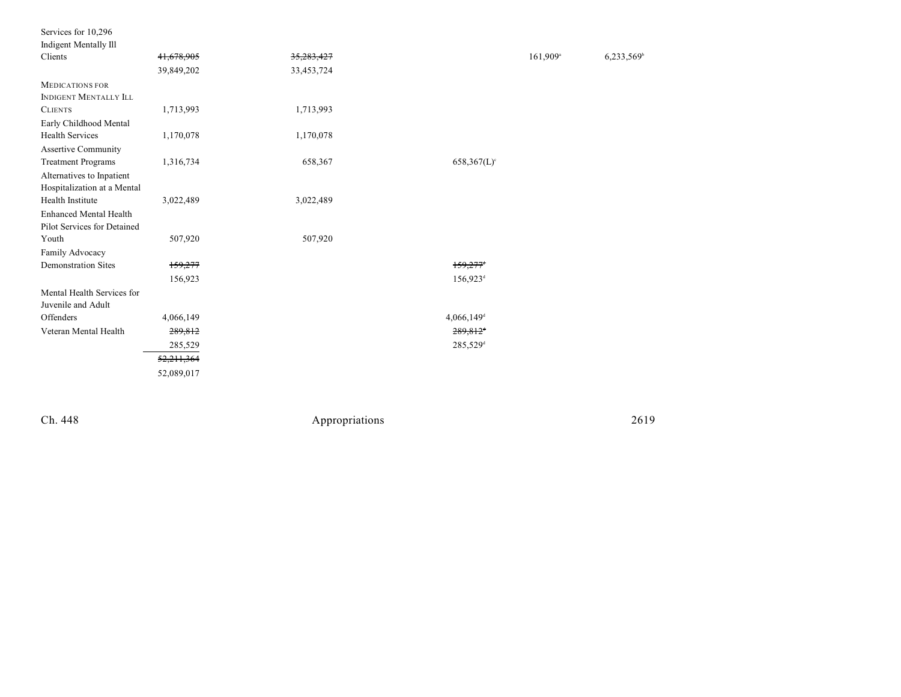| | | | | | |
|---|---|---|---|---|---|
| Services for 10,296 Indigent Mentally Ill Clients | ~~41,678,905~~ 39,849,202 | ~~35,283,427~~ 33,453,724 | | 161,909[a] | 6,233,569[b] |
| MEDICATIONS FOR INDIGENT MENTALLY ILL CLIENTS | 1,713,993 | 1,713,993 | | | |
| Early Childhood Mental Health Services | 1,170,078 | 1,170,078 | | | |
| Assertive Community Treatment Programs | 1,316,734 | 658,367 | 658,367(L)[c] | | |
| Alternatives to Inpatient Hospitalization at a Mental Health Institute | 3,022,489 | 3,022,489 | | | |
| Enhanced Mental Health Pilot Services for Detained Youth | 507,920 | 507,920 | | | |
| Family Advocacy Demonstration Sites | ~~159,277~~ 156,923 | | ~~159,277~~[e] 156,923[d] | | |
| Mental Health Services for Juvenile and Adult Offenders | 4,066,149 | | 4,066,149[d] | | |
| Veteran Mental Health | ~~289,812~~ 285,529 | | ~~289,812~~[e] 285,529[d] | | |
| | ~~52,211,364~~ 52,089,017 | | | | |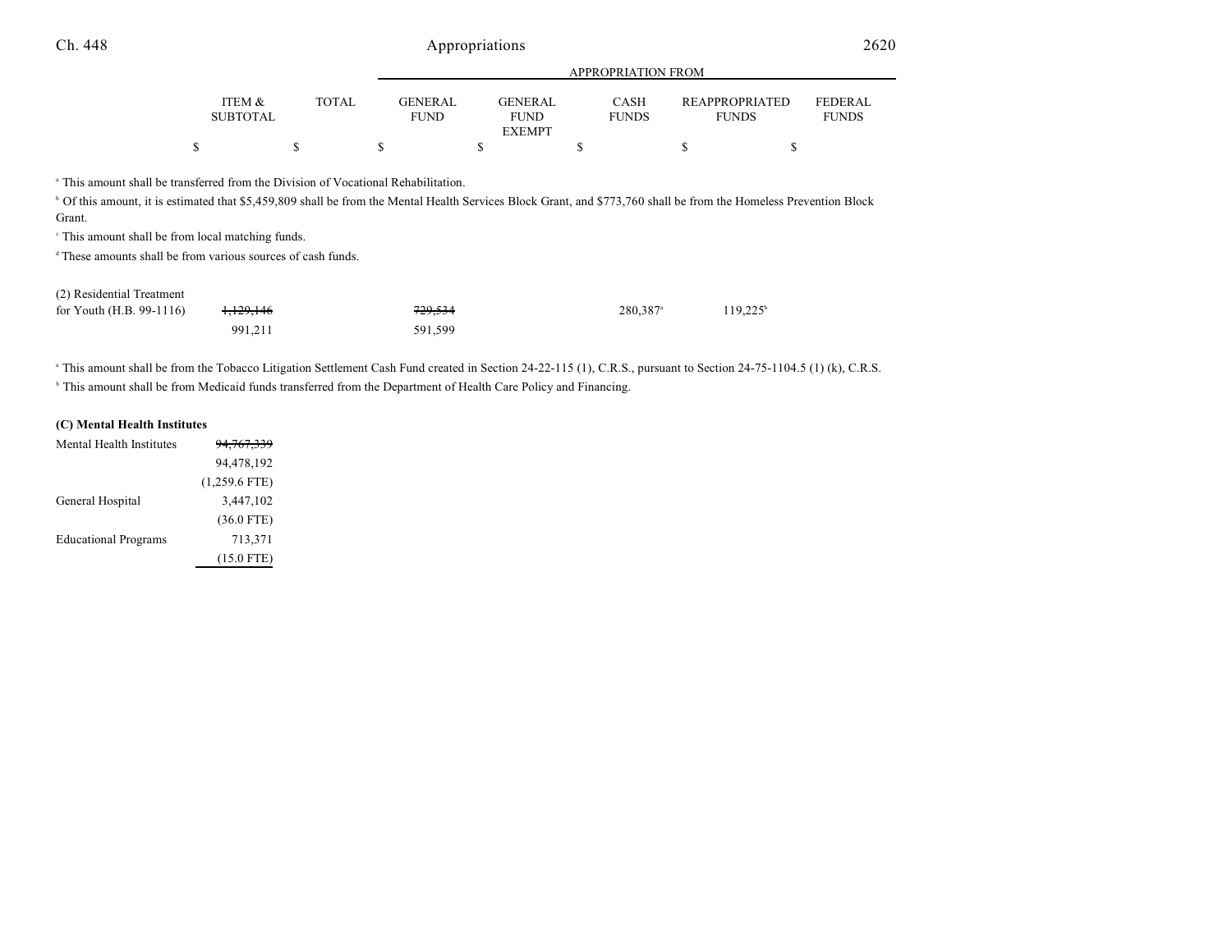| | ITEM & SUBTOTAL | TOTAL | GENERAL FUND | GENERAL FUND EXEMPT | CASH FUNDS | REAPPROPRIATED FUNDS | FEDERAL FUNDS |
|---|---|---|---|---|---|---|---|
| | $ | $ | $ | $ | $ | $ | $ |

[a] This amount shall be transferred from the Division of Vocational Rehabilitation.

[b] Of this amount, it is estimated that $5,459,809 shall be from the Mental Health Services Block Grant, and $773,760 shall be from the Homeless Prevention Block Grant.

[c] This amount shall be from local matching funds.

[d] These amounts shall be from various sources of cash funds.

| | ITEM & SUBTOTAL | TOTAL | GENERAL FUND | GENERAL FUND EXEMPT | CASH FUNDS | REAPPROPRIATED FUNDS | FEDERAL FUNDS |
|---|---|---|---|---|---|---|---|
| (2) Residential Treatment for Youth (H.B. 99-1116) | ~~1,129,146~~ 991,211 | | ~~729,534~~ 591,599 | | 280,387[a] | 119,225[b] | |

[a] This amount shall be from the Tobacco Litigation Settlement Cash Fund created in Section 24-22-115 (1), C.R.S., pursuant to Section 24-75-1104.5 (1) (k), C.R.S.

[b] This amount shall be from Medicaid funds transferred from the Department of Health Care Policy and Financing.

**(C) Mental Health Institutes**

| | ITEM & SUBTOTAL | TOTAL | GENERAL FUND | GENERAL FUND EXEMPT | CASH FUNDS | REAPPROPRIATED FUNDS | FEDERAL FUNDS |
|---|---|---|---|---|---|---|---|
| Mental Health Institutes | ~~94,767,339~~ 94,478,192 (1,259.6 FTE) | | | | | | |
| General Hospital | 3,447,102 (36.0 FTE) | | | | | | |
| Educational Programs | 713,371 (15.0 FTE) | | | | | | |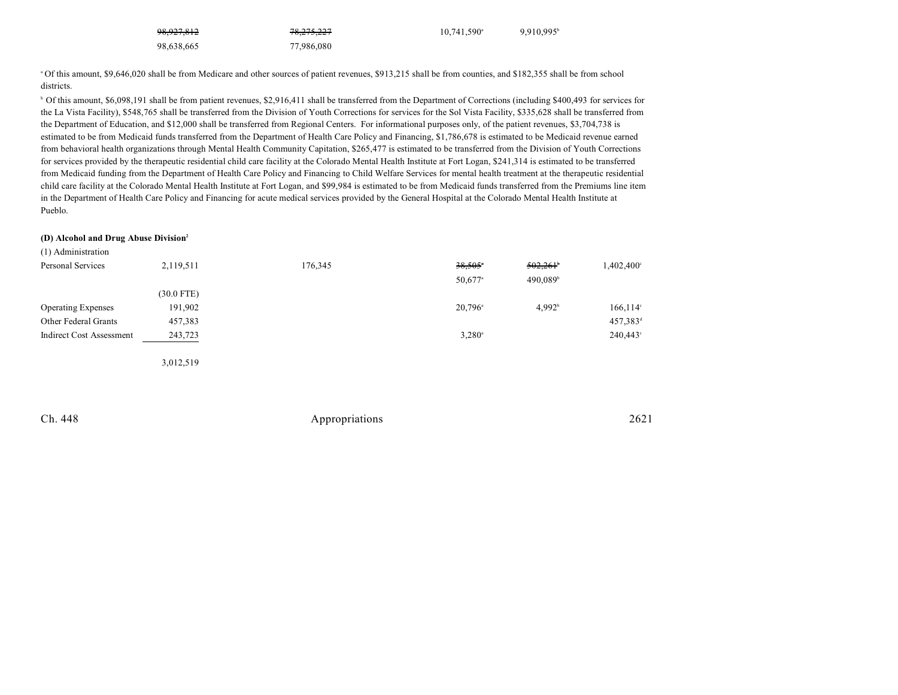| | | | | | |
|---|---|---|---|---|---|
| | ~~98,927,812~~ | ~~78,275,227~~ | 10,741,590[a] | 9,910,995[b] | |
| | 98,638,665 | 77,986,080 | | | |

[a] Of this amount, $9,646,020 shall be from Medicare and other sources of patient revenues, $913,215 shall be from counties, and $182,355 shall be from school districts.

[b] Of this amount, $6,098,191 shall be from patient revenues, $2,916,411 shall be transferred from the Department of Corrections (including $400,493 for services for the La Vista Facility), $548,765 shall be transferred from the Division of Youth Corrections for services for the Sol Vista Facility, $335,628 shall be transferred from the Department of Education, and $12,000 shall be transferred from Regional Centers. For informational purposes only, of the patient revenues, $3,704,738 is estimated to be from Medicaid funds transferred from the Department of Health Care Policy and Financing, $1,786,678 is estimated to be Medicaid revenue earned from behavioral health organizations through Mental Health Community Capitation, $265,477 is estimated to be transferred from the Division of Youth Corrections for services provided by the therapeutic residential child care facility at the Colorado Mental Health Institute at Fort Logan, $241,314 is estimated to be transferred from Medicaid funding from the Department of Health Care Policy and Financing to Child Welfare Services for mental health treatment at the therapeutic residential child care facility at the Colorado Mental Health Institute at Fort Logan, and $99,984 is estimated to be from Medicaid funds transferred from the Premiums line item in the Department of Health Care Policy and Financing for acute medical services provided by the General Hospital at the Colorado Mental Health Institute at Pueblo.

**(D) Alcohol and Drug Abuse Division**[2]

(1) Administration

| | | | | | |
|---|---|---|---|---|---|
| Personal Services | 2,119,511 | 176,345 | ~~38,505~~[a] | ~~502,261~~[b] | 1,402,400[c] |
| | | | 50,677[a] | 490,089[b] | |
| | (30.0 FTE) | | | | |
| Operating Expenses | 191,902 | | 20,796[a] | 4,992[b] | 166,114[c] |
| Other Federal Grants | 457,383 | | | | 457,383[d] |
| Indirect Cost Assessment | 243,723 | | 3,280[a] | | 240,443[c] |
| | 3,012,519 | | | | |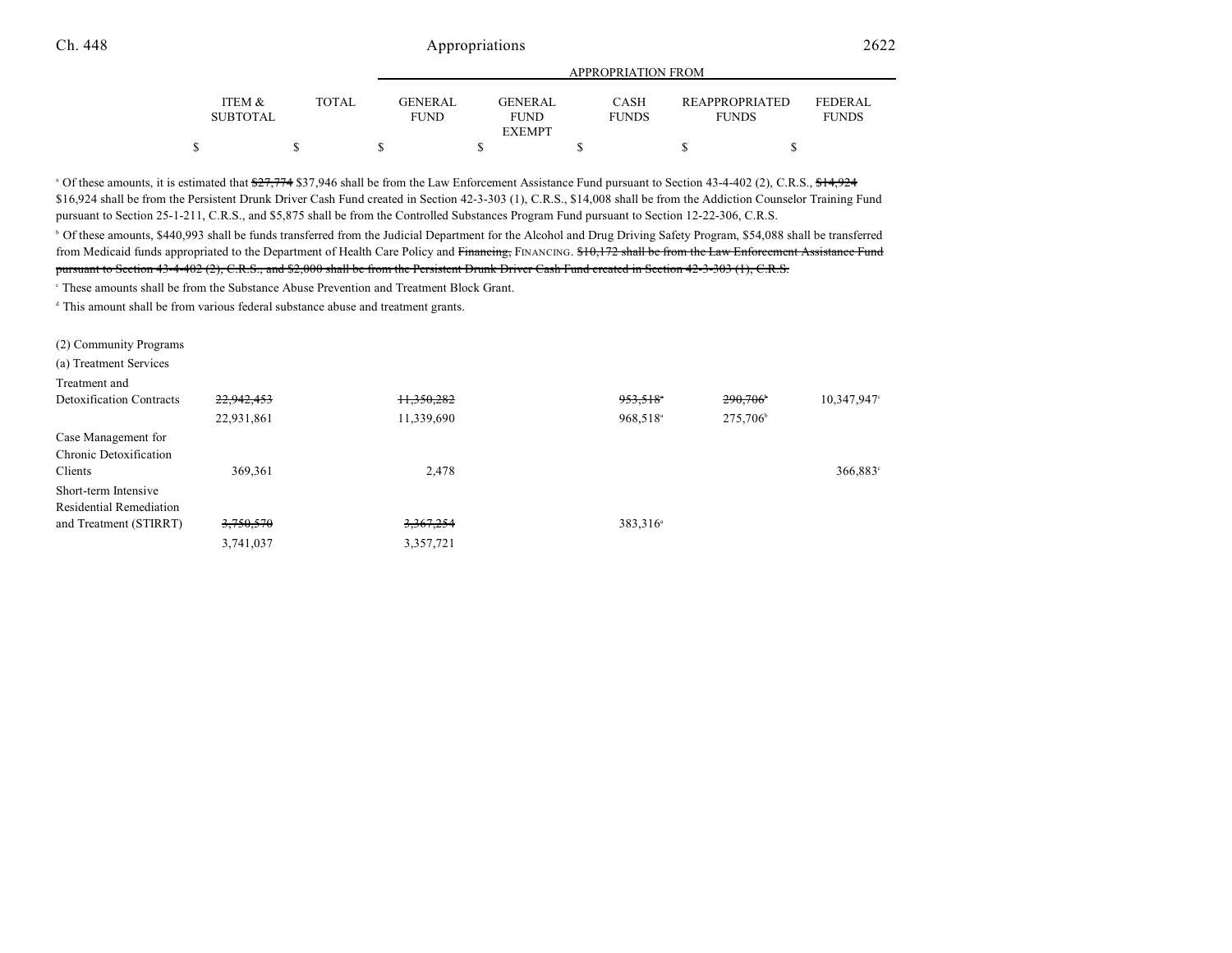| | ITEM & SUBTOTAL | TOTAL | GENERAL FUND | GENERAL FUND EXEMPT | CASH FUNDS | REAPPROPRIATED FUNDS | FEDERAL FUNDS |
|---|---|---|---|---|---|---|---|
| | | | APPROPRIATION FROM | | | | |
| | $ | $ | $ | $ | $ | $ | $ |

[a] Of these amounts, it is estimated that ~~$27,774~~ $37,946 shall be from the Law Enforcement Assistance Fund pursuant to Section 43-4-402 (2), C.R.S., ~~$14,924~~ $16,924 shall be from the Persistent Drunk Driver Cash Fund created in Section 42-3-303 (1), C.R.S., $14,008 shall be from the Addiction Counselor Training Fund pursuant to Section 25-1-211, C.R.S., and $5,875 shall be from the Controlled Substances Program Fund pursuant to Section 12-22-306, C.R.S.

[b] Of these amounts, $440,993 shall be funds transferred from the Judicial Department for the Alcohol and Drug Driving Safety Program, $54,088 shall be transferred from Medicaid funds appropriated to the Department of Health Care Policy and ~~Financing,~~ FINANCING. ~~$10,172 shall be from the Law Enforcement Assistance Fund pursuant to Section 43-4-402 (2), C.R.S., and $2,000 shall be from the Persistent Drunk Driver Cash Fund created in Section 42-3-303 (1), C.R.S.~~

[c] These amounts shall be from the Substance Abuse Prevention and Treatment Block Grant.

[d] This amount shall be from various federal substance abuse and treatment grants.

(2) Community Programs

(a) Treatment Services

| | ITEM & SUBTOTAL | TOTAL | GENERAL FUND | GENERAL FUND EXEMPT | CASH FUNDS | REAPPROPRIATED FUNDS | FEDERAL FUNDS |
|---|---|---|---|---|---|---|---|
| Treatment and Detoxification Contracts | ~~22,942,453~~ | | ~~11,350,282~~ | | ~~953,518~~[a] | ~~290,706~~[b] | 10,347,947[c] |
| | 22,931,861 | | 11,339,690 | | 968,518[a] | 275,706[b] | |
| Case Management for Chronic Detoxification Clients | 369,361 | | 2,478 | | | | 366,883[c] |
| Short-term Intensive Residential Remediation and Treatment (STIRRT) | ~~3,750,570~~ | | ~~3,367,254~~ | | 383,316[a] | | |
| | 3,741,037 | | 3,357,721 | | | | |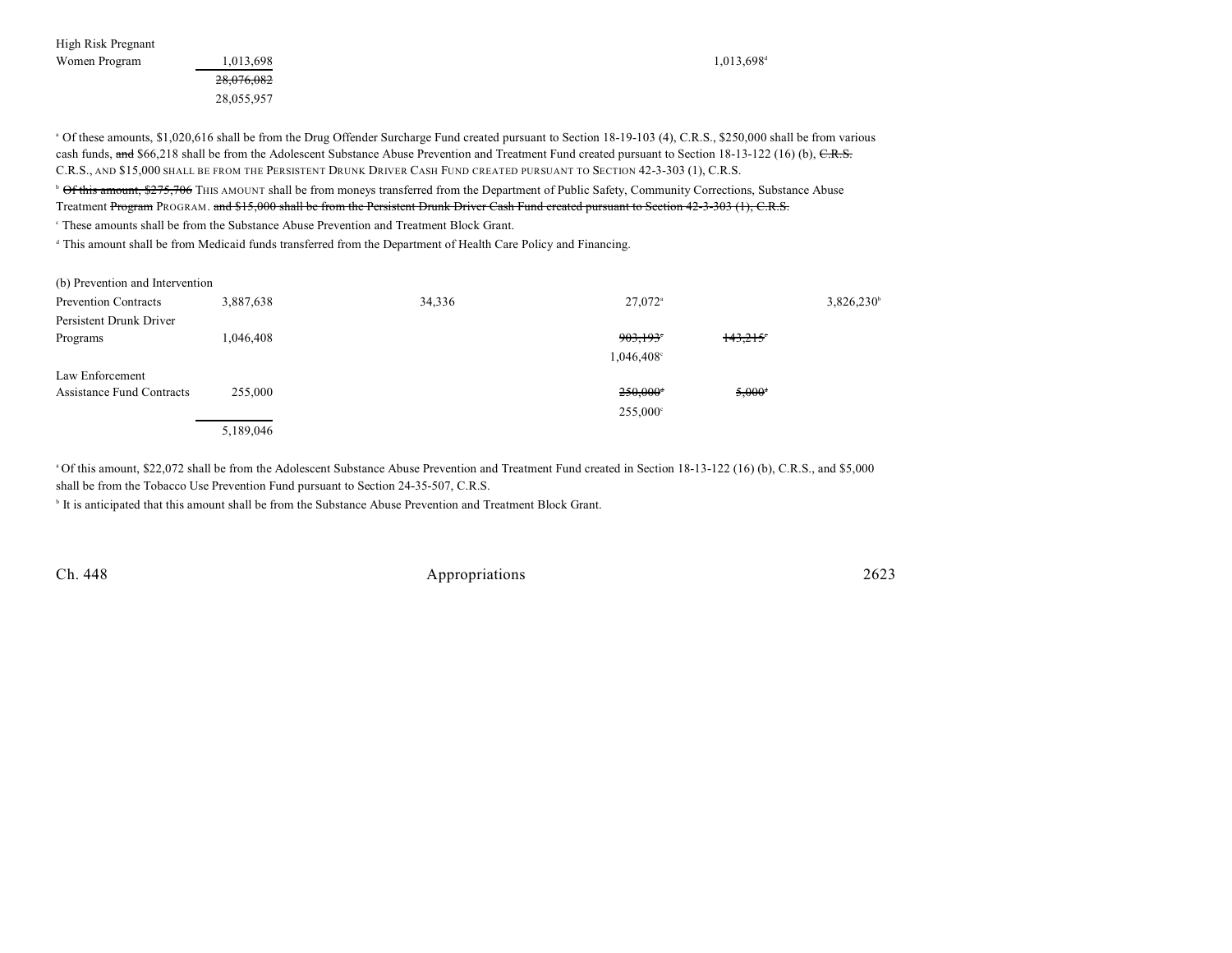| | | | | | |
|---|---|---|---|---|---|
| High Risk Pregnant Women Program | 1,013,698 | | | | 1,013,698[d] |
| | ~~28,076,082~~ | | | | |
| | 28,055,957 | | | | |

[a] Of these amounts, $1,020,616 shall be from the Drug Offender Surcharge Fund created pursuant to Section 18-19-103 (4), C.R.S., $250,000 shall be from various cash funds, ~~and~~ $66,218 shall be from the Adolescent Substance Abuse Prevention and Treatment Fund created pursuant to Section 18-13-122 (16) (b), ~~C.R.S.~~ C.R.S., AND $15,000 SHALL BE FROM THE PERSISTENT DRUNK DRIVER CASH FUND CREATED PURSUANT TO SECTION 42-3-303 (1), C.R.S.

[b] ~~Of this amount, $275,706~~ THIS AMOUNT shall be from moneys transferred from the Department of Public Safety, Community Corrections, Substance Abuse Treatment ~~Program~~ PROGRAM. ~~and $15,000 shall be from the Persistent Drunk Driver Cash Fund created pursuant to Section 42-3-303 (1), C.R.S.~~

[c] These amounts shall be from the Substance Abuse Prevention and Treatment Block Grant.

[d] This amount shall be from Medicaid funds transferred from the Department of Health Care Policy and Financing.

| | | | | | |
|---|---|---|---|---|---|
| (b) Prevention and Intervention | | | | | |
| Prevention Contracts | 3,887,638 | 34,336 | 27,072[a] | | 3,826,230[b] |
| Persistent Drunk Driver Programs | 1,046,408 | | ~~903,193~~[c] | ~~143,215~~[c] | |
| | | | 1,046,408[c] | | |
| Law Enforcement Assistance Fund Contracts | 255,000 | | ~~250,000~~[c] | ~~5,000~~[c] | |
| | | | 255,000[c] | | |
| | 5,189,046 | | | | |

[a] Of this amount, $22,072 shall be from the Adolescent Substance Abuse Prevention and Treatment Fund created in Section 18-13-122 (16) (b), C.R.S., and $5,000 shall be from the Tobacco Use Prevention Fund pursuant to Section 24-35-507, C.R.S.

[b] It is anticipated that this amount shall be from the Substance Abuse Prevention and Treatment Block Grant.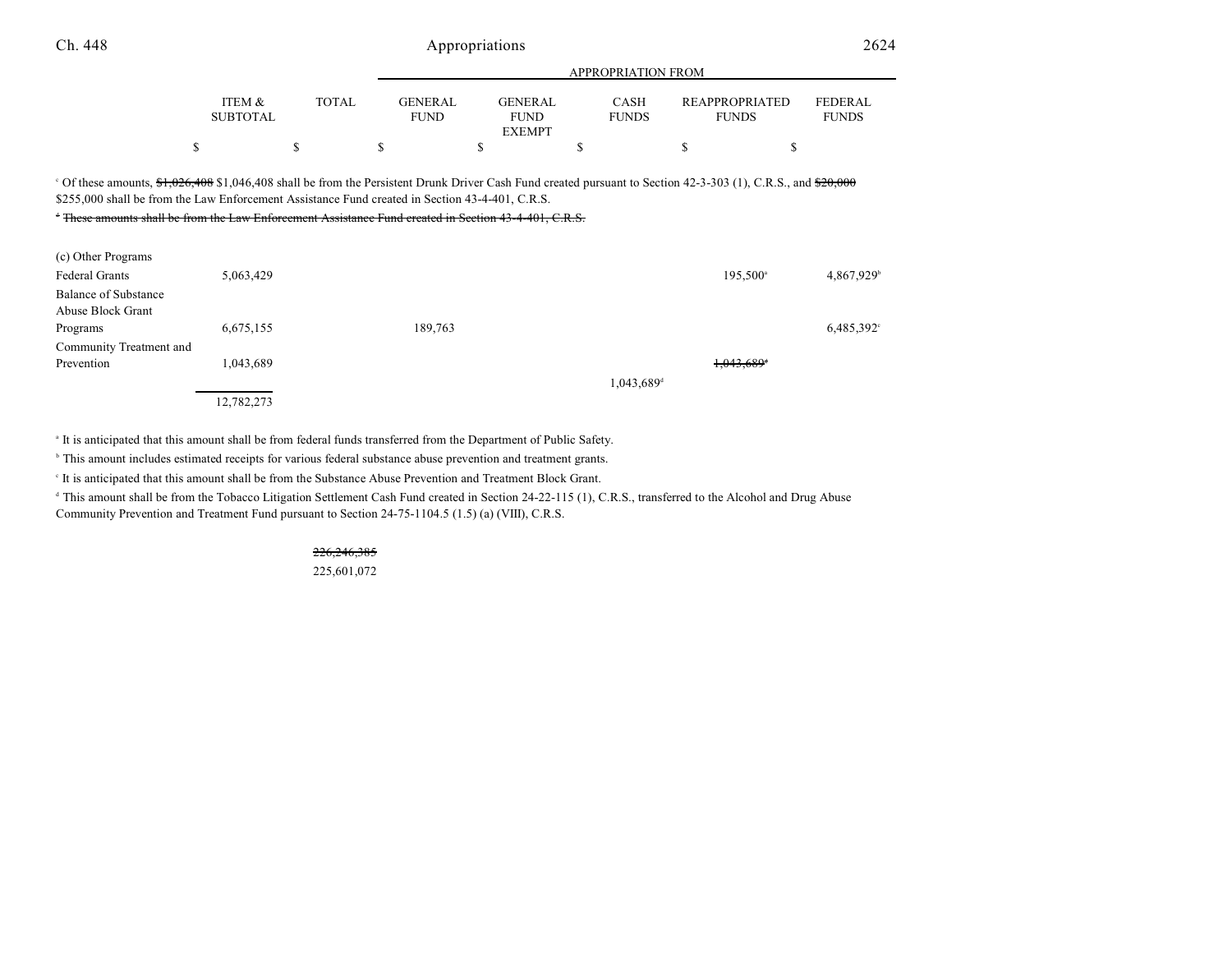| | ITEM & SUBTOTAL | TOTAL | APPROPRIATION FROM GENERAL FUND | GENERAL FUND EXEMPT | CASH FUNDS | REAPPROPRIATED FUNDS | FEDERAL FUNDS |
|---|---|---|---|---|---|---|---|
| | $ | $ | $ | $ | $ | $ | $ |

[c] Of these amounts, ~~$1,026,408~~ $1,046,408 shall be from the Persistent Drunk Driver Cash Fund created pursuant to Section 42-3-303 (1), C.R.S., and ~~$20,000~~ $255,000 shall be from the Law Enforcement Assistance Fund created in Section 43-4-401, C.R.S.

~~[d] These amounts shall be from the Law Enforcement Assistance Fund created in Section 43-4-401, C.R.S.~~

| | ITEM & SUBTOTAL | TOTAL | GENERAL FUND | GENERAL FUND EXEMPT | CASH FUNDS | REAPPROPRIATED FUNDS | FEDERAL FUNDS |
|---|---|---|---|---|---|---|---|
| (c) Other Programs | | | | | | | |
| Federal Grants | 5,063,429 | | | | | 195,500[a] | 4,867,929[b] |
| Balance of Substance Abuse Block Grant Programs | 6,675,155 | | 189,763 | | | | 6,485,392[c] |
| Community Treatment and Prevention | 1,043,689 | | | | 1,043,689[d] | ~~1,043,689[d]~~ | |
| | 12,782,273 | | | | | | |

[a] It is anticipated that this amount shall be from federal funds transferred from the Department of Public Safety.

[b] This amount includes estimated receipts for various federal substance abuse prevention and treatment grants.

[c] It is anticipated that this amount shall be from the Substance Abuse Prevention and Treatment Block Grant.

[d] This amount shall be from the Tobacco Litigation Settlement Cash Fund created in Section 24-22-115 (1), C.R.S., transferred to the Alcohol and Drug Abuse Community Prevention and Treatment Fund pursuant to Section 24-75-1104.5 (1.5) (a) (VIII), C.R.S.

| TOTAL |
|---|
| ~~226,246,385~~ |
| 225,601,072 |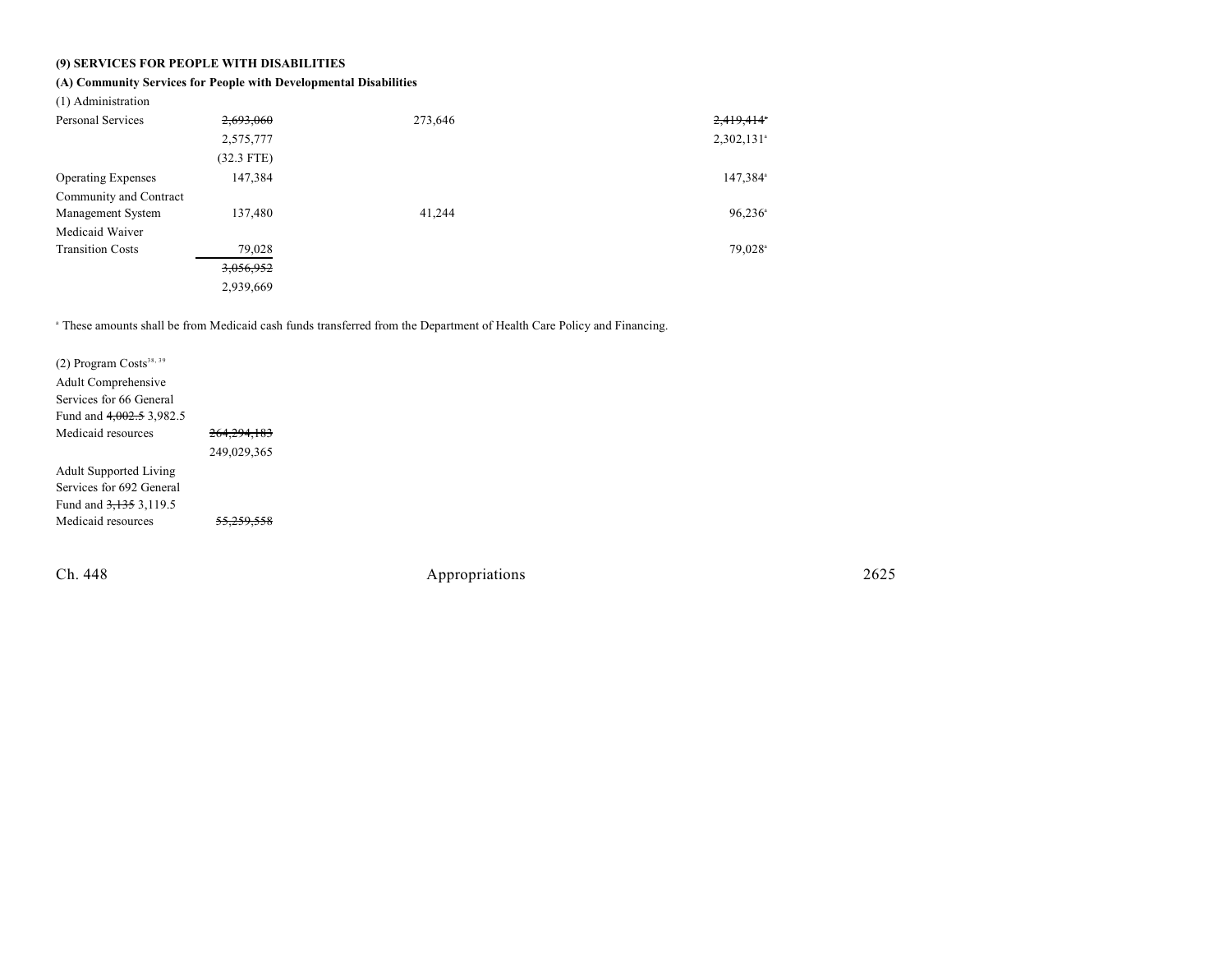**(9) SERVICES FOR PEOPLE WITH DISABILITIES**

**(A) Community Services for People with Developmental Disabilities**

| (1) Administration | | | |
|---|---|---|---|
| Personal Services | ~~2,693,060~~ | 273,646 | ~~2,419,414~~[a] |
| | 2,575,777 | | 2,302,131[a] |
| | (32.3 FTE) | | |
| Operating Expenses | 147,384 | | 147,384[a] |
| Community and Contract Management System | 137,480 | 41,244 | 96,236[a] |
| Medicaid Waiver Transition Costs | 79,028 | | 79,028[a] |
| | ~~3,056,952~~ | | |
| | 2,939,669 | | |

[a] These amounts shall be from Medicaid cash funds transferred from the Department of Health Care Policy and Financing.

| (2) Program Costs[38, 39] | |
|---|---|
| Adult Comprehensive Services for 66 General Fund and ~~4,002.5~~ 3,982.5 Medicaid resources | ~~264,294,183~~ |
| | 249,029,365 |
| Adult Supported Living Services for 692 General Fund and ~~3,135~~ 3,119.5 Medicaid resources | ~~55,259,558~~ |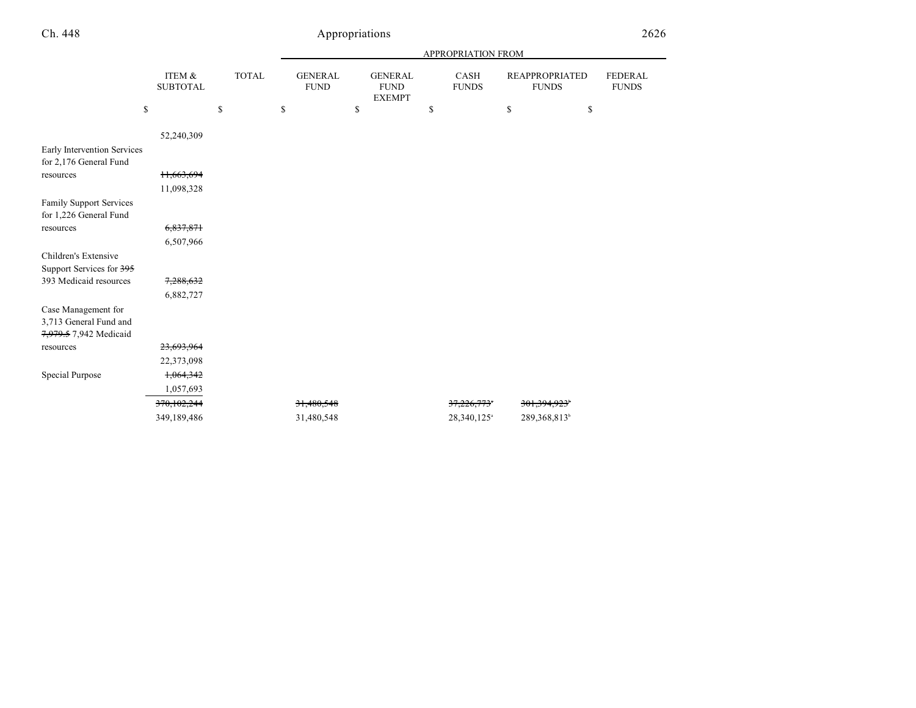| | ITEM & SUBTOTAL | TOTAL | GENERAL FUND | GENERAL FUND EXEMPT | CASH FUNDS | REAPPROPRIATED FUNDS | FEDERAL FUNDS |
|---|---|---|---|---|---|---|---|
| | | | APPROPRIATION FROM | | | | |
| | $ | $ | $ | $ | $ | $ | $ |
| | 52,240,309 | | | | | | |
| Early Intervention Services for 2,176 General Fund resources | ~~11,663,694~~ | | | | | | |
| | 11,098,328 | | | | | | |
| Family Support Services for 1,226 General Fund resources | ~~6,837,871~~ | | | | | | |
| | 6,507,966 | | | | | | |
| Children's Extensive Support Services for ~~395~~ 393 Medicaid resources | ~~7,288,632~~ | | | | | | |
| | 6,882,727 | | | | | | |
| Case Management for 3,713 General Fund and ~~7,979.5~~ 7,942 Medicaid resources | ~~23,693,964~~ | | | | | | |
| | 22,373,098 | | | | | | |
| Special Purpose | ~~1,064,342~~ | | | | | | |
| | 1,057,693 | | | | | | |
| | ~~370,102,244~~ | | ~~31,480,548~~ | | ~~37,226,773~~[a] | ~~301,394,923~~[b] | |
| | 349,189,486 | | 31,480,548 | | 28,340,125[a] | 289,368,813[b] | |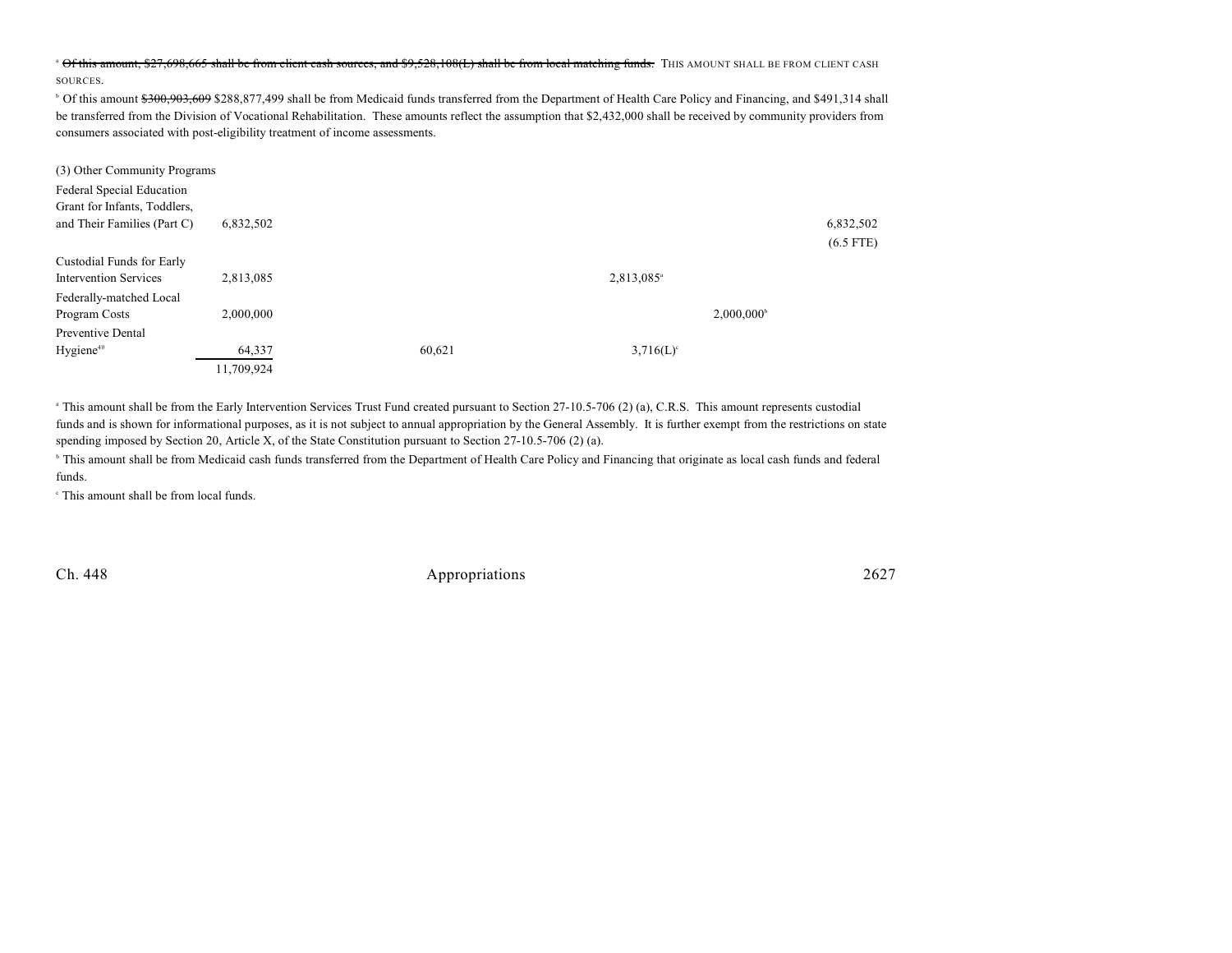[a] ~~Of this amount, $27,698,665 shall be from client cash sources, and $9,528,108(L) shall be from local matching funds.~~ THIS AMOUNT SHALL BE FROM CLIENT CASH SOURCES.

[b] Of this amount ~~$300,903,609~~ $288,877,499 shall be from Medicaid funds transferred from the Department of Health Care Policy and Financing, and $491,314 shall be transferred from the Division of Vocational Rehabilitation. These amounts reflect the assumption that $2,432,000 shall be received by community providers from consumers associated with post-eligibility treatment of income assessments.

(3) Other Community Programs

| | Total | General Fund | Cash Funds | Cash Funds Exempt | Federal Funds |
|---|---|---|---|---|---|
| Federal Special Education Grant for Infants, Toddlers, and Their Families (Part C) | 6,832,502 | | | | 6,832,502 (6.5 FTE) |
| Custodial Funds for Early Intervention Services | 2,813,085 | | 2,813,085[a] | | |
| Federally-matched Local Program Costs | 2,000,000 | | | 2,000,000[b] | |
| Preventive Dental Hygiene[40] | 64,337 | 60,621 | 3,716(L)[c] | | |
| | 11,709,924 | | | | |

[a] This amount shall be from the Early Intervention Services Trust Fund created pursuant to Section 27-10.5-706 (2) (a), C.R.S. This amount represents custodial funds and is shown for informational purposes, as it is not subject to annual appropriation by the General Assembly. It is further exempt from the restrictions on state spending imposed by Section 20, Article X, of the State Constitution pursuant to Section 27-10.5-706 (2) (a).

[b] This amount shall be from Medicaid cash funds transferred from the Department of Health Care Policy and Financing that originate as local cash funds and federal funds.

[c] This amount shall be from local funds.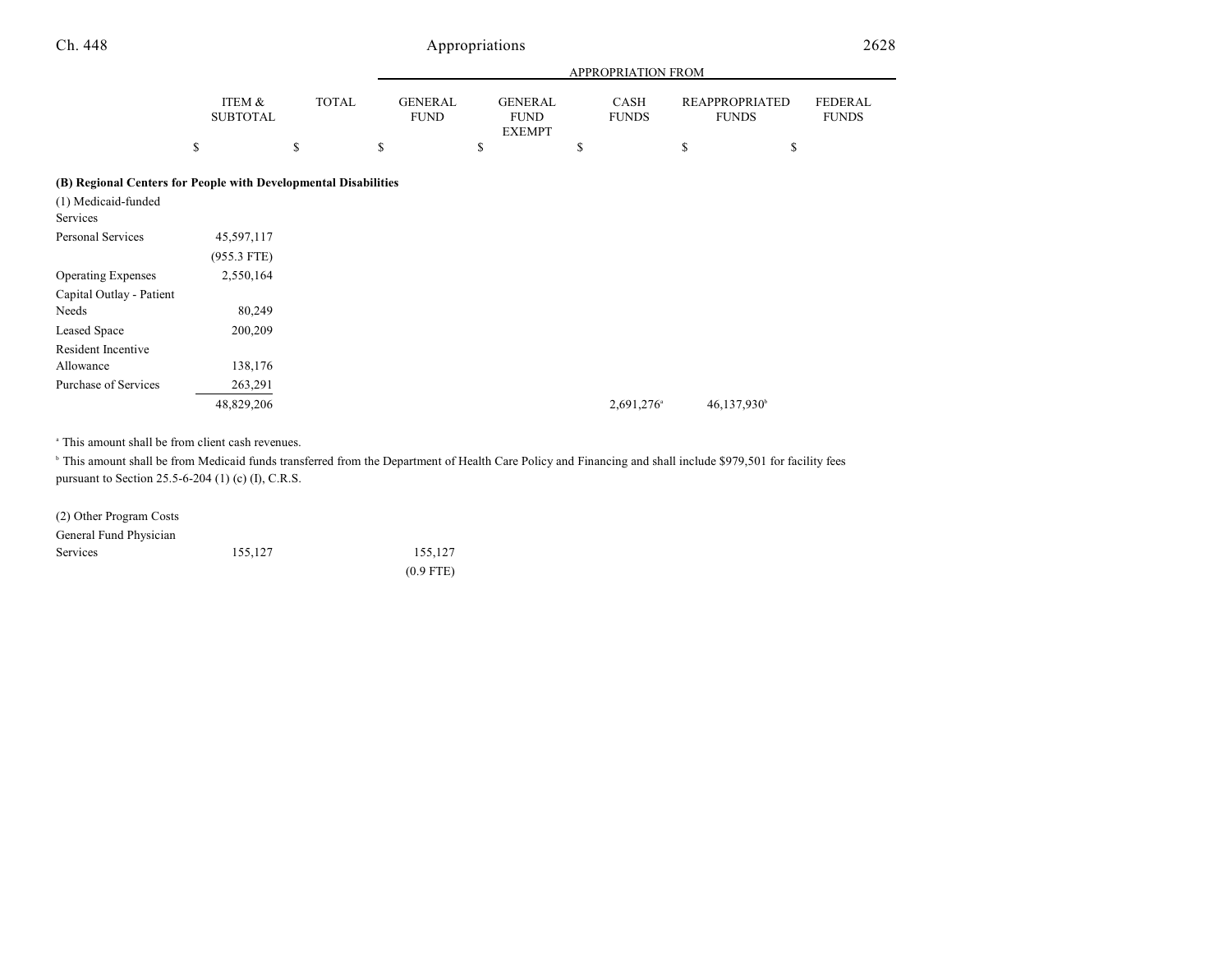| | ITEM & SUBTOTAL | TOTAL | APPROPRIATION FROM GENERAL FUND | GENERAL FUND EXEMPT | CASH FUNDS | REAPPROPRIATED FUNDS | FEDERAL FUNDS |
|---|---|---|---|---|---|---|---|
| | $ | $ | $ | $ | $ | $ | $ |
| **(B) Regional Centers for People with Developmental Disabilities** | | | | | | | |
| (1) Medicaid-funded Services | | | | | | | |
| Personal Services | 45,597,117 | | | | | | |
| | (955.3 FTE) | | | | | | |
| Operating Expenses | 2,550,164 | | | | | | |
| Capital Outlay - Patient Needs | 80,249 | | | | | | |
| Leased Space | 200,209 | | | | | | |
| Resident Incentive Allowance | 138,176 | | | | | | |
| Purchase of Services | 263,291 | | | | | | |
| | 48,829,206 | | | | 2,691,276[a] | 46,137,930[b] | |

[a] This amount shall be from client cash revenues.

[b] This amount shall be from Medicaid funds transferred from the Department of Health Care Policy and Financing and shall include $979,501 for facility fees pursuant to Section 25.5-6-204 (1) (c) (I), C.R.S.

| | ITEM & SUBTOTAL | TOTAL | GENERAL FUND | GENERAL FUND EXEMPT | CASH FUNDS | REAPPROPRIATED FUNDS | FEDERAL FUNDS |
|---|---|---|---|---|---|---|---|
| (2) Other Program Costs | | | | | | | |
| General Fund Physician Services | 155,127 | | 155,127 | | | | |
| | | | (0.9 FTE) | | | | |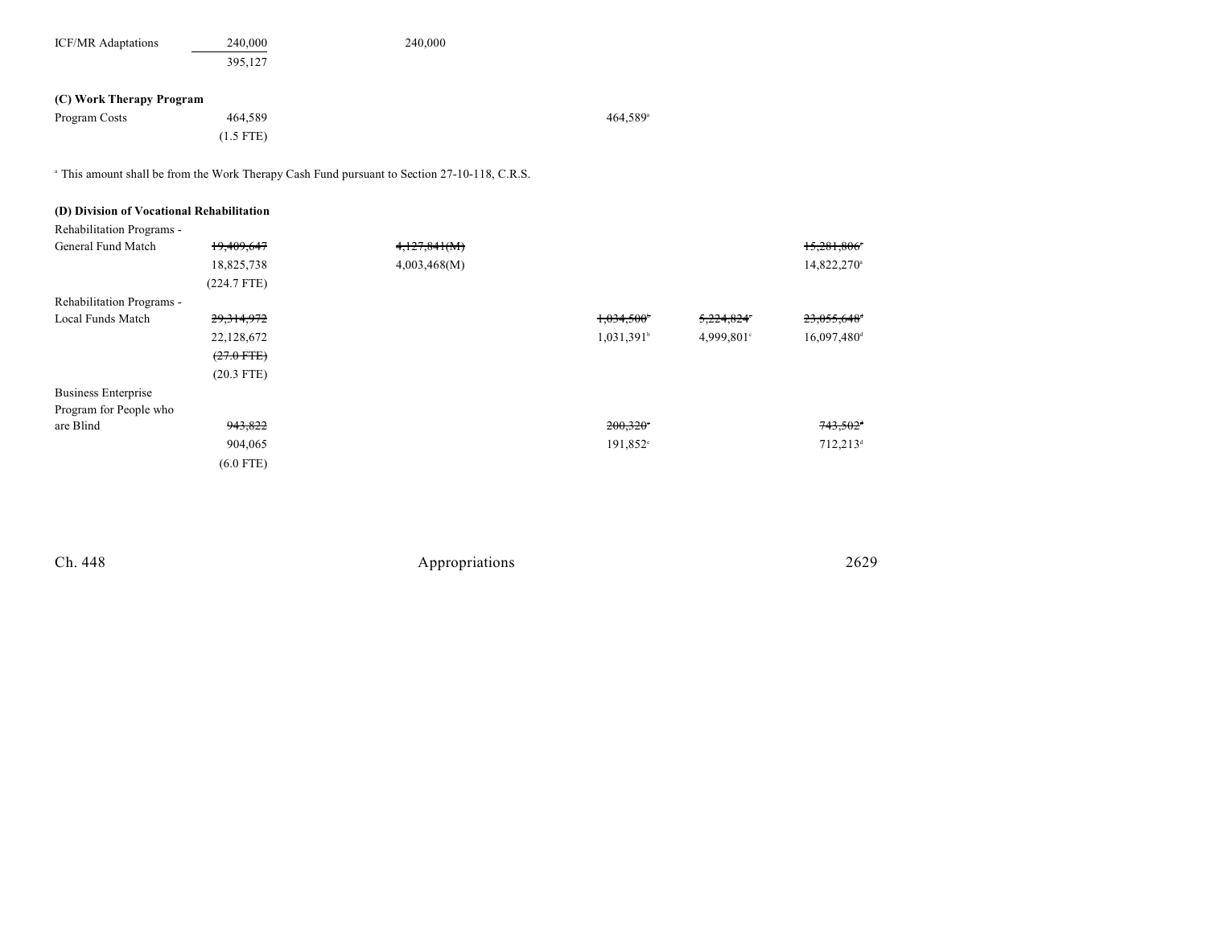| | | | | | |
|---|---|---|---|---|---|
| ICF/MR Adaptations | 240,000 | 240,000 | | | |
| | 395,127 | | | | |
| **(C) Work Therapy Program** | | | | | |
| Program Costs | 464,589 | | 464,589[a] | | |
| | (1.5 FTE) | | | | |

[a] This amount shall be from the Work Therapy Cash Fund pursuant to Section 27-10-118, C.R.S.

| | | | | | |
|---|---|---|---|---|---|
| **(D) Division of Vocational Rehabilitation** | | | | | |
| Rehabilitation Programs - General Fund Match | ~~19,409,647~~ | ~~4,127,841(M)~~ | | | ~~15,281,806~~[a] |
| | 18,825,738 | 4,003,468(M) | | | 14,822,270[a] |
| | (224.7 FTE) | | | | |
| Rehabilitation Programs - Local Funds Match | ~~29,314,972~~ | | ~~1,034,500~~[b] | ~~5,224,824~~[c] | ~~23,055,648~~[d] |
| | 22,128,672 | | 1,031,391[b] | 4,999,801[c] | 16,097,480[d] |
| | ~~(27.0 FTE)~~ | | | | |
| | (20.3 FTE) | | | | |
| Business Enterprise Program for People who are Blind | ~~943,822~~ | | ~~200,320~~[e] | | ~~743,502~~[d] |
| | 904,065 | | 191,852[e] | | 712,213[d] |
| | (6.0 FTE) | | | | |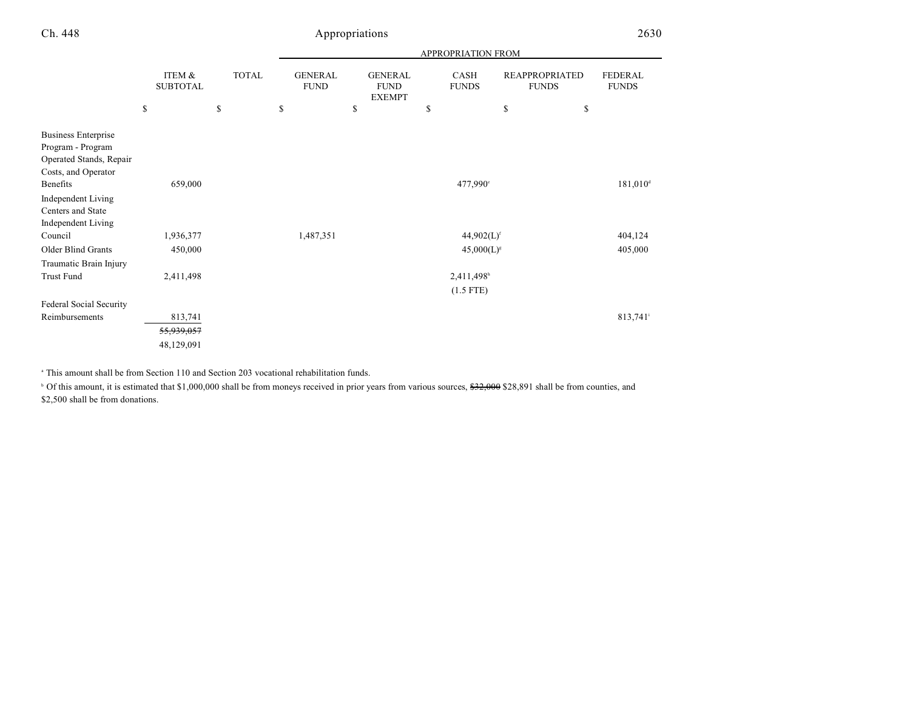| | ITEM & SUBTOTAL | TOTAL | APPROPRIATION FROM | | | | |
|---|---|---|---|---|---|---|---|
| | | | GENERAL FUND | GENERAL FUND EXEMPT | CASH FUNDS | REAPPROPRIATED FUNDS | FEDERAL FUNDS |
| | $ | $ | $ | $ | $ | $ | $ |
| Business Enterprise Program - Program Operated Stands, Repair Costs, and Operator Benefits | 659,000 | | | | 477,990[c] | | 181,010[d] |
| Independent Living Centers and State Independent Living Council | 1,936,377 | | 1,487,351 | | 44,902(L)[f] | | 404,124 |
| Older Blind Grants | 450,000 | | | | 45,000(L)[g] | | 405,000 |
| Traumatic Brain Injury Trust Fund | 2,411,498 | | | | 2,411,498[h] (1.5 FTE) | | |
| Federal Social Security Reimbursements | 813,741 | | | | | | 813,741[i] |
| | ~~55,939,057~~ 48,129,091 | | | | | | |

[a] This amount shall be from Section 110 and Section 203 vocational rehabilitation funds.

[b] Of this amount, it is estimated that $1,000,000 shall be from moneys received in prior years from various sources, ~~$32,000~~ $28,891 shall be from counties, and $2,500 shall be from donations.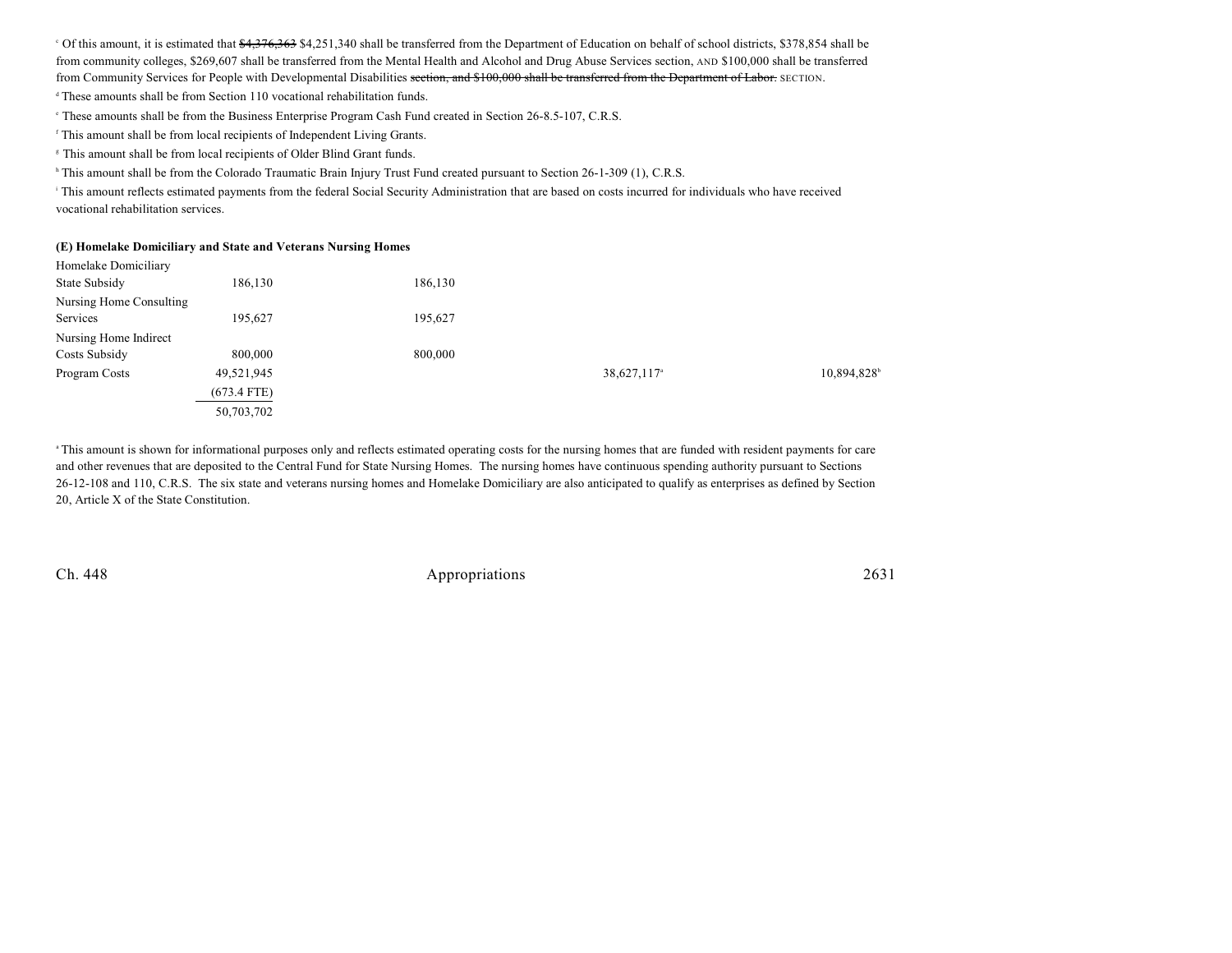[c] Of this amount, it is estimated that ~~$4,376,363~~ $4,251,340 shall be transferred from the Department of Education on behalf of school districts, $378,854 shall be from community colleges, $269,607 shall be transferred from the Mental Health and Alcohol and Drug Abuse Services section, AND $100,000 shall be transferred from Community Services for People with Developmental Disabilities ~~section, and $100,000 shall be transferred from the Department of Labor.~~ SECTION.

[d] These amounts shall be from Section 110 vocational rehabilitation funds.

[e] These amounts shall be from the Business Enterprise Program Cash Fund created in Section 26-8.5-107, C.R.S.

[f] This amount shall be from local recipients of Independent Living Grants.

[g] This amount shall be from local recipients of Older Blind Grant funds.

[h] This amount shall be from the Colorado Traumatic Brain Injury Trust Fund created pursuant to Section 26-1-309 (1), C.R.S.

[i] This amount reflects estimated payments from the federal Social Security Administration that are based on costs incurred for individuals who have received vocational rehabilitation services.

**(E) Homelake Domiciliary and State and Veterans Nursing Homes**

| | | | | | |
|---|---|---|---|---|---|
| Homelake Domiciliary State Subsidy | 186,130 | 186,130 | | | |
| Nursing Home Consulting Services | 195,627 | 195,627 | | | |
| Nursing Home Indirect Costs Subsidy | 800,000 | 800,000 | | | |
| Program Costs | 49,521,945 | | | 38,627,117[a] | 10,894,828[b] |
| | (673.4 FTE) | | | | |
| | 50,703,702 | | | | |

[a] This amount is shown for informational purposes only and reflects estimated operating costs for the nursing homes that are funded with resident payments for care and other revenues that are deposited to the Central Fund for State Nursing Homes. The nursing homes have continuous spending authority pursuant to Sections 26-12-108 and 110, C.R.S. The six state and veterans nursing homes and Homelake Domiciliary are also anticipated to qualify as enterprises as defined by Section 20, Article X of the State Constitution.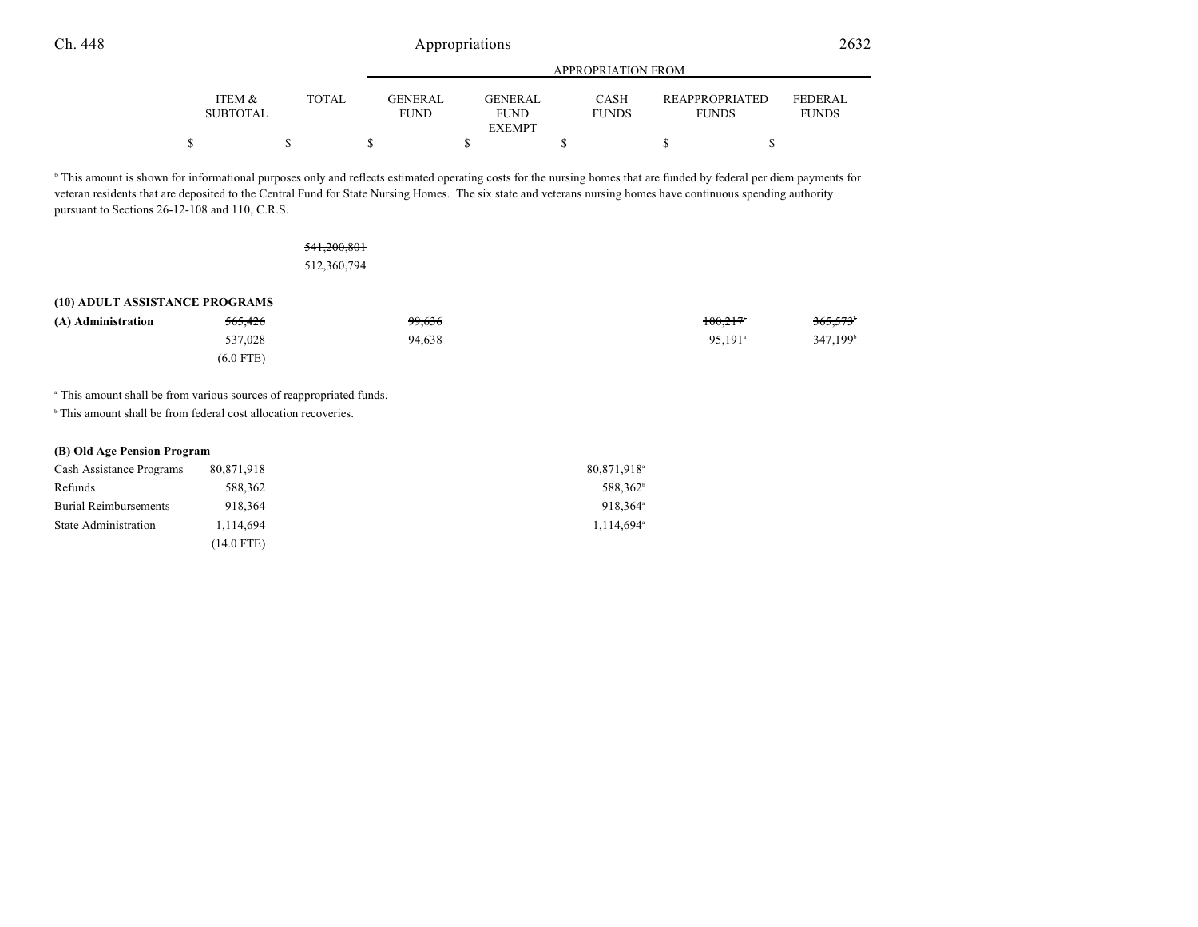| | ITEM & SUBTOTAL | TOTAL | GENERAL FUND | GENERAL FUND EXEMPT | CASH FUNDS | REAPPROPRIATED FUNDS | FEDERAL FUNDS |
|---|---|---|---|---|---|---|---|
| | $ | $ | $ | $ | $ | $ | $ |

[b] This amount is shown for informational purposes only and reflects estimated operating costs for the nursing homes that are funded by federal per diem payments for veteran residents that are deposited to the Central Fund for State Nursing Homes. The six state and veterans nursing homes have continuous spending authority pursuant to Sections 26-12-108 and 110, C.R.S.

| | ITEM & SUBTOTAL | TOTAL | GENERAL FUND | GENERAL FUND EXEMPT | CASH FUNDS | REAPPROPRIATED FUNDS | FEDERAL FUNDS |
|---|---|---|---|---|---|---|---|
| | | ~~541,200,801~~ | | | | | |
| | | 512,360,794 | | | | | |

**(10) ADULT ASSISTANCE PROGRAMS**

| | ITEM & SUBTOTAL | TOTAL | GENERAL FUND | GENERAL FUND EXEMPT | CASH FUNDS | REAPPROPRIATED FUNDS | FEDERAL FUNDS |
|---|---|---|---|---|---|---|---|
| **(A) Administration** | ~~565,426~~ | | ~~99,636~~ | | | ~~100,217~~[a] | ~~365,573~~[b] |
| | 537,028 | | 94,638 | | | 95,191[a] | 347,199[b] |
| | (6.0 FTE) | | | | | | |

[a] This amount shall be from various sources of reappropriated funds.

[b] This amount shall be from federal cost allocation recoveries.

**(B) Old Age Pension Program**

| | ITEM & SUBTOTAL | TOTAL | GENERAL FUND | GENERAL FUND EXEMPT | CASH FUNDS | REAPPROPRIATED FUNDS | FEDERAL FUNDS |
|---|---|---|---|---|---|---|---|
| Cash Assistance Programs | 80,871,918 | | | | 80,871,918[a] | | |
| Refunds | 588,362 | | | | 588,362[b] | | |
| Burial Reimbursements | 918,364 | | | | 918,364[a] | | |
| State Administration | 1,114,694 | | | | 1,114,694[a] | | |
| | (14.0 FTE) | | | | | | |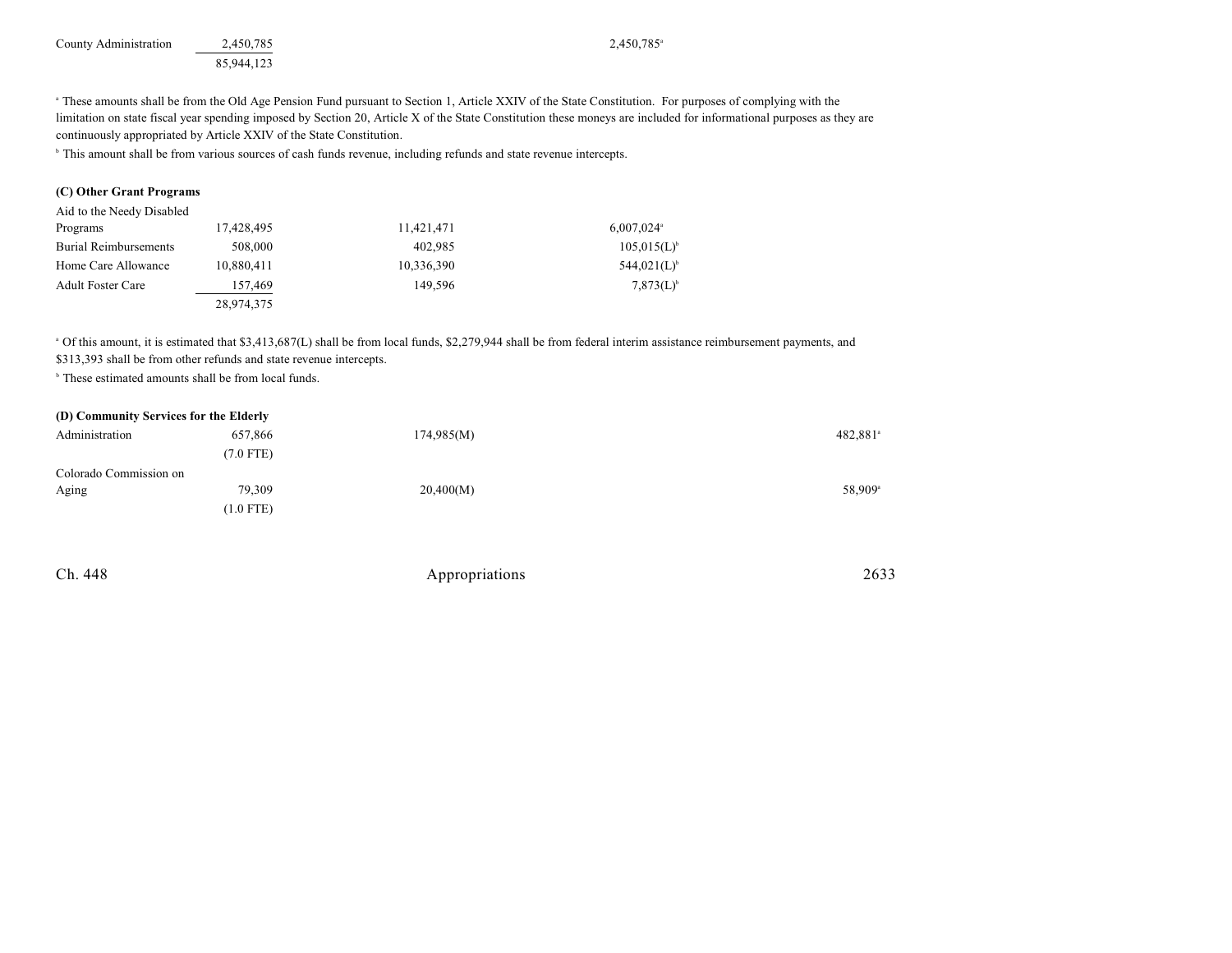| | Total | General Fund | Cash Funds | Federal Funds |
|---|---|---|---|---|
| County Administration | 2,450,785 | | 2,450,785[a] | |
| | 85,944,123 | | | |

[a] These amounts shall be from the Old Age Pension Fund pursuant to Section 1, Article XXIV of the State Constitution. For purposes of complying with the limitation on state fiscal year spending imposed by Section 20, Article X of the State Constitution these moneys are included for informational purposes as they are continuously appropriated by Article XXIV of the State Constitution.

[b] This amount shall be from various sources of cash funds revenue, including refunds and state revenue intercepts.

**(C) Other Grant Programs**

| | Total | General Fund | Cash Funds | Federal Funds |
|---|---|---|---|---|
| Aid to the Needy Disabled Programs | 17,428,495 | 11,421,471 | 6,007,024[a] | |
| Burial Reimbursements | 508,000 | 402,985 | 105,015(L)[b] | |
| Home Care Allowance | 10,880,411 | 10,336,390 | 544,021(L)[b] | |
| Adult Foster Care | 157,469 | 149,596 | 7,873(L)[b] | |
| | 28,974,375 | | | |

[a] Of this amount, it is estimated that $3,413,687(L) shall be from local funds, $2,279,944 shall be from federal interim assistance reimbursement payments, and $313,393 shall be from other refunds and state revenue intercepts.

[b] These estimated amounts shall be from local funds.

**(D) Community Services for the Elderly**

| | Total | General Fund | Cash Funds | Federal Funds |
|---|---|---|---|---|
| Administration | 657,866 | 174,985(M) | | 482,881[a] |
| | (7.0 FTE) | | | |
| Colorado Commission on Aging | 79,309 | 20,400(M) | | 58,909[a] |
| | (1.0 FTE) | | | |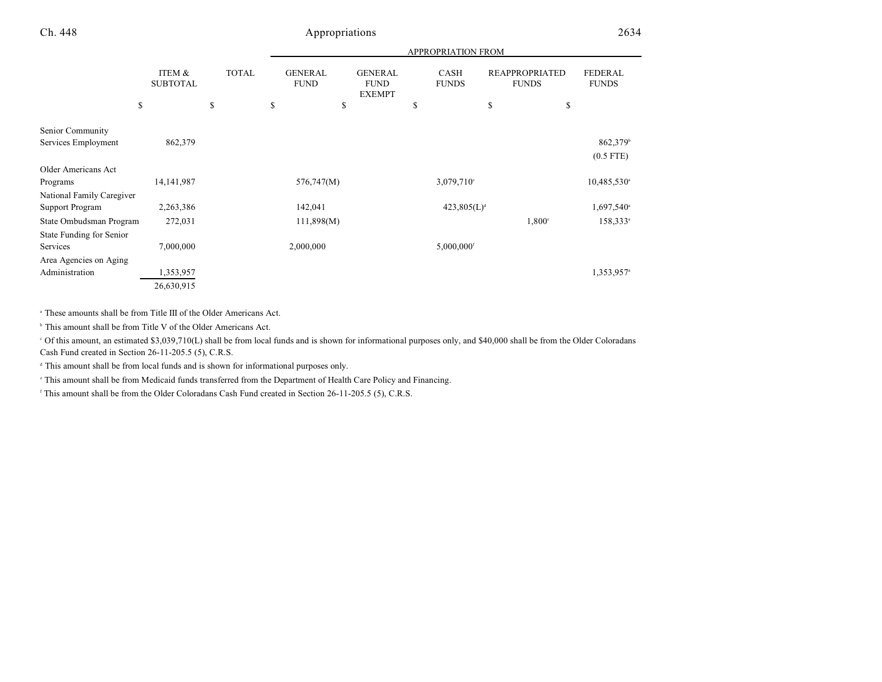| | ITEM & SUBTOTAL | TOTAL | APPROPRIATION FROM | | | | |
|---|---|---|---|---|---|---|---|
| | | | GENERAL FUND | GENERAL FUND EXEMPT | CASH FUNDS | REAPPROPRIATED FUNDS | FEDERAL FUNDS |
| | $ | $ | $ | $ | $ | $ | $ |
| Senior Community Services Employment | 862,379 | | | | | | 862,379[b] (0.5 FTE) |
| Older Americans Act Programs | 14,141,987 | | 576,747(M) | | 3,079,710[c] | | 10,485,530[a] |
| National Family Caregiver Support Program | 2,263,386 | | 142,041 | | 423,805(L)[d] | | 1,697,540[a] |
| State Ombudsman Program | 272,031 | | 111,898(M) | | | 1,800[e] | 158,333[a] |
| State Funding for Senior Services | 7,000,000 | | 2,000,000 | | 5,000,000[f] | | |
| Area Agencies on Aging Administration | 1,353,957 | | | | | | 1,353,957[a] |
| | 26,630,915 | | | | | | |

[a] These amounts shall be from Title III of the Older Americans Act.

[b] This amount shall be from Title V of the Older Americans Act.

[c] Of this amount, an estimated $3,039,710(L) shall be from local funds and is shown for informational purposes only, and $40,000 shall be from the Older Coloradans Cash Fund created in Section 26-11-205.5 (5), C.R.S.

[d] This amount shall be from local funds and is shown for informational purposes only.

[e] This amount shall be from Medicaid funds transferred from the Department of Health Care Policy and Financing.

[f] This amount shall be from the Older Coloradans Cash Fund created in Section 26-11-205.5 (5), C.R.S.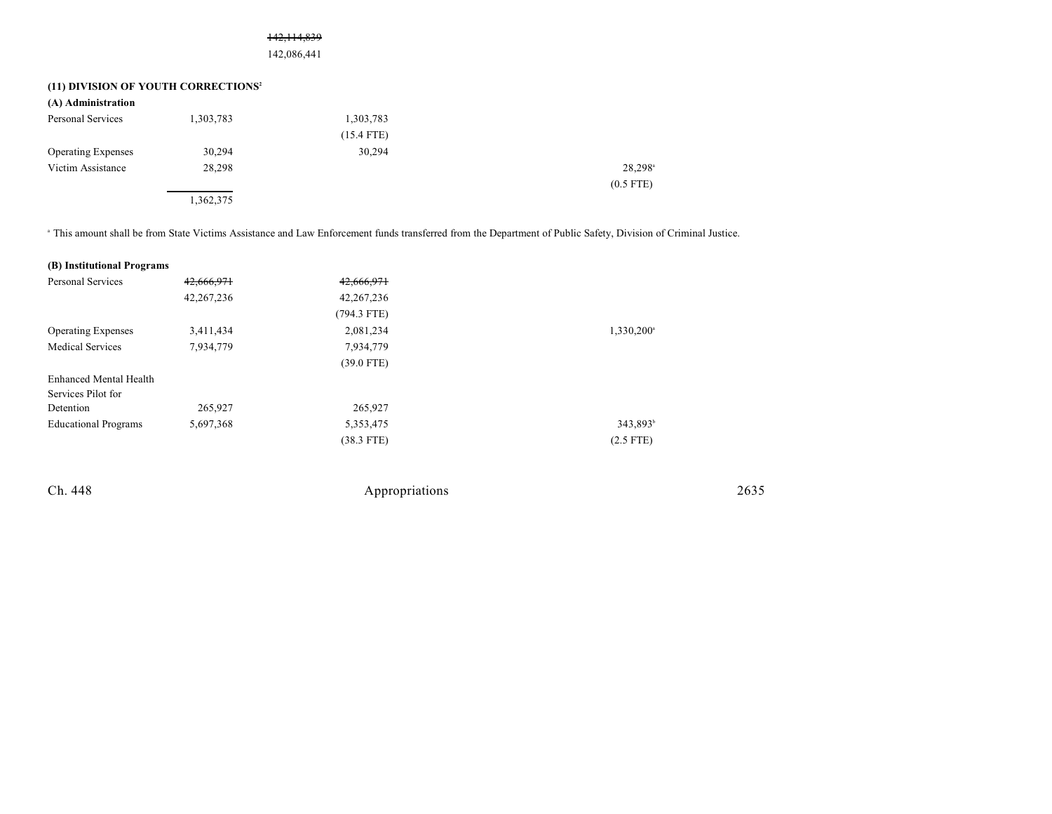| | | | | | |
|---|---|---|---|---|---|
| | | ~~142,114,839~~ | | | |
| | | 142,086,441 | | | |

**(11) DIVISION OF YOUTH CORRECTIONS**[2]

**(A) Administration**

| | | | | | |
|---|---|---|---|---|---|
| Personal Services | 1,303,783 | | 1,303,783 | | |
| | | | (15.4 FTE) | | |
| Operating Expenses | 30,294 | | 30,294 | | |
| Victim Assistance | 28,298 | | | | 28,298[a] |
| | | | | | (0.5 FTE) |
| | 1,362,375 | | | | |

[a] This amount shall be from State Victims Assistance and Law Enforcement funds transferred from the Department of Public Safety, Division of Criminal Justice.

**(B) Institutional Programs**

| | | | | | |
|---|---|---|---|---|---|
| Personal Services | ~~42,666,971~~ | | ~~42,666,971~~ | | |
| | 42,267,236 | | 42,267,236 | | |
| | | | (794.3 FTE) | | |
| Operating Expenses | 3,411,434 | | 2,081,234 | | 1,330,200[a] |
| Medical Services | 7,934,779 | | 7,934,779 | | |
| | | | (39.0 FTE) | | |
| Enhanced Mental Health Services Pilot for Detention | 265,927 | | 265,927 | | |
| Educational Programs | 5,697,368 | | 5,353,475 | | 343,893[b] |
| | | | (38.3 FTE) | | (2.5 FTE) |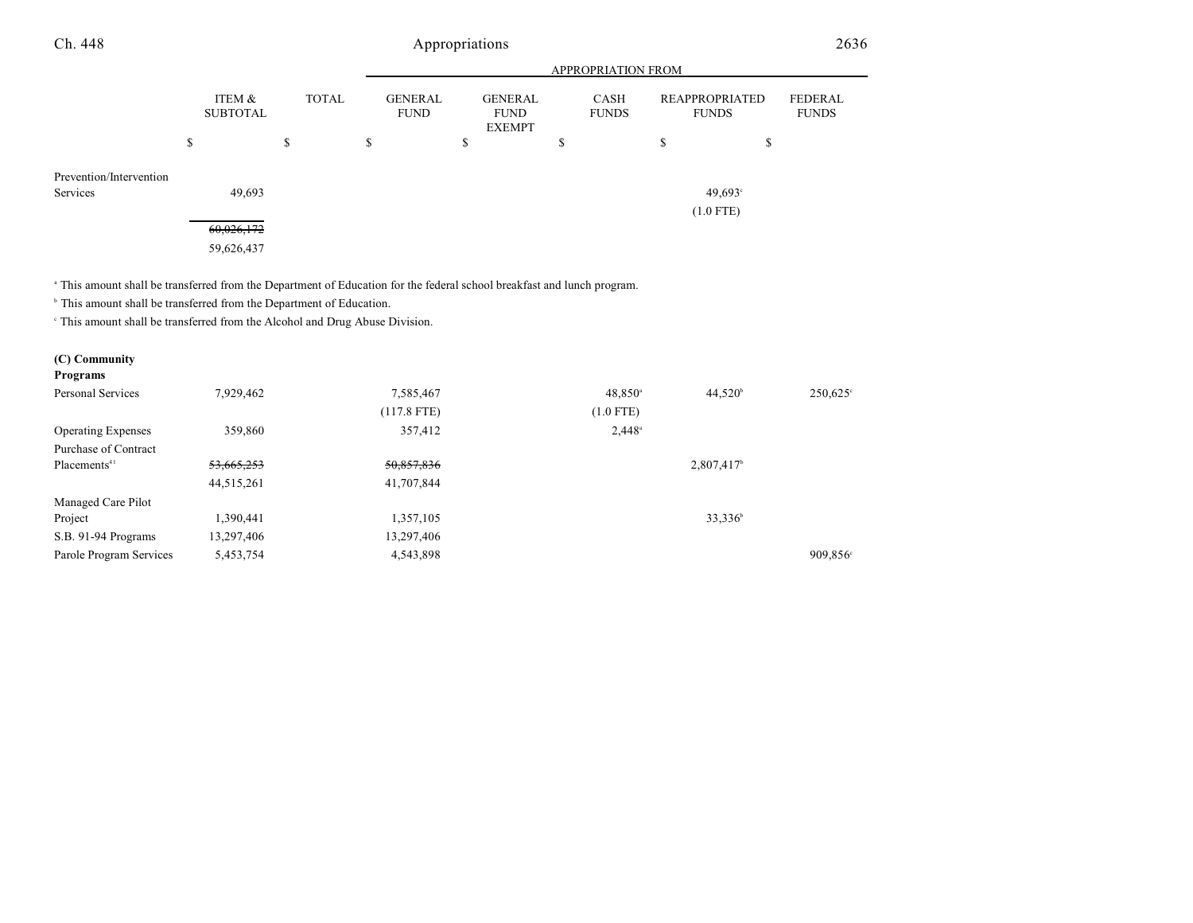| | ITEM & SUBTOTAL | TOTAL | APPROPRIATION FROM | | | | |
|---|---|---|---|---|---|---|---|
| | | | GENERAL FUND | GENERAL FUND EXEMPT | CASH FUNDS | REAPPROPRIATED FUNDS | FEDERAL FUNDS |
| | $ | $ | $ | $ | $ | $ | $ |
| Prevention/Intervention Services | 49,693 | | | | | 49,693[c] (1.0 FTE) | |
| | ~~60,026,172~~ 59,626,437 | | | | | | |

[a] This amount shall be transferred from the Department of Education for the federal school breakfast and lunch program.

[b] This amount shall be transferred from the Department of Education.

[c] This amount shall be transferred from the Alcohol and Drug Abuse Division.

**(C) Community Programs**

| | ITEM & SUBTOTAL | TOTAL | GENERAL FUND | GENERAL FUND EXEMPT | CASH FUNDS | REAPPROPRIATED FUNDS | FEDERAL FUNDS |
|---|---|---|---|---|---|---|---|
| Personal Services | 7,929,462 | | 7,585,467 (117.8 FTE) | | 48,850[a] (1.0 FTE) | 44,520[b] | 250,625[c] |
| Operating Expenses | 359,860 | | 357,412 | | 2,448[a] | | |
| Purchase of Contract Placements[41] | ~~53,665,253~~ 44,515,261 | | ~~50,857,836~~ 41,707,844 | | | 2,807,417[b] | |
| Managed Care Pilot Project | 1,390,441 | | 1,357,105 | | | 33,336[b] | |
| S.B. 91-94 Programs | 13,297,406 | | 13,297,406 | | | | |
| Parole Program Services | 5,453,754 | | 4,543,898 | | | | 909,856[c] |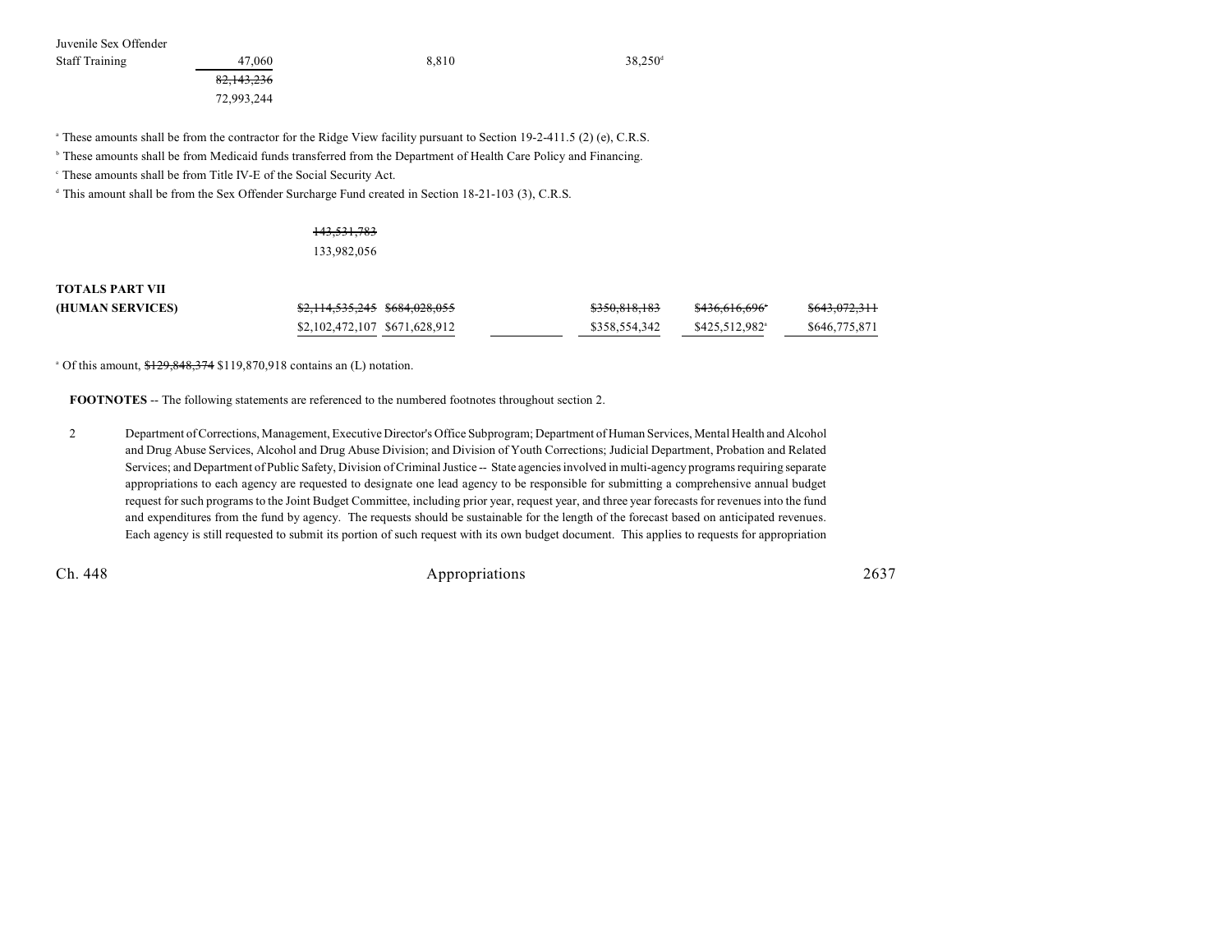| | | | | | | |
|---|---|---|---|---|---|---|
| Juvenile Sex Offender Staff Training | 47,060 | | 8,810 | | 38,250[d] | |
| | ~~82,143,236~~ 72,993,244 | | | | | |

[a] These amounts shall be from the contractor for the Ridge View facility pursuant to Section 19-2-411.5 (2) (e), C.R.S.

[b] These amounts shall be from Medicaid funds transferred from the Department of Health Care Policy and Financing.

[c] These amounts shall be from Title IV-E of the Social Security Act.

[d] This amount shall be from the Sex Offender Surcharge Fund created in Section 18-21-103 (3), C.R.S.

| | | | | | | |
|---|---|---|---|---|---|---|
| | ~~143,531,783~~ 133,982,056 | | | | | |
| **TOTALS PART VII (HUMAN SERVICES)** | ~~$2,114,535,245~~ $2,102,472,107 | ~~$684,028,055~~ $671,628,912 | | ~~$350,818,183~~ $358,554,342 | ~~$436,616,696~~[a] $425,512,982[a] | ~~$643,072,311~~ $646,775,871 |

[a] Of this amount, ~~$129,848,374~~ $119,870,918 contains an (L) notation.

**FOOTNOTES** -- The following statements are referenced to the numbered footnotes throughout section 2.

2 Department of Corrections, Management, Executive Director's Office Subprogram; Department of Human Services, Mental Health and Alcohol and Drug Abuse Services, Alcohol and Drug Abuse Division; and Division of Youth Corrections; Judicial Department, Probation and Related Services; and Department of Public Safety, Division of Criminal Justice -- State agencies involved in multi-agency programs requiring separate appropriations to each agency are requested to designate one lead agency to be responsible for submitting a comprehensive annual budget request for such programs to the Joint Budget Committee, including prior year, request year, and three year forecasts for revenues into the fund and expenditures from the fund by agency. The requests should be sustainable for the length of the forecast based on anticipated revenues. Each agency is still requested to submit its portion of such request with its own budget document. This applies to requests for appropriation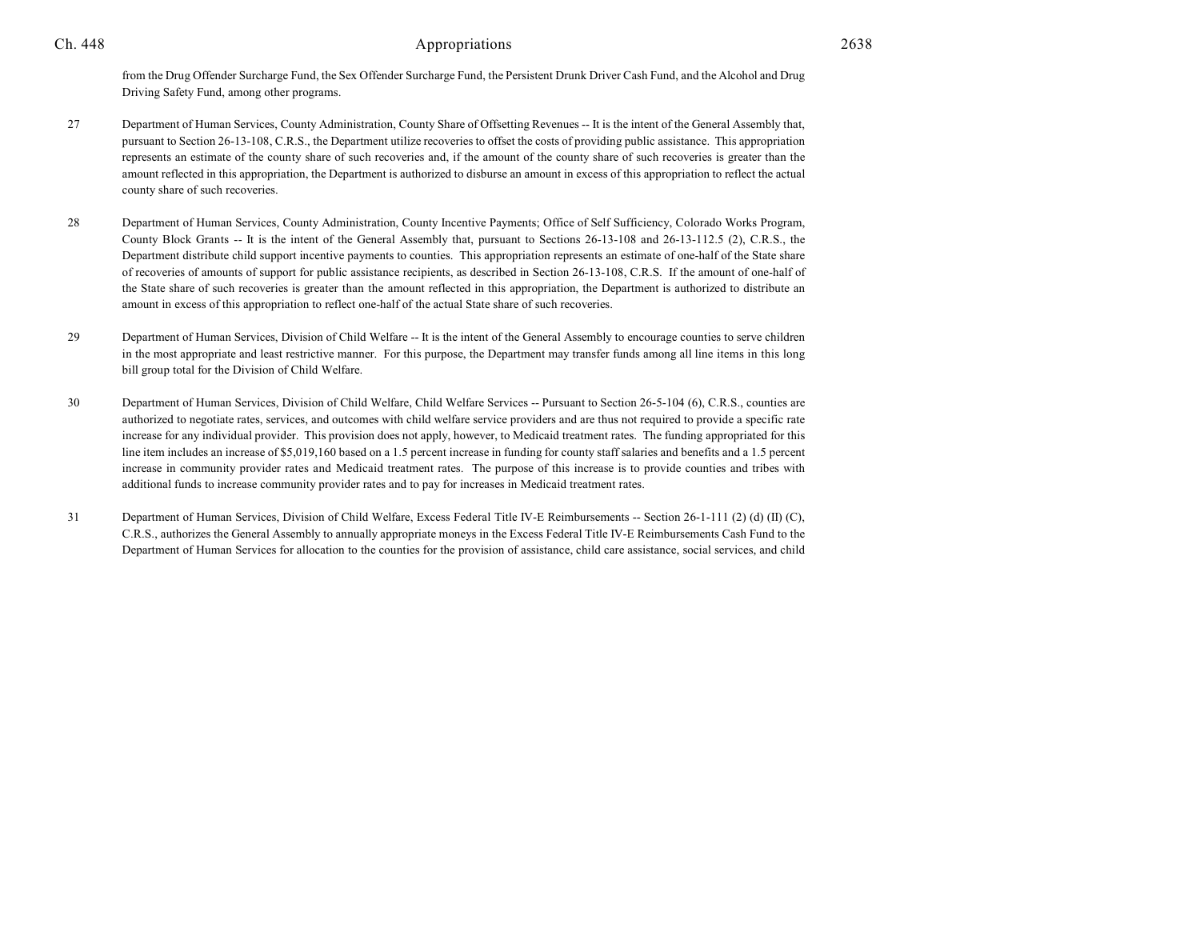from the Drug Offender Surcharge Fund, the Sex Offender Surcharge Fund, the Persistent Drunk Driver Cash Fund, and the Alcohol and Drug Driving Safety Fund, among other programs.

27 Department of Human Services, County Administration, County Share of Offsetting Revenues -- It is the intent of the General Assembly that, pursuant to Section 26-13-108, C.R.S., the Department utilize recoveries to offset the costs of providing public assistance. This appropriation represents an estimate of the county share of such recoveries and, if the amount of the county share of such recoveries is greater than the amount reflected in this appropriation, the Department is authorized to disburse an amount in excess of this appropriation to reflect the actual county share of such recoveries.

28 Department of Human Services, County Administration, County Incentive Payments; Office of Self Sufficiency, Colorado Works Program, County Block Grants -- It is the intent of the General Assembly that, pursuant to Sections 26-13-108 and 26-13-112.5 (2), C.R.S., the Department distribute child support incentive payments to counties. This appropriation represents an estimate of one-half of the State share of recoveries of amounts of support for public assistance recipients, as described in Section 26-13-108, C.R.S. If the amount of one-half of the State share of such recoveries is greater than the amount reflected in this appropriation, the Department is authorized to distribute an amount in excess of this appropriation to reflect one-half of the actual State share of such recoveries.

29 Department of Human Services, Division of Child Welfare -- It is the intent of the General Assembly to encourage counties to serve children in the most appropriate and least restrictive manner. For this purpose, the Department may transfer funds among all line items in this long bill group total for the Division of Child Welfare.

30 Department of Human Services, Division of Child Welfare, Child Welfare Services -- Pursuant to Section 26-5-104 (6), C.R.S., counties are authorized to negotiate rates, services, and outcomes with child welfare service providers and are thus not required to provide a specific rate increase for any individual provider. This provision does not apply, however, to Medicaid treatment rates. The funding appropriated for this line item includes an increase of $5,019,160 based on a 1.5 percent increase in funding for county staff salaries and benefits and a 1.5 percent increase in community provider rates and Medicaid treatment rates. The purpose of this increase is to provide counties and tribes with additional funds to increase community provider rates and to pay for increases in Medicaid treatment rates.

31 Department of Human Services, Division of Child Welfare, Excess Federal Title IV-E Reimbursements -- Section 26-1-111 (2) (d) (II) (C), C.R.S., authorizes the General Assembly to annually appropriate moneys in the Excess Federal Title IV-E Reimbursements Cash Fund to the Department of Human Services for allocation to the counties for the provision of assistance, child care assistance, social services, and child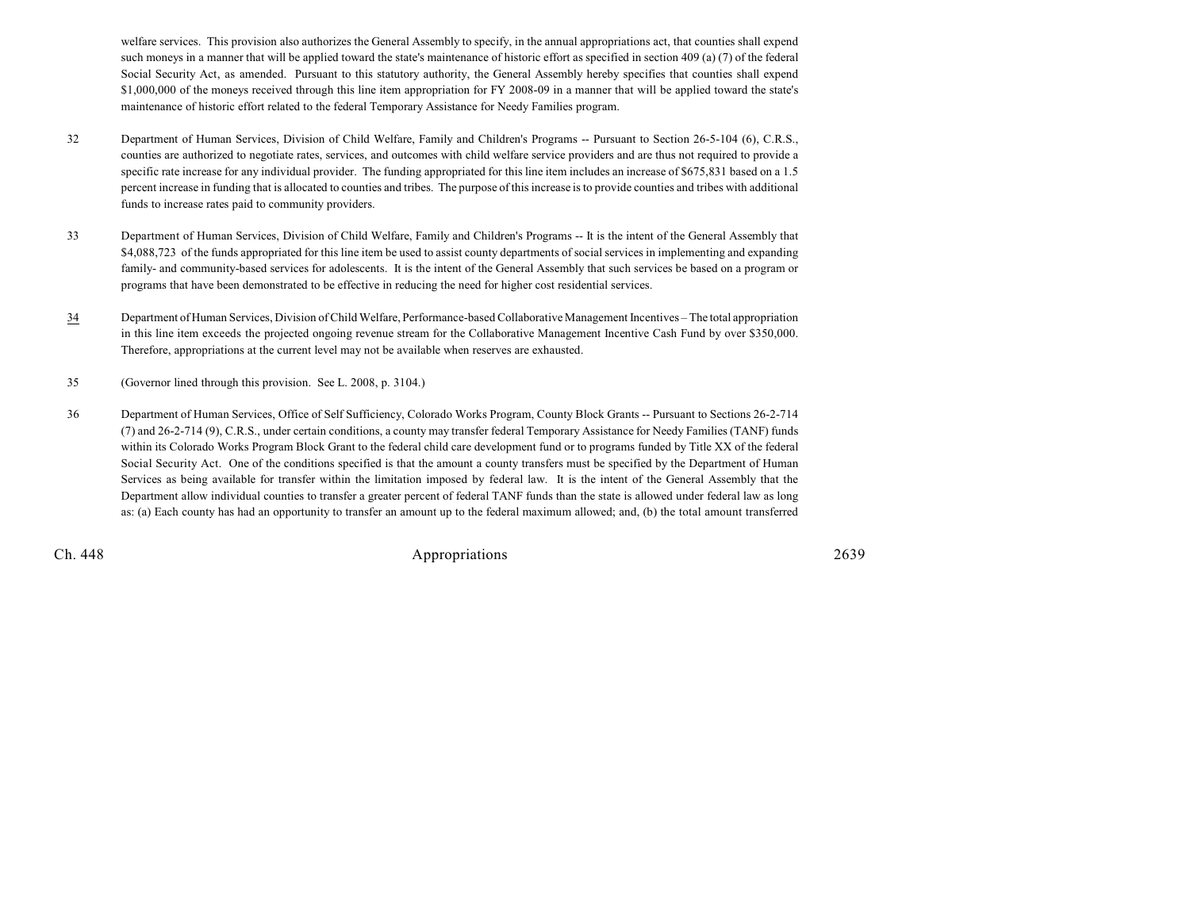welfare services. This provision also authorizes the General Assembly to specify, in the annual appropriations act, that counties shall expend such moneys in a manner that will be applied toward the state's maintenance of historic effort as specified in section 409 (a) (7) of the federal Social Security Act, as amended. Pursuant to this statutory authority, the General Assembly hereby specifies that counties shall expend $1,000,000 of the moneys received through this line item appropriation for FY 2008-09 in a manner that will be applied toward the state's maintenance of historic effort related to the federal Temporary Assistance for Needy Families program.

32 Department of Human Services, Division of Child Welfare, Family and Children's Programs -- Pursuant to Section 26-5-104 (6), C.R.S., counties are authorized to negotiate rates, services, and outcomes with child welfare service providers and are thus not required to provide a specific rate increase for any individual provider. The funding appropriated for this line item includes an increase of $675,831 based on a 1.5 percent increase in funding that is allocated to counties and tribes. The purpose of this increase is to provide counties and tribes with additional funds to increase rates paid to community providers.

33 Department of Human Services, Division of Child Welfare, Family and Children's Programs -- It is the intent of the General Assembly that $4,088,723 of the funds appropriated for this line item be used to assist county departments of social services in implementing and expanding family- and community-based services for adolescents. It is the intent of the General Assembly that such services be based on a program or programs that have been demonstrated to be effective in reducing the need for higher cost residential services.

34 Department of Human Services, Division of Child Welfare, Performance-based Collaborative Management Incentives – The total appropriation in this line item exceeds the projected ongoing revenue stream for the Collaborative Management Incentive Cash Fund by over $350,000. Therefore, appropriations at the current level may not be available when reserves are exhausted.

35 (Governor lined through this provision. See L. 2008, p. 3104.)

36 Department of Human Services, Office of Self Sufficiency, Colorado Works Program, County Block Grants -- Pursuant to Sections 26-2-714 (7) and 26-2-714 (9), C.R.S., under certain conditions, a county may transfer federal Temporary Assistance for Needy Families (TANF) funds within its Colorado Works Program Block Grant to the federal child care development fund or to programs funded by Title XX of the federal Social Security Act. One of the conditions specified is that the amount a county transfers must be specified by the Department of Human Services as being available for transfer within the limitation imposed by federal law. It is the intent of the General Assembly that the Department allow individual counties to transfer a greater percent of federal TANF funds than the state is allowed under federal law as long as: (a) Each county has had an opportunity to transfer an amount up to the federal maximum allowed; and, (b) the total amount transferred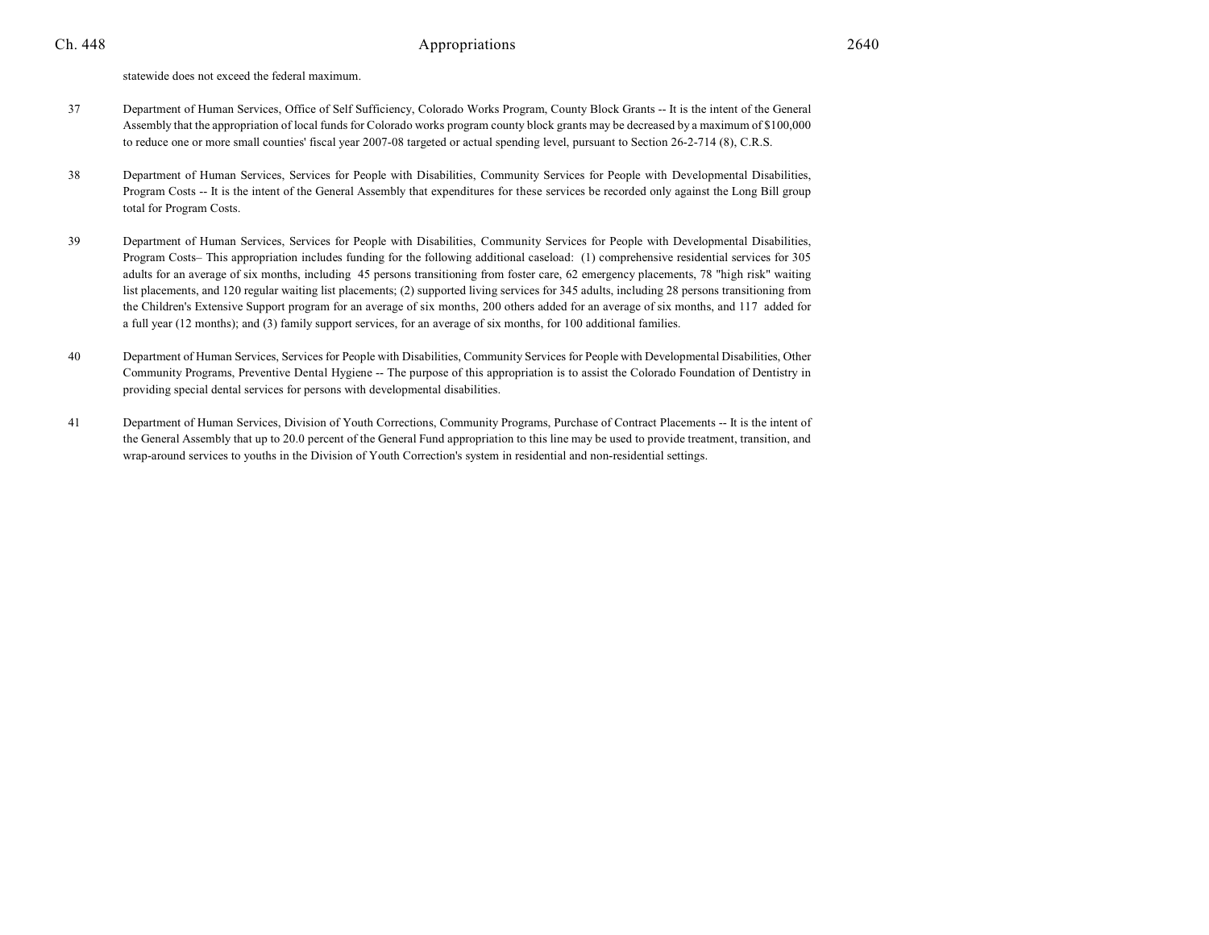statewide does not exceed the federal maximum.

37 Department of Human Services, Office of Self Sufficiency, Colorado Works Program, County Block Grants -- It is the intent of the General Assembly that the appropriation of local funds for Colorado works program county block grants may be decreased by a maximum of $100,000 to reduce one or more small counties' fiscal year 2007-08 targeted or actual spending level, pursuant to Section 26-2-714 (8), C.R.S.

38 Department of Human Services, Services for People with Disabilities, Community Services for People with Developmental Disabilities, Program Costs -- It is the intent of the General Assembly that expenditures for these services be recorded only against the Long Bill group total for Program Costs.

39 Department of Human Services, Services for People with Disabilities, Community Services for People with Developmental Disabilities, Program Costs– This appropriation includes funding for the following additional caseload: (1) comprehensive residential services for 305 adults for an average of six months, including 45 persons transitioning from foster care, 62 emergency placements, 78 "high risk" waiting list placements, and 120 regular waiting list placements; (2) supported living services for 345 adults, including 28 persons transitioning from the Children's Extensive Support program for an average of six months, 200 others added for an average of six months, and 117 added for a full year (12 months); and (3) family support services, for an average of six months, for 100 additional families.

40 Department of Human Services, Services for People with Disabilities, Community Services for People with Developmental Disabilities, Other Community Programs, Preventive Dental Hygiene -- The purpose of this appropriation is to assist the Colorado Foundation of Dentistry in providing special dental services for persons with developmental disabilities.

41 Department of Human Services, Division of Youth Corrections, Community Programs, Purchase of Contract Placements -- It is the intent of the General Assembly that up to 20.0 percent of the General Fund appropriation to this line may be used to provide treatment, transition, and wrap-around services to youths in the Division of Youth Correction's system in residential and non-residential settings.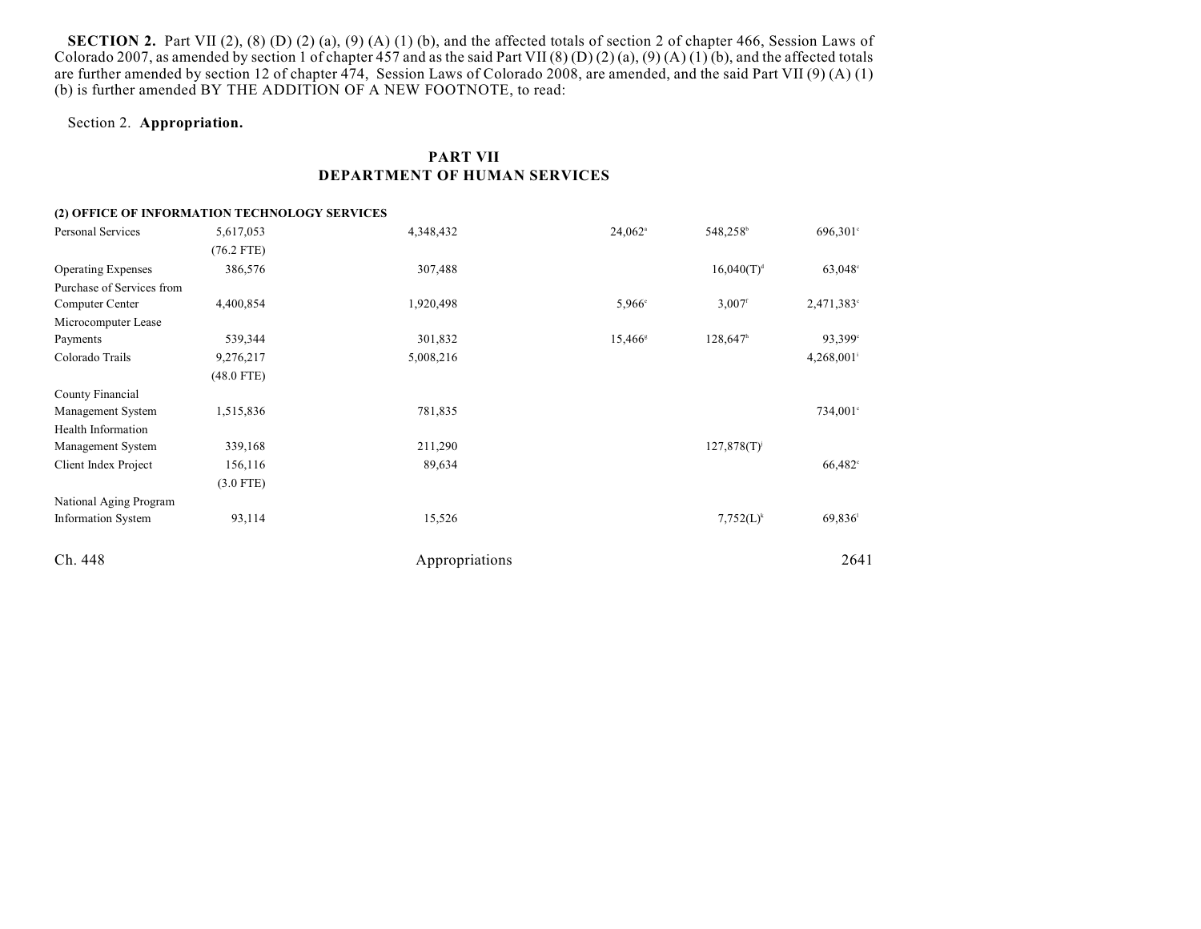**SECTION 2.** Part VII (2), (8) (D) (2) (a), (9) (A) (1) (b), and the affected totals of section 2 of chapter 466, Session Laws of Colorado 2007, as amended by section 1 of chapter 457 and as the said Part VII (8) (D) (2) (a), (9) (A) (1) (b), and the affected totals are further amended by section 12 of chapter 474, Session Laws of Colorado 2008, are amended, and the said Part VII (9) (A) (1) (b) is further amended BY THE ADDITION OF A NEW FOOTNOTE, to read:

Section 2. **Appropriation.**

## PART VII
## DEPARTMENT OF HUMAN SERVICES

**(2) OFFICE OF INFORMATION TECHNOLOGY SERVICES**

| | | | | | |
|---|---|---|---|---|---|
| Personal Services | 5,617,053 | 4,348,432 | 24,062[a] | 548,258[b] | 696,301[c] |
| | (76.2 FTE) | | | | |
| Operating Expenses | 386,576 | 307,488 | | 16,040(T)[d] | 63,048[c] |
| Purchase of Services from Computer Center | 4,400,854 | 1,920,498 | 5,966[e] | 3,007[f] | 2,471,383[c] |
| Microcomputer Lease Payments | 539,344 | 301,832 | 15,466[g] | 128,647[h] | 93,399[c] |
| Colorado Trails | 9,276,217 | 5,008,216 | | | 4,268,001[i] |
| | (48.0 FTE) | | | | |
| County Financial Management System | 1,515,836 | 781,835 | | | 734,001[c] |
| Health Information Management System | 339,168 | 211,290 | | 127,878(T)[j] | |
| Client Index Project | 156,116 | 89,634 | | | 66,482[c] |
| | (3.0 FTE) | | | | |
| National Aging Program Information System | 93,114 | 15,526 | | 7,752(L)[k] | 69,836[l] |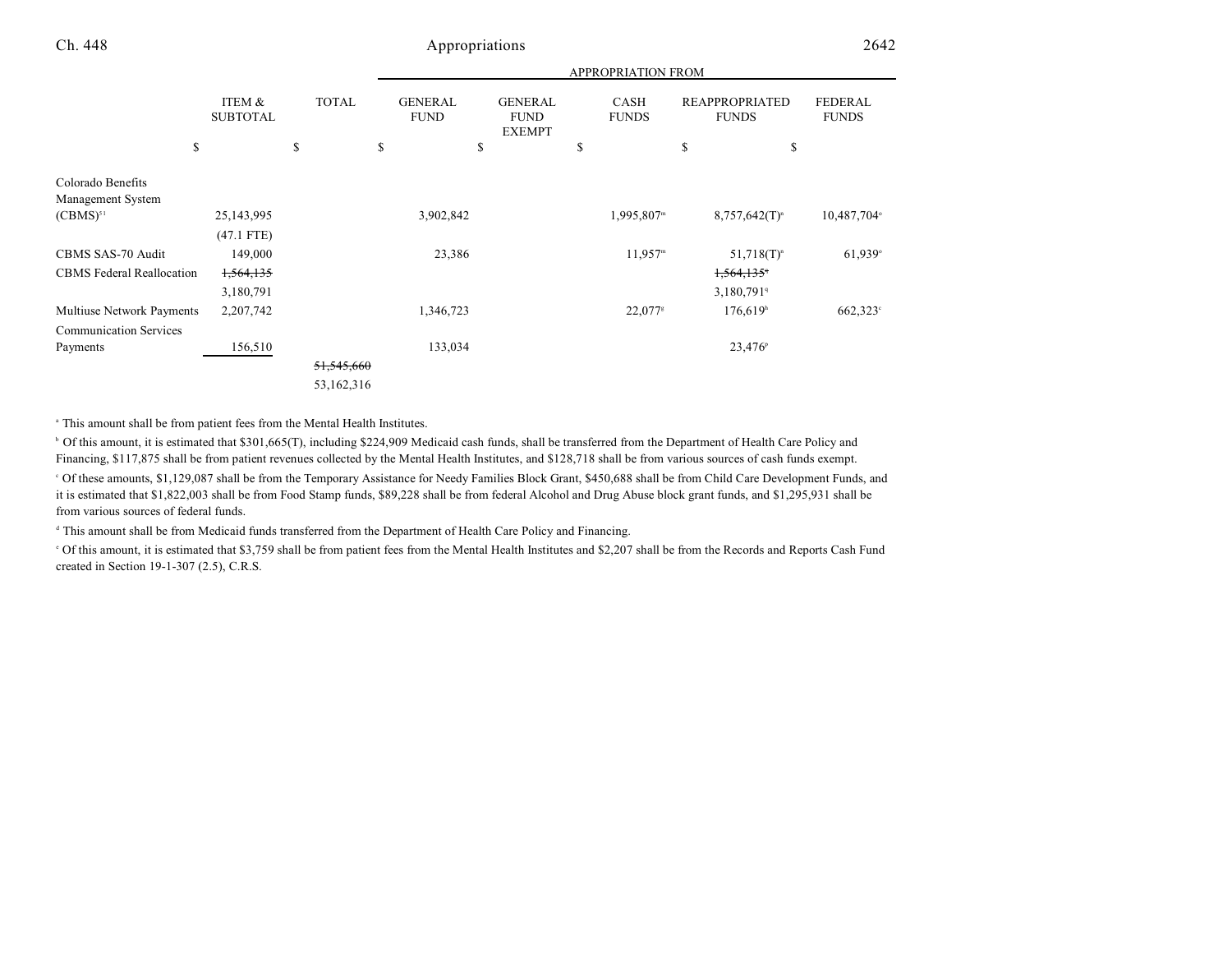| | ITEM & SUBTOTAL | TOTAL | APPROPRIATION FROM | | | | |
|---|---|---|---|---|---|---|---|
| | | | GENERAL FUND | GENERAL FUND EXEMPT | CASH FUNDS | REAPPROPRIATED FUNDS | FEDERAL FUNDS |
| | $ | $ | $ | $ | $ | $ | $ |
| Colorado Benefits Management System (CBMS)[51] | 25,143,995 | | 3,902,842 | | 1,995,807[m] | 8,757,642(T)[n] | 10,487,704[o] |
| | (47.1 FTE) | | | | | | |
| CBMS SAS-70 Audit | 149,000 | | 23,386 | | 11,957[m] | 51,718(T)[n] | 61,939[o] |
| CBMS Federal Reallocation | ~~1,564,135~~ | | | | | ~~1,564,135~~[q] | |
| | 3,180,791 | | | | | 3,180,791[q] | |
| Multiuse Network Payments | 2,207,742 | | 1,346,723 | | 22,077[g] | 176,619[h] | 662,323[c] |
| Communication Services Payments | 156,510 | | 133,034 | | | 23,476[p] | |
| | | ~~51,545,660~~ | | | | | |
| | | 53,162,316 | | | | | |

[a] This amount shall be from patient fees from the Mental Health Institutes.

[b] Of this amount, it is estimated that $301,665(T), including $224,909 Medicaid cash funds, shall be transferred from the Department of Health Care Policy and Financing, $117,875 shall be from patient revenues collected by the Mental Health Institutes, and $128,718 shall be from various sources of cash funds exempt.

[c] Of these amounts, $1,129,087 shall be from the Temporary Assistance for Needy Families Block Grant, $450,688 shall be from Child Care Development Funds, and it is estimated that $1,822,003 shall be from Food Stamp funds, $89,228 shall be from federal Alcohol and Drug Abuse block grant funds, and $1,295,931 shall be from various sources of federal funds.

[d] This amount shall be from Medicaid funds transferred from the Department of Health Care Policy and Financing.

[e] Of this amount, it is estimated that $3,759 shall be from patient fees from the Mental Health Institutes and $2,207 shall be from the Records and Reports Cash Fund created in Section 19-1-307 (2.5), C.R.S.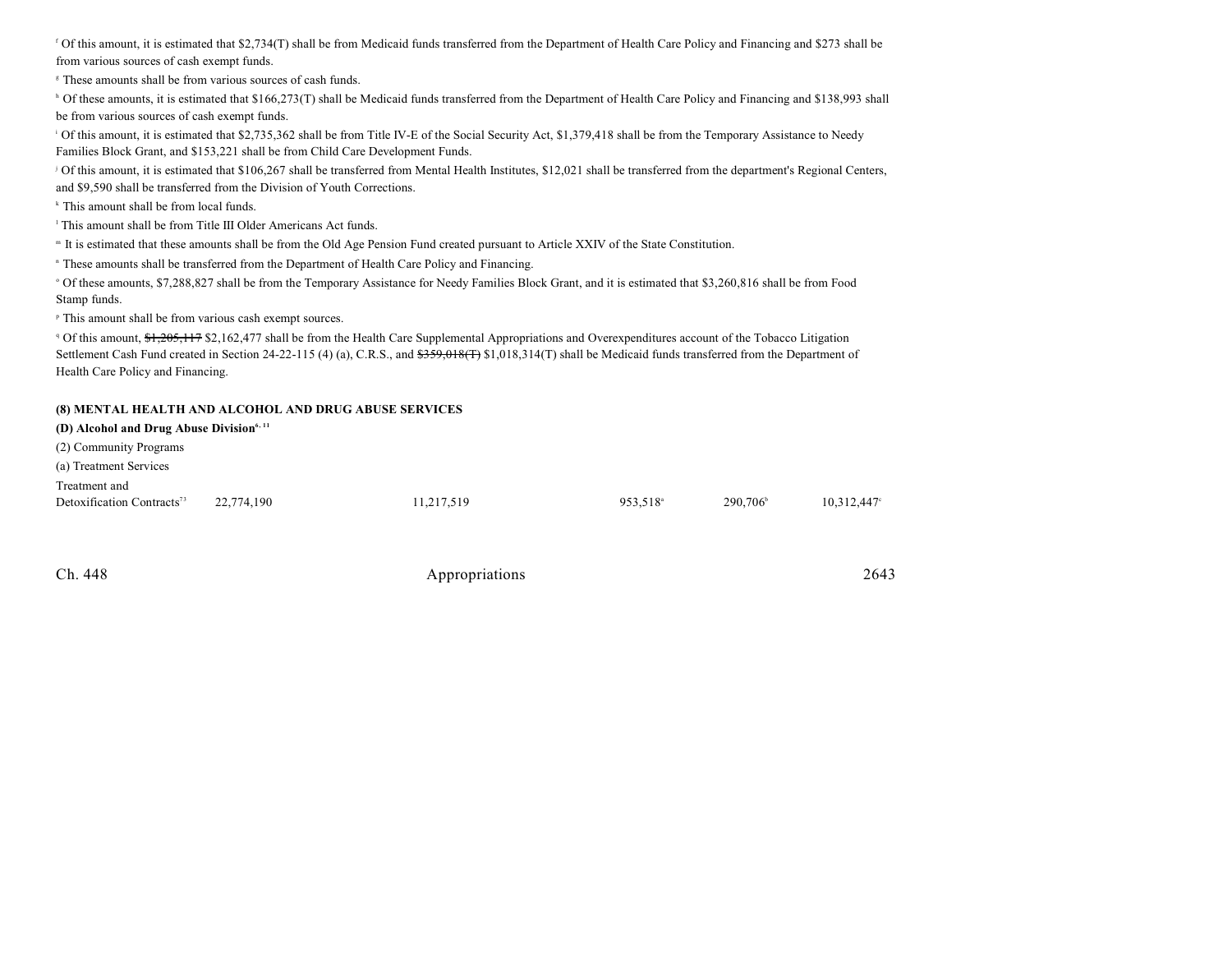[f] Of this amount, it is estimated that $2,734(T) shall be from Medicaid funds transferred from the Department of Health Care Policy and Financing and $273 shall be from various sources of cash exempt funds.

[g] These amounts shall be from various sources of cash funds.

[h] Of these amounts, it is estimated that $166,273(T) shall be Medicaid funds transferred from the Department of Health Care Policy and Financing and $138,993 shall be from various sources of cash exempt funds.

[i] Of this amount, it is estimated that $2,735,362 shall be from Title IV-E of the Social Security Act, $1,379,418 shall be from the Temporary Assistance to Needy Families Block Grant, and $153,221 shall be from Child Care Development Funds.

[j] Of this amount, it is estimated that $106,267 shall be transferred from Mental Health Institutes, $12,021 shall be transferred from the department's Regional Centers, and $9,590 shall be transferred from the Division of Youth Corrections.

[k] This amount shall be from local funds.

[l] This amount shall be from Title III Older Americans Act funds.

[m] It is estimated that these amounts shall be from the Old Age Pension Fund created pursuant to Article XXIV of the State Constitution.

[n] These amounts shall be transferred from the Department of Health Care Policy and Financing.

[o] Of these amounts, $7,288,827 shall be from the Temporary Assistance for Needy Families Block Grant, and it is estimated that $3,260,816 shall be from Food Stamp funds.

[p] This amount shall be from various cash exempt sources.

[q] Of this amount, ~~$1,205,117~~ $2,162,477 shall be from the Health Care Supplemental Appropriations and Overexpenditures account of the Tobacco Litigation Settlement Cash Fund created in Section 24-22-115 (4) (a), C.R.S., and ~~$359,018(T)~~ $1,018,314(T) shall be Medicaid funds transferred from the Department of Health Care Policy and Financing.

**(8) MENTAL HEALTH AND ALCOHOL AND DRUG ABUSE SERVICES**

**(D) Alcohol and Drug Abuse Division[6, 11]**

(2) Community Programs

(a) Treatment Services

| | | | | | | |
|---|---|---|---|---|---|---|
| Treatment and Detoxification Contracts[73] | 22,774,190 | 11,217,519 | | 953,518[a] | 290,706[b] | 10,312,447[c] |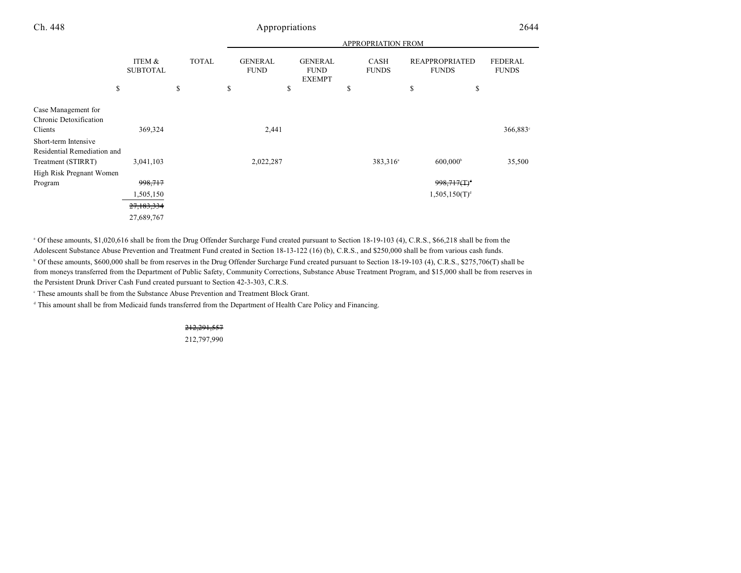| | ITEM & SUBTOTAL | TOTAL | GENERAL FUND | GENERAL FUND EXEMPT | CASH FUNDS | REAPPROPRIATED FUNDS | FEDERAL FUNDS |
|---|---|---|---|---|---|---|---|
| | | | APPROPRIATION FROM | | | | |
| | $ | $ | $ | $ | $ | $ | $ |
| Case Management for Chronic Detoxification Clients | 369,324 | | 2,441 | | | | 366,883[c] |
| Short-term Intensive Residential Remediation and Treatment (STIRRT) | 3,041,103 | | 2,022,287 | | 383,316[a] | 600,000[b] | 35,500 |
| High Risk Pregnant Women Program | ~~998,717~~ 1,505,150 | | | | | ~~998,717(T)[d]~~ 1,505,150(T)[d] | |
| | ~~27,183,334~~ 27,689,767 | | | | | | |

[a] Of these amounts, $1,020,616 shall be from the Drug Offender Surcharge Fund created pursuant to Section 18-19-103 (4), C.R.S., $66,218 shall be from the Adolescent Substance Abuse Prevention and Treatment Fund created in Section 18-13-122 (16) (b), C.R.S., and $250,000 shall be from various cash funds.

[b] Of these amounts, $600,000 shall be from reserves in the Drug Offender Surcharge Fund created pursuant to Section 18-19-103 (4), C.R.S., $275,706(T) shall be from moneys transferred from the Department of Public Safety, Community Corrections, Substance Abuse Treatment Program, and $15,000 shall be from reserves in the Persistent Drunk Driver Cash Fund created pursuant to Section 42-3-303, C.R.S.

[c] These amounts shall be from the Substance Abuse Prevention and Treatment Block Grant.

[d] This amount shall be from Medicaid funds transferred from the Department of Health Care Policy and Financing.

| | ITEM & SUBTOTAL | TOTAL |
|---|---|---|
| | | ~~212,291,557~~ 212,797,990 |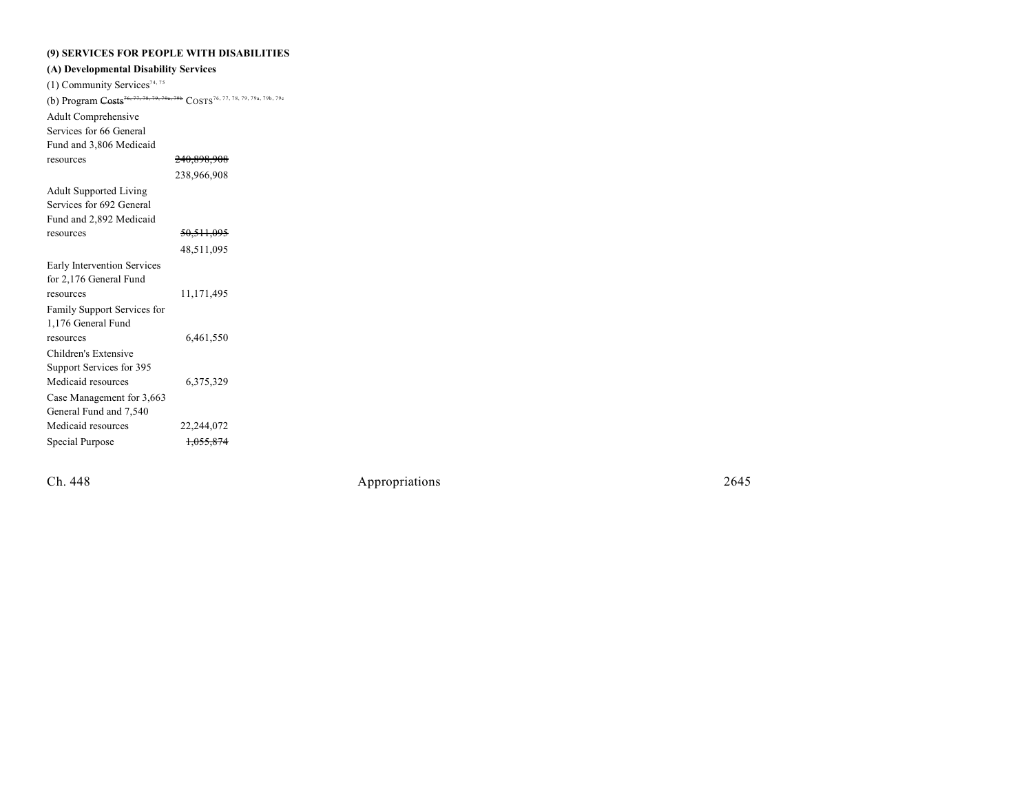**(9) SERVICES FOR PEOPLE WITH DISABILITIES**

**(A) Developmental Disability Services**

(1) Community Services[74, 75]

(b) Program ~~Costs~~[76, 77, 78, 79, 79a, 79b] COSTS[76, 77, 78, 79, 79a, 79b, 79c]

| | |
|---|---|
| Adult Comprehensive Services for 66 General Fund and 3,806 Medicaid resources | ~~240,898,908~~ |
| | 238,966,908 |
| Adult Supported Living Services for 692 General Fund and 2,892 Medicaid resources | ~~50,511,095~~ |
| | 48,511,095 |
| Early Intervention Services for 2,176 General Fund resources | 11,171,495 |
| Family Support Services for 1,176 General Fund resources | 6,461,550 |
| Children's Extensive Support Services for 395 Medicaid resources | 6,375,329 |
| Case Management for 3,663 General Fund and 7,540 Medicaid resources | 22,244,072 |
| Special Purpose | ~~1,055,874~~ |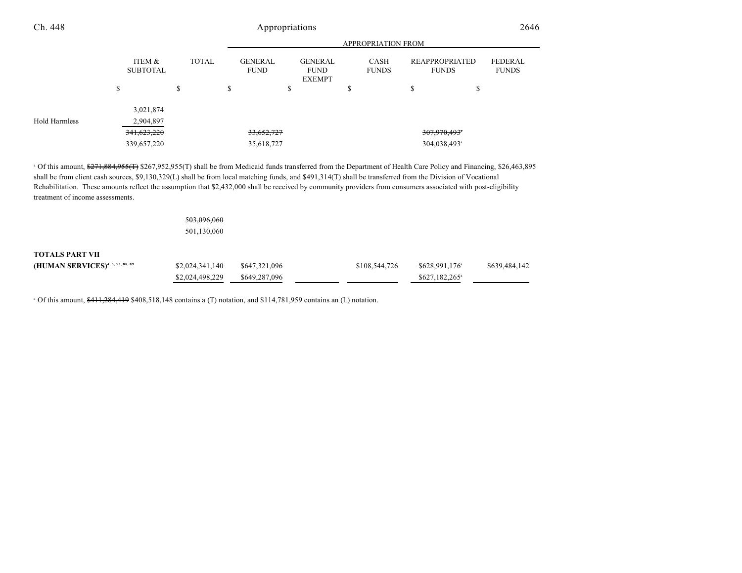| | ITEM & SUBTOTAL | TOTAL | GENERAL FUND | GENERAL FUND EXEMPT | CASH FUNDS | REAPPROPRIATED FUNDS | FEDERAL FUNDS |
|---|---|---|---|---|---|---|---|
| | | | APPROPRIATION FROM | | | | |
| | $ | $ | $ | $ | $ | $ | $ |
| | 3,021,874 | | | | | | |
| Hold Harmless | 2,904,897 | | | | | | |
| | ~~341,623,220~~ | | ~~33,652,727~~ | | | ~~307,970,493~~[a] | |
| | 339,657,220 | | 35,618,727 | | | 304,038,493[a] | |

[a] Of this amount, ~~$271,884,955(T)~~ $267,952,955(T) shall be from Medicaid funds transferred from the Department of Health Care Policy and Financing, $26,463,895 shall be from client cash sources, $9,130,329(L) shall be from local matching funds, and $491,314(T) shall be transferred from the Division of Vocational Rehabilitation. These amounts reflect the assumption that $2,432,000 shall be received by community providers from consumers associated with post-eligibility treatment of income assessments.

| | ITEM & SUBTOTAL | TOTAL | GENERAL FUND | GENERAL FUND EXEMPT | CASH FUNDS | REAPPROPRIATED FUNDS | FEDERAL FUNDS |
|---|---|---|---|---|---|---|---|
| | | ~~503,096,060~~ | | | | | |
| | | 501,130,060 | | | | | |
| **TOTALS PART VII (HUMAN SERVICES)**[4, 5, 52, 88, 89] | | ~~$2,024,341,140~~ | ~~$647,321,096~~ | | $108,544,726 | ~~$628,991,176~~[a] | $639,484,142 |
| | | $2,024,498,229 | $649,287,096 | | | $627,182,265[a] | |

[a] Of this amount, ~~$411,284,419~~ $408,518,148 contains a (T) notation, and $114,781,959 contains an (L) notation.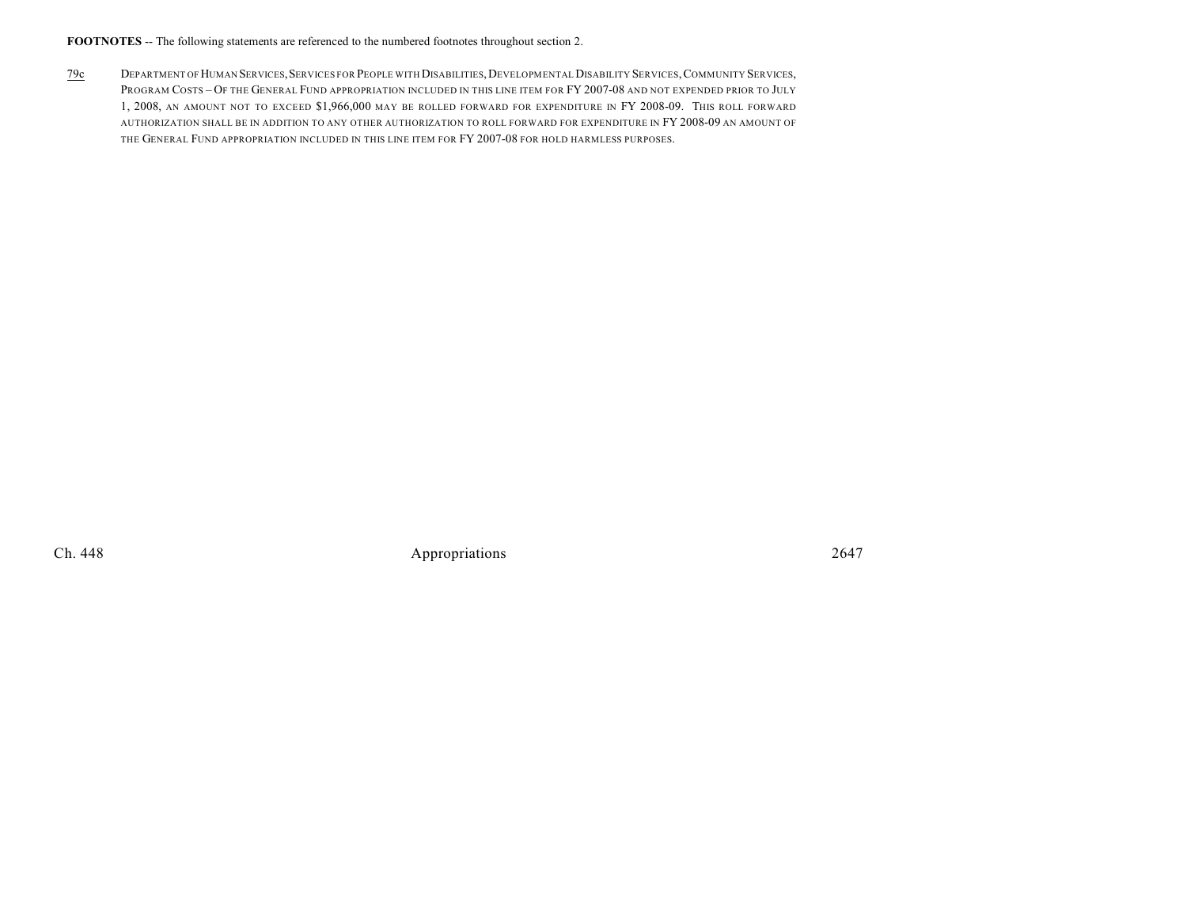**FOOTNOTES** -- The following statements are referenced to the numbered footnotes throughout section 2.

79c DEPARTMENT OF HUMAN SERVICES, SERVICES FOR PEOPLE WITH DISABILITIES, DEVELOPMENTAL DISABILITY SERVICES, COMMUNITY SERVICES, PROGRAM COSTS – OF THE GENERAL FUND APPROPRIATION INCLUDED IN THIS LINE ITEM FOR FY 2007-08 AND NOT EXPENDED PRIOR TO JULY 1, 2008, AN AMOUNT NOT TO EXCEED $1,966,000 MAY BE ROLLED FORWARD FOR EXPENDITURE IN FY 2008-09. THIS ROLL FORWARD AUTHORIZATION SHALL BE IN ADDITION TO ANY OTHER AUTHORIZATION TO ROLL FORWARD FOR EXPENDITURE IN FY 2008-09 AN AMOUNT OF THE GENERAL FUND APPROPRIATION INCLUDED IN THIS LINE ITEM FOR FY 2007-08 FOR HOLD HARMLESS PURPOSES.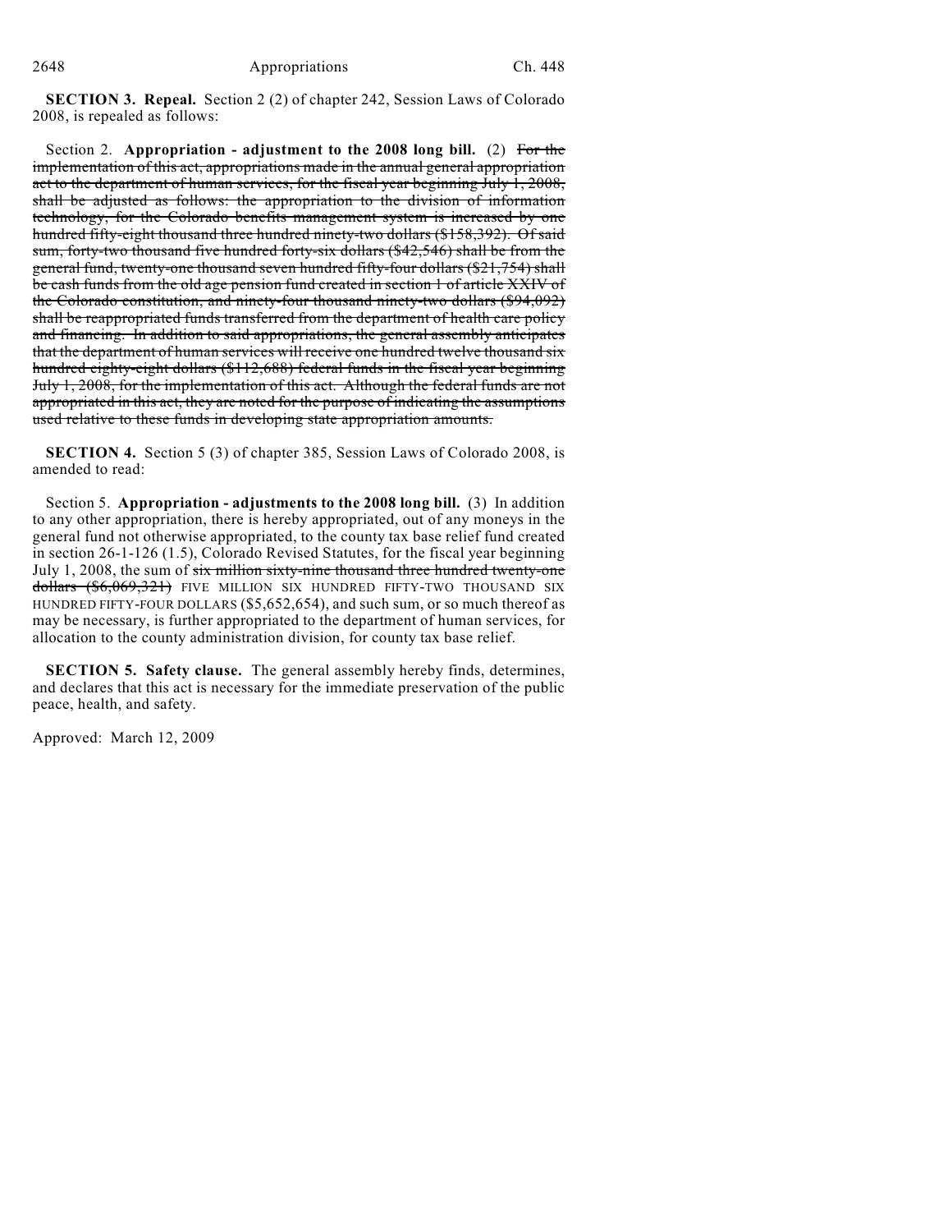**SECTION 3. Repeal.** Section 2 (2) of chapter 242, Session Laws of Colorado 2008, is repealed as follows:

Section 2. **Appropriation - adjustment to the 2008 long bill.** (2) ~~For the implementation of this act, appropriations made in the annual general appropriation act to the department of human services, for the fiscal year beginning July 1, 2008, shall be adjusted as follows: the appropriation to the division of information technology, for the Colorado benefits management system is increased by one hundred fifty-eight thousand three hundred ninety-two dollars ($158,392). Of said sum, forty-two thousand five hundred forty-six dollars ($42,546) shall be from the general fund, twenty-one thousand seven hundred fifty-four dollars ($21,754) shall be cash funds from the old age pension fund created in section 1 of article XXIV of the Colorado constitution, and ninety-four thousand ninety-two dollars ($94,092) shall be reappropriated funds transferred from the department of health care policy and financing. In addition to said appropriations, the general assembly anticipates that the department of human services will receive one hundred twelve thousand six hundred eighty-eight dollars ($112,688) federal funds in the fiscal year beginning July 1, 2008, for the implementation of this act. Although the federal funds are not appropriated in this act, they are noted for the purpose of indicating the assumptions used relative to these funds in developing state appropriation amounts.~~

**SECTION 4.** Section 5 (3) of chapter 385, Session Laws of Colorado 2008, is amended to read:

Section 5. **Appropriation - adjustments to the 2008 long bill.** (3) In addition to any other appropriation, there is hereby appropriated, out of any moneys in the general fund not otherwise appropriated, to the county tax base relief fund created in section 26-1-126 (1.5), Colorado Revised Statutes, for the fiscal year beginning July 1, 2008, the sum of ~~six million sixty-nine thousand three hundred twenty-one dollars ($6,069,321)~~ FIVE MILLION SIX HUNDRED FIFTY-TWO THOUSAND SIX HUNDRED FIFTY-FOUR DOLLARS ($5,652,654), and such sum, or so much thereof as may be necessary, is further appropriated to the department of human services, for allocation to the county administration division, for county tax base relief.

**SECTION 5. Safety clause.** The general assembly hereby finds, determines, and declares that this act is necessary for the immediate preservation of the public peace, health, and safety.

Approved: March 12, 2009